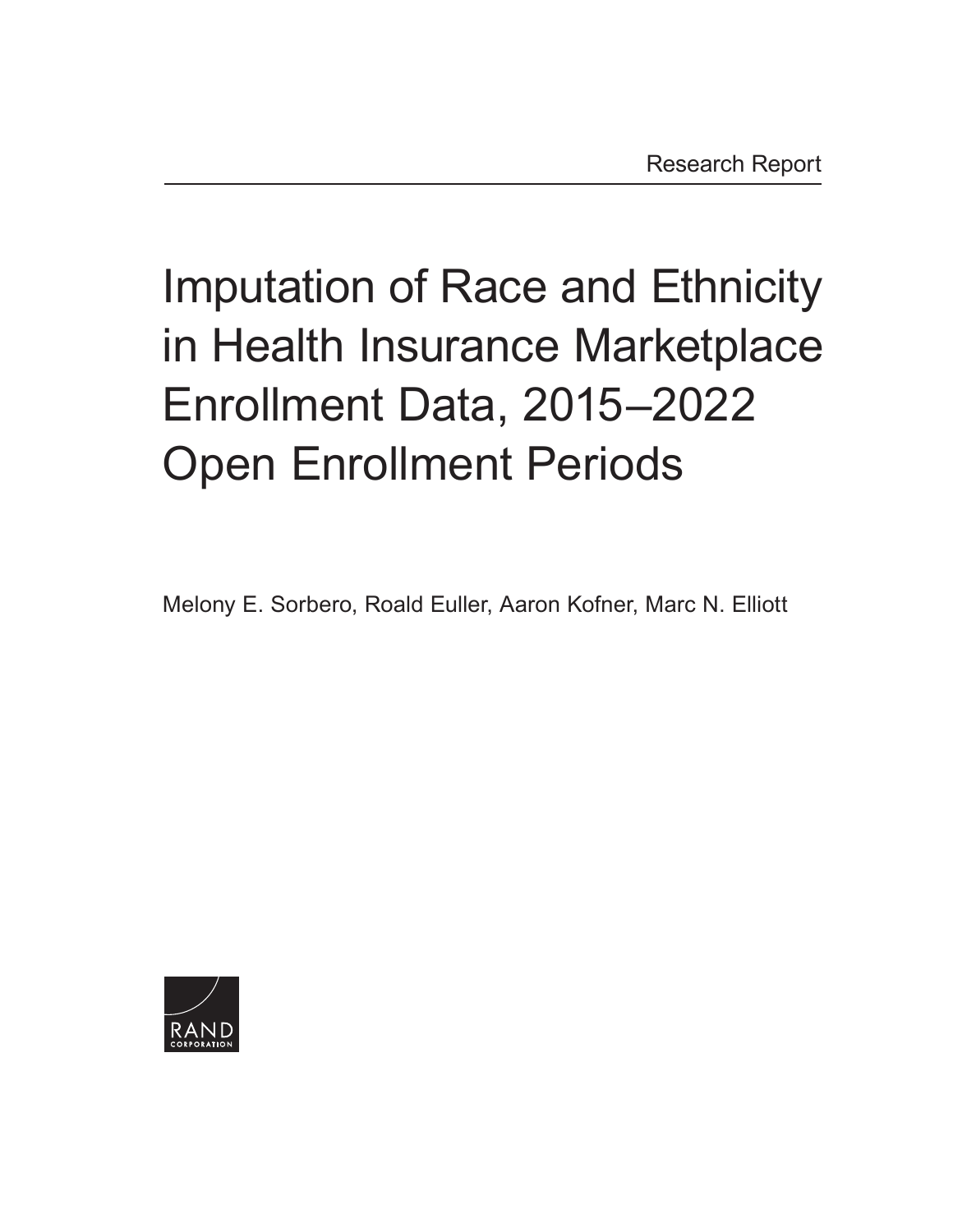Research Report

# Imputation of Race and Ethnicity in Health Insurance Marketplace Enrollment Data, 2015–2022 Open Enrollment Periods

Melony E. Sorbero, Roald Euller, Aaron Kofner, Marc N. Elliott

RAND CORPORATION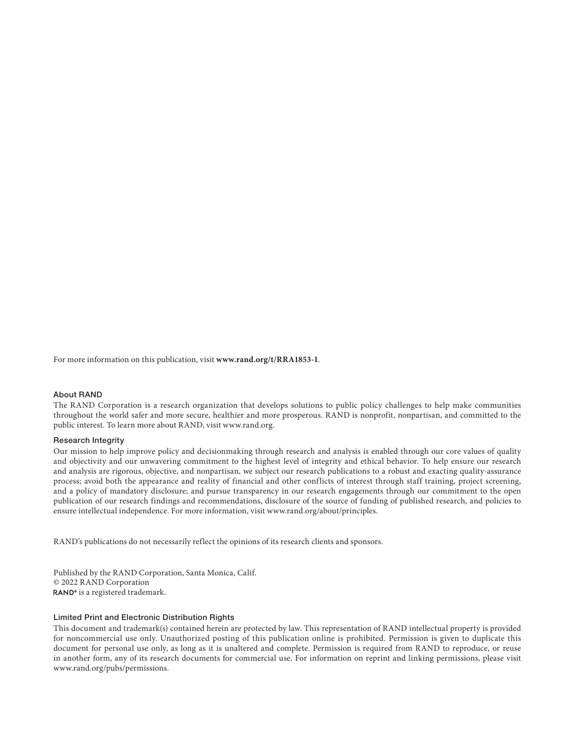For more information on this publication, visit **www.rand.org/t/RRA1853-1**.

### About RAND

The RAND Corporation is a research organization that develops solutions to public policy challenges to help make communities throughout the world safer and more secure, healthier and more prosperous. RAND is nonprofit, nonpartisan, and committed to the public interest. To learn more about RAND, visit www.rand.org.

### Research Integrity

Our mission to help improve policy and decisionmaking through research and analysis is enabled through our core values of quality and objectivity and our unwavering commitment to the highest level of integrity and ethical behavior. To help ensure our research and analysis are rigorous, objective, and nonpartisan, we subject our research publications to a robust and exacting quality-assurance process; avoid both the appearance and reality of financial and other conflicts of interest through staff training, project screening, and a policy of mandatory disclosure; and pursue transparency in our research engagements through our commitment to the open publication of our research findings and recommendations, disclosure of the source of funding of published research, and policies to ensure intellectual independence. For more information, visit www.rand.org/about/principles.

RAND's publications do not necessarily reflect the opinions of its research clients and sponsors.

Published by the RAND Corporation, Santa Monica, Calif.
© 2022 RAND Corporation
RAND® is a registered trademark.

### Limited Print and Electronic Distribution Rights

This document and trademark(s) contained herein are protected by law. This representation of RAND intellectual property is provided for noncommercial use only. Unauthorized posting of this publication online is prohibited. Permission is given to duplicate this document for personal use only, as long as it is unaltered and complete. Permission is required from RAND to reproduce, or reuse in another form, any of its research documents for commercial use. For information on reprint and linking permissions, please visit www.rand.org/pubs/permissions.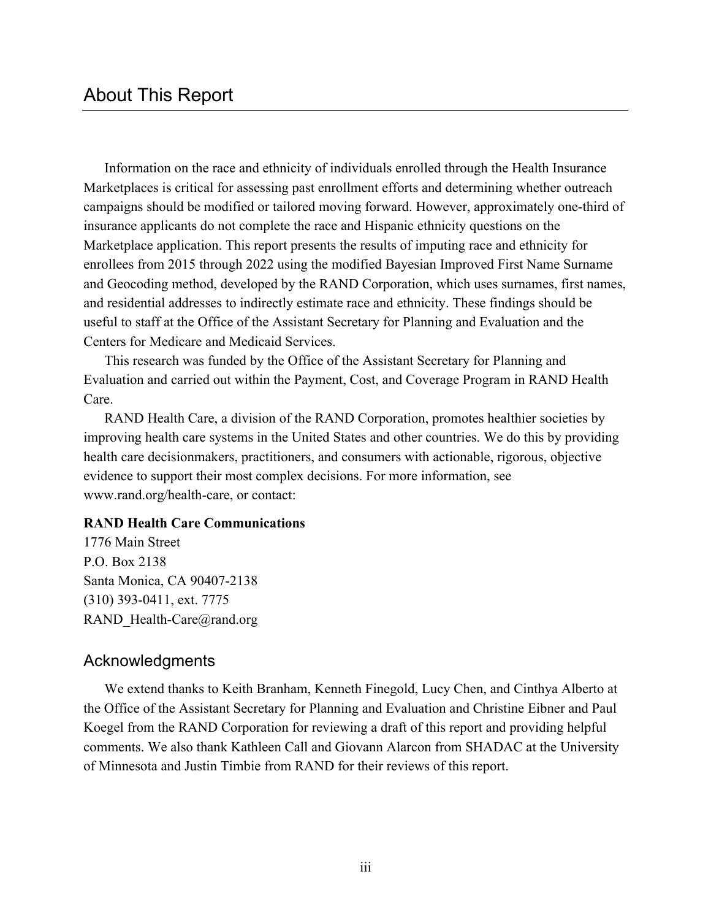# About This Report

Information on the race and ethnicity of individuals enrolled through the Health Insurance Marketplaces is critical for assessing past enrollment efforts and determining whether outreach campaigns should be modified or tailored moving forward. However, approximately one-third of insurance applicants do not complete the race and Hispanic ethnicity questions on the Marketplace application. This report presents the results of imputing race and ethnicity for enrollees from 2015 through 2022 using the modified Bayesian Improved First Name Surname and Geocoding method, developed by the RAND Corporation, which uses surnames, first names, and residential addresses to indirectly estimate race and ethnicity. These findings should be useful to staff at the Office of the Assistant Secretary for Planning and Evaluation and the Centers for Medicare and Medicaid Services.

This research was funded by the Office of the Assistant Secretary for Planning and Evaluation and carried out within the Payment, Cost, and Coverage Program in RAND Health Care.

RAND Health Care, a division of the RAND Corporation, promotes healthier societies by improving health care systems in the United States and other countries. We do this by providing health care decisionmakers, practitioners, and consumers with actionable, rigorous, objective evidence to support their most complex decisions. For more information, see www.rand.org/health-care, or contact:

**RAND Health Care Communications**
1776 Main Street
P.O. Box 2138
Santa Monica, CA 90407-2138
(310) 393-0411, ext. 7775
RAND_Health-Care@rand.org

## Acknowledgments

We extend thanks to Keith Branham, Kenneth Finegold, Lucy Chen, and Cinthya Alberto at the Office of the Assistant Secretary for Planning and Evaluation and Christine Eibner and Paul Koegel from the RAND Corporation for reviewing a draft of this report and providing helpful comments. We also thank Kathleen Call and Giovann Alarcon from SHADAC at the University of Minnesota and Justin Timbie from RAND for their reviews of this report.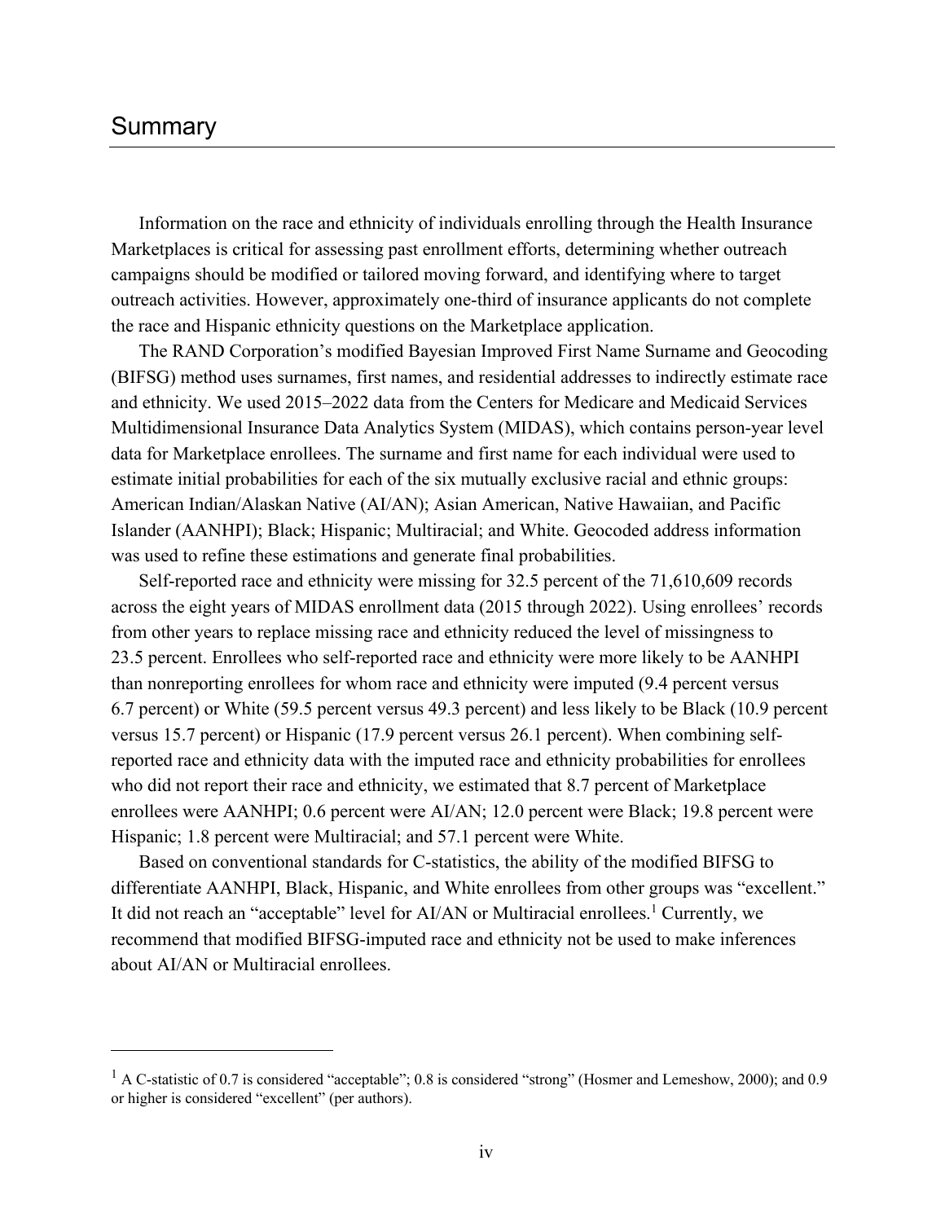# Summary

Information on the race and ethnicity of individuals enrolling through the Health Insurance Marketplaces is critical for assessing past enrollment efforts, determining whether outreach campaigns should be modified or tailored moving forward, and identifying where to target outreach activities. However, approximately one-third of insurance applicants do not complete the race and Hispanic ethnicity questions on the Marketplace application.

The RAND Corporation's modified Bayesian Improved First Name Surname and Geocoding (BIFSG) method uses surnames, first names, and residential addresses to indirectly estimate race and ethnicity. We used 2015–2022 data from the Centers for Medicare and Medicaid Services Multidimensional Insurance Data Analytics System (MIDAS), which contains person-year level data for Marketplace enrollees. The surname and first name for each individual were used to estimate initial probabilities for each of the six mutually exclusive racial and ethnic groups: American Indian/Alaskan Native (AI/AN); Asian American, Native Hawaiian, and Pacific Islander (AANHPI); Black; Hispanic; Multiracial; and White. Geocoded address information was used to refine these estimations and generate final probabilities.

Self-reported race and ethnicity were missing for 32.5 percent of the 71,610,609 records across the eight years of MIDAS enrollment data (2015 through 2022). Using enrollees' records from other years to replace missing race and ethnicity reduced the level of missingness to 23.5 percent. Enrollees who self-reported race and ethnicity were more likely to be AANHPI than nonreporting enrollees for whom race and ethnicity were imputed (9.4 percent versus 6.7 percent) or White (59.5 percent versus 49.3 percent) and less likely to be Black (10.9 percent versus 15.7 percent) or Hispanic (17.9 percent versus 26.1 percent). When combining self-reported race and ethnicity data with the imputed race and ethnicity probabilities for enrollees who did not report their race and ethnicity, we estimated that 8.7 percent of Marketplace enrollees were AANHPI; 0.6 percent were AI/AN; 12.0 percent were Black; 19.8 percent were Hispanic; 1.8 percent were Multiracial; and 57.1 percent were White.

Based on conventional standards for C-statistics, the ability of the modified BIFSG to differentiate AANHPI, Black, Hispanic, and White enrollees from other groups was "excellent." It did not reach an "acceptable" level for AI/AN or Multiracial enrollees.[1] Currently, we recommend that modified BIFSG-imputed race and ethnicity not be used to make inferences about AI/AN or Multiracial enrollees.

---

[1] A C-statistic of 0.7 is considered "acceptable"; 0.8 is considered "strong" (Hosmer and Lemeshow, 2000); and 0.9 or higher is considered "excellent" (per authors).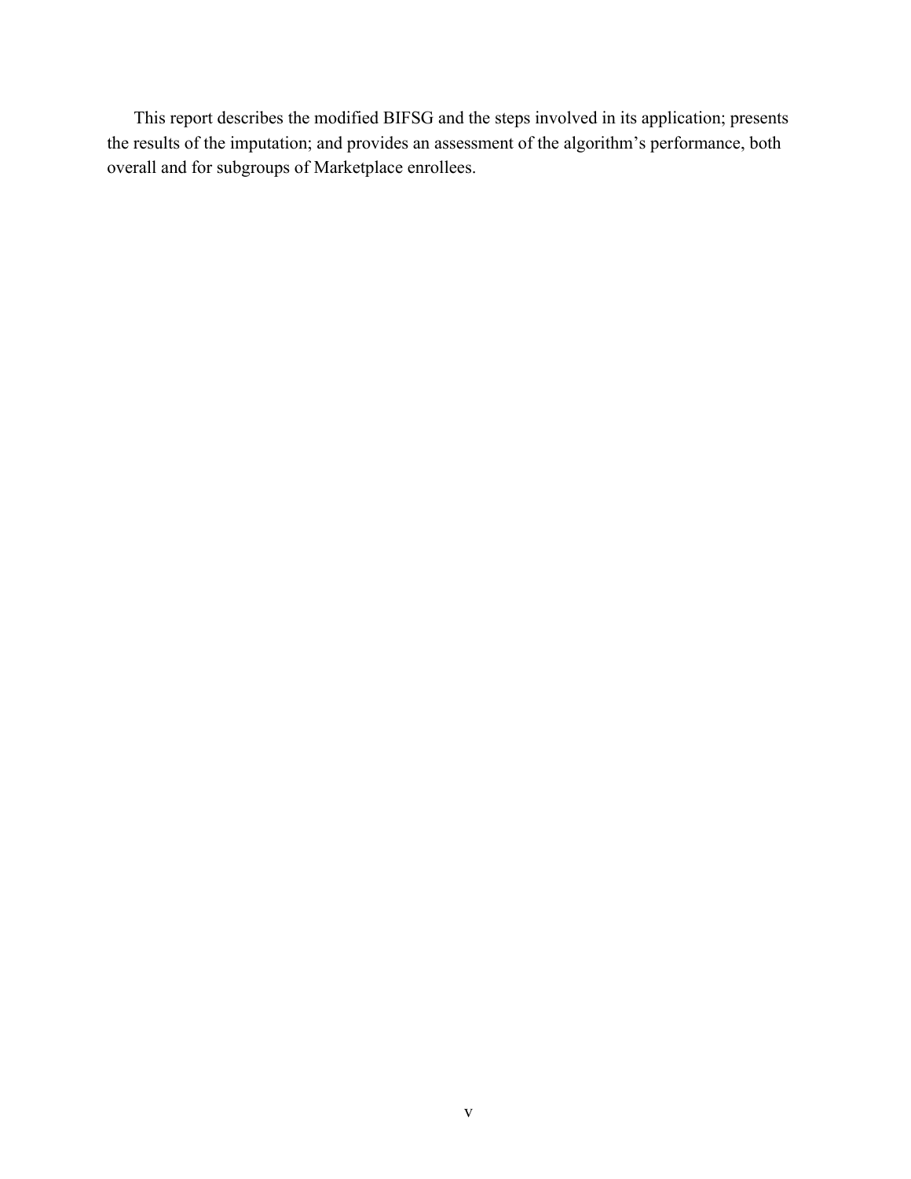This report describes the modified BIFSG and the steps involved in its application; presents the results of the imputation; and provides an assessment of the algorithm's performance, both overall and for subgroups of Marketplace enrollees.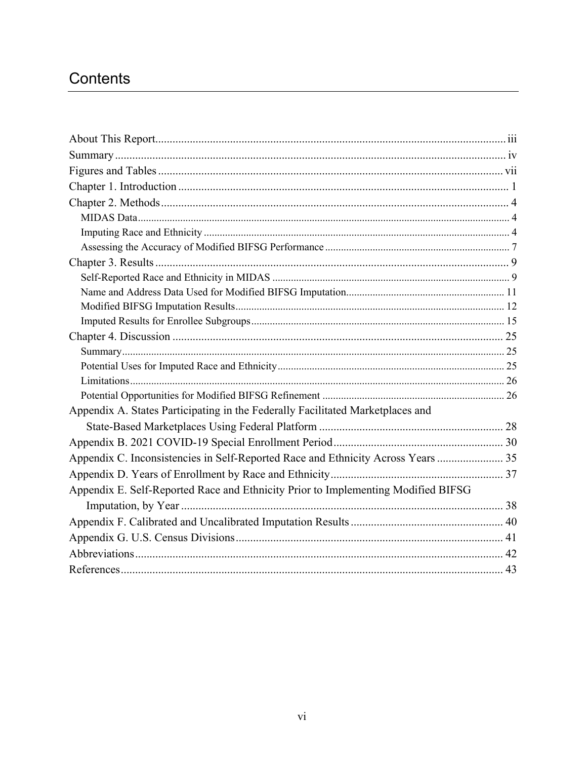# Contents

About This Report ... iii
Summary ... iv
Figures and Tables ... vii
Chapter 1. Introduction ... 1
Chapter 2. Methods ... 4
- MIDAS Data ... 4
- Imputing Race and Ethnicity ... 4
- Assessing the Accuracy of Modified BIFSG Performance ... 7

Chapter 3. Results ... 9
- Self-Reported Race and Ethnicity in MIDAS ... 9
- Name and Address Data Used for Modified BIFSG Imputation ... 11
- Modified BIFSG Imputation Results ... 12
- Imputed Results for Enrollee Subgroups ... 15

Chapter 4. Discussion ... 25
- Summary ... 25
- Potential Uses for Imputed Race and Ethnicity ... 25
- Limitations ... 26
- Potential Opportunities for Modified BIFSG Refinement ... 26

Appendix A. States Participating in the Federally Facilitated Marketplaces and State-Based Marketplaces Using Federal Platform ... 28
Appendix B. 2021 COVID-19 Special Enrollment Period ... 30
Appendix C. Inconsistencies in Self-Reported Race and Ethnicity Across Years ... 35
Appendix D. Years of Enrollment by Race and Ethnicity ... 37
Appendix E. Self-Reported Race and Ethnicity Prior to Implementing Modified BIFSG Imputation, by Year ... 38
Appendix F. Calibrated and Uncalibrated Imputation Results ... 40
Appendix G. U.S. Census Divisions ... 41
Abbreviations ... 42
References ... 43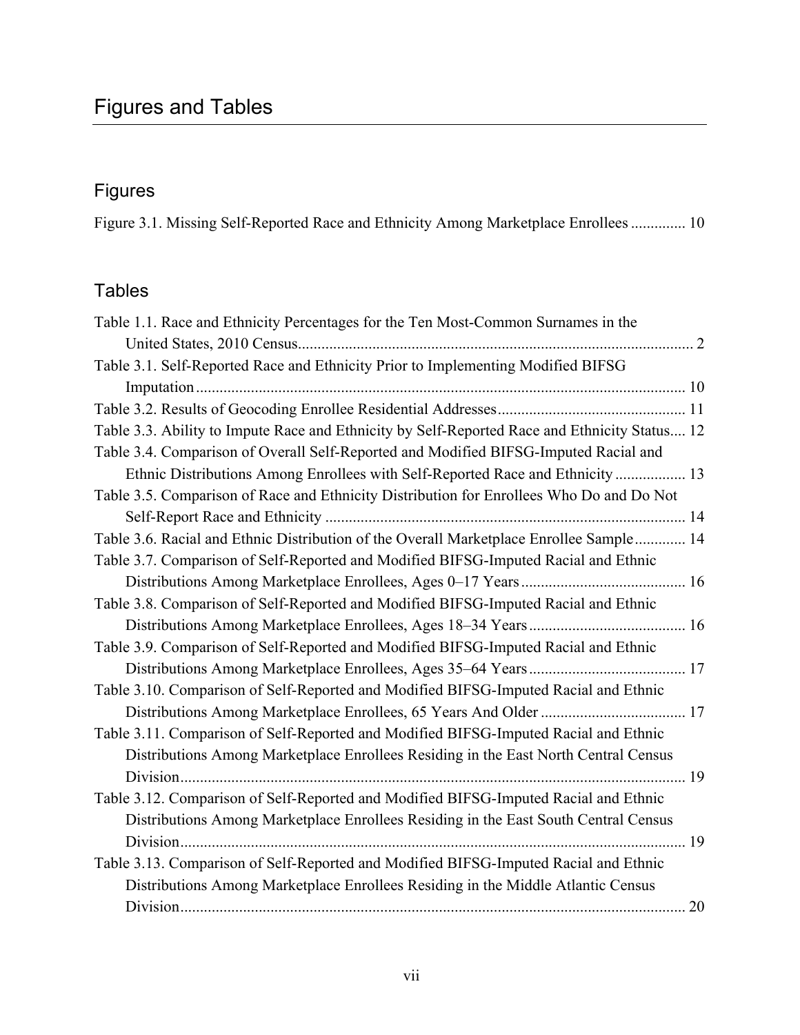# Figures and Tables

## Figures

Figure 3.1. Missing Self-Reported Race and Ethnicity Among Marketplace Enrollees ............. 10

## Tables

Table 1.1. Race and Ethnicity Percentages for the Ten Most-Common Surnames in the United States, 2010 Census ..................................................................................................... 2

Table 3.1. Self-Reported Race and Ethnicity Prior to Implementing Modified BIFSG Imputation ............................................................................................................................ 10

Table 3.2. Results of Geocoding Enrollee Residential Addresses ................................................ 11

Table 3.3. Ability to Impute Race and Ethnicity by Self-Reported Race and Ethnicity Status.... 12

Table 3.4. Comparison of Overall Self-Reported and Modified BIFSG-Imputed Racial and Ethnic Distributions Among Enrollees with Self-Reported Race and Ethnicity .................. 13

Table 3.5. Comparison of Race and Ethnicity Distribution for Enrollees Who Do and Do Not Self-Report Race and Ethnicity ............................................................................................ 14

Table 3.6. Racial and Ethnic Distribution of the Overall Marketplace Enrollee Sample ............. 14

Table 3.7. Comparison of Self-Reported and Modified BIFSG-Imputed Racial and Ethnic Distributions Among Marketplace Enrollees, Ages 0–17 Years .......................................... 16

Table 3.8. Comparison of Self-Reported and Modified BIFSG-Imputed Racial and Ethnic Distributions Among Marketplace Enrollees, Ages 18–34 Years ........................................ 16

Table 3.9. Comparison of Self-Reported and Modified BIFSG-Imputed Racial and Ethnic Distributions Among Marketplace Enrollees, Ages 35–64 Years ........................................ 17

Table 3.10. Comparison of Self-Reported and Modified BIFSG-Imputed Racial and Ethnic Distributions Among Marketplace Enrollees, 65 Years And Older ..................................... 17

Table 3.11. Comparison of Self-Reported and Modified BIFSG-Imputed Racial and Ethnic Distributions Among Marketplace Enrollees Residing in the East North Central Census Division ................................................................................................................................ 19

Table 3.12. Comparison of Self-Reported and Modified BIFSG-Imputed Racial and Ethnic Distributions Among Marketplace Enrollees Residing in the East South Central Census Division ................................................................................................................................ 19

Table 3.13. Comparison of Self-Reported and Modified BIFSG-Imputed Racial and Ethnic Distributions Among Marketplace Enrollees Residing in the Middle Atlantic Census Division ................................................................................................................................ 20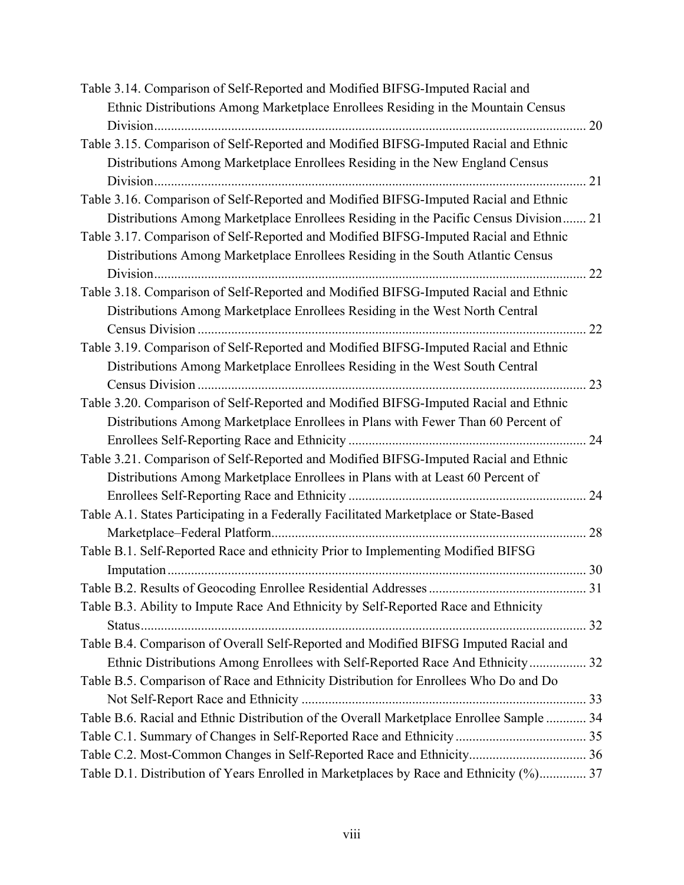Table 3.14. Comparison of Self-Reported and Modified BIFSG-Imputed Racial and Ethnic Distributions Among Marketplace Enrollees Residing in the Mountain Census Division ................................................................................................................ 20

Table 3.15. Comparison of Self-Reported and Modified BIFSG-Imputed Racial and Ethnic Distributions Among Marketplace Enrollees Residing in the New England Census Division ................................................................................................................ 21

Table 3.16. Comparison of Self-Reported and Modified BIFSG-Imputed Racial and Ethnic Distributions Among Marketplace Enrollees Residing in the Pacific Census Division ....... 21

Table 3.17. Comparison of Self-Reported and Modified BIFSG-Imputed Racial and Ethnic Distributions Among Marketplace Enrollees Residing in the South Atlantic Census Division ................................................................................................................ 22

Table 3.18. Comparison of Self-Reported and Modified BIFSG-Imputed Racial and Ethnic Distributions Among Marketplace Enrollees Residing in the West North Central Census Division ................................................................................................................ 22

Table 3.19. Comparison of Self-Reported and Modified BIFSG-Imputed Racial and Ethnic Distributions Among Marketplace Enrollees Residing in the West South Central Census Division ................................................................................................................ 23

Table 3.20. Comparison of Self-Reported and Modified BIFSG-Imputed Racial and Ethnic Distributions Among Marketplace Enrollees in Plans with Fewer Than 60 Percent of Enrollees Self-Reporting Race and Ethnicity ...................................................................... 24

Table 3.21. Comparison of Self-Reported and Modified BIFSG-Imputed Racial and Ethnic Distributions Among Marketplace Enrollees in Plans with at Least 60 Percent of Enrollees Self-Reporting Race and Ethnicity ...................................................................... 24

Table A.1. States Participating in a Federally Facilitated Marketplace or State-Based Marketplace–Federal Platform ............................................................................................. 28

Table B.1. Self-Reported Race and ethnicity Prior to Implementing Modified BIFSG Imputation ........................................................................................................................... 30

Table B.2. Results of Geocoding Enrollee Residential Addresses .............................................. 31

Table B.3. Ability to Impute Race And Ethnicity by Self-Reported Race and Ethnicity Status .................................................................................................................................... 32

Table B.4. Comparison of Overall Self-Reported and Modified BIFSG Imputed Racial and Ethnic Distributions Among Enrollees with Self-Reported Race And Ethnicity ................. 32

Table B.5. Comparison of Race and Ethnicity Distribution for Enrollees Who Do and Do Not Self-Report Race and Ethnicity ..................................................................................... 33

Table B.6. Racial and Ethnic Distribution of the Overall Marketplace Enrollee Sample ............ 34

Table C.1. Summary of Changes in Self-Reported Race and Ethnicity ....................................... 35

Table C.2. Most-Common Changes in Self-Reported Race and Ethnicity ................................... 36

Table D.1. Distribution of Years Enrolled in Marketplaces by Race and Ethnicity (%) .............. 37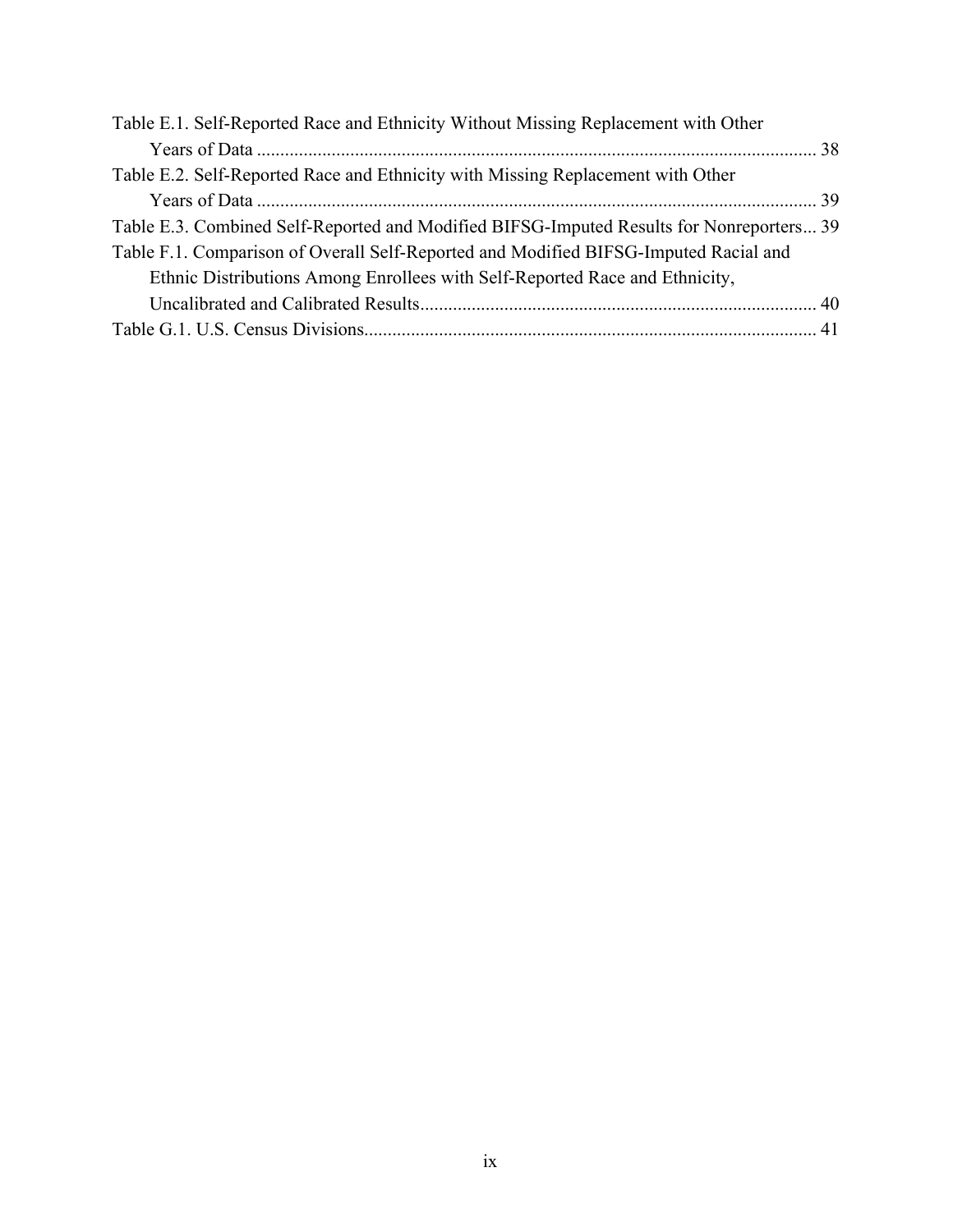Table E.1. Self-Reported Race and Ethnicity Without Missing Replacement with Other Years of Data ........ 38

Table E.2. Self-Reported Race and Ethnicity with Missing Replacement with Other Years of Data ........ 39

Table E.3. Combined Self-Reported and Modified BIFSG-Imputed Results for Nonreporters... 39

Table F.1. Comparison of Overall Self-Reported and Modified BIFSG-Imputed Racial and Ethnic Distributions Among Enrollees with Self-Reported Race and Ethnicity, Uncalibrated and Calibrated Results........ 40

Table G.1. U.S. Census Divisions........ 41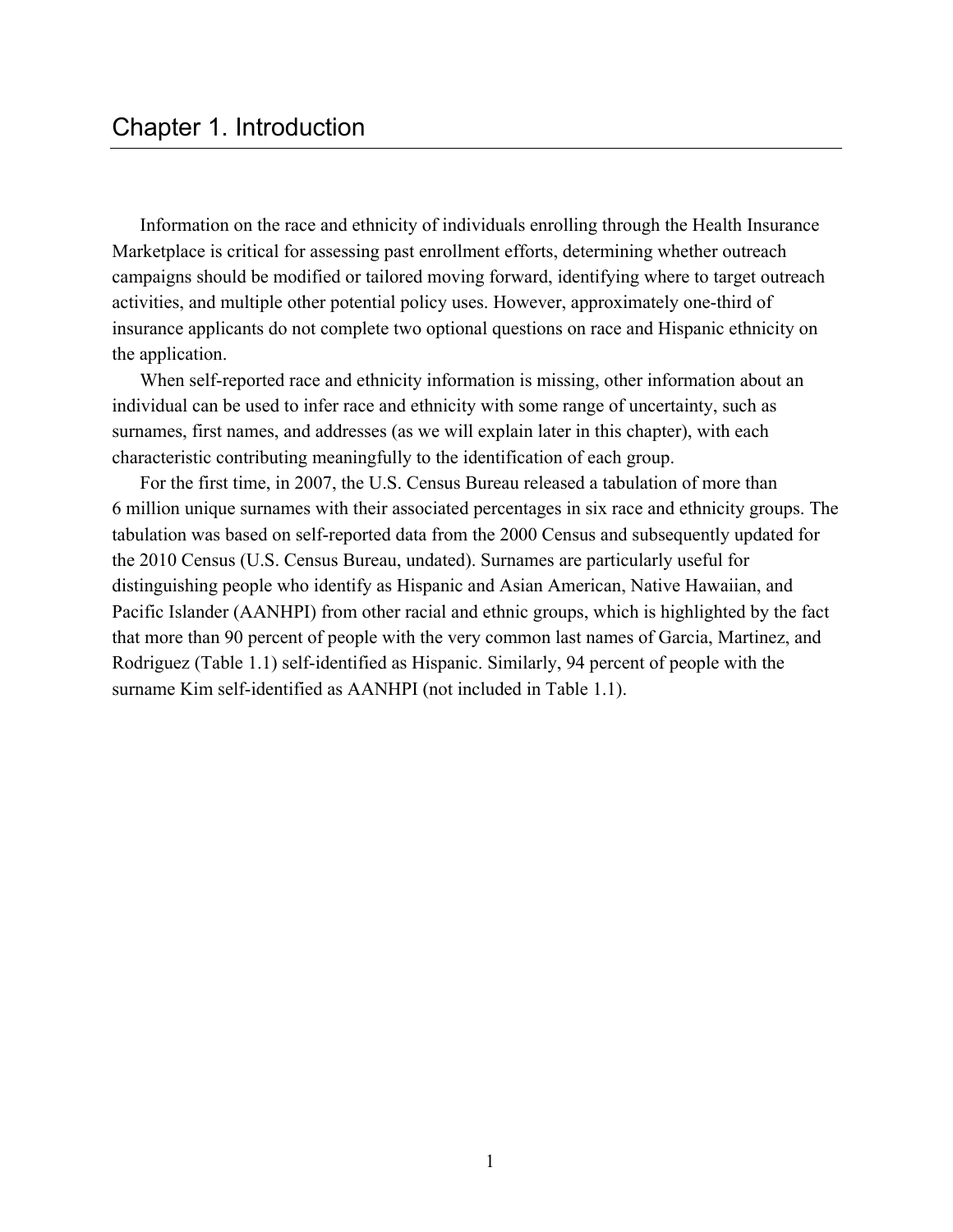# Chapter 1. Introduction

Information on the race and ethnicity of individuals enrolling through the Health Insurance Marketplace is critical for assessing past enrollment efforts, determining whether outreach campaigns should be modified or tailored moving forward, identifying where to target outreach activities, and multiple other potential policy uses. However, approximately one-third of insurance applicants do not complete two optional questions on race and Hispanic ethnicity on the application.

When self-reported race and ethnicity information is missing, other information about an individual can be used to infer race and ethnicity with some range of uncertainty, such as surnames, first names, and addresses (as we will explain later in this chapter), with each characteristic contributing meaningfully to the identification of each group.

For the first time, in 2007, the U.S. Census Bureau released a tabulation of more than 6 million unique surnames with their associated percentages in six race and ethnicity groups. The tabulation was based on self-reported data from the 2000 Census and subsequently updated for the 2010 Census (U.S. Census Bureau, undated). Surnames are particularly useful for distinguishing people who identify as Hispanic and Asian American, Native Hawaiian, and Pacific Islander (AANHPI) from other racial and ethnic groups, which is highlighted by the fact that more than 90 percent of people with the very common last names of Garcia, Martinez, and Rodriguez (Table 1.1) self-identified as Hispanic. Similarly, 94 percent of people with the surname Kim self-identified as AANHPI (not included in Table 1.1).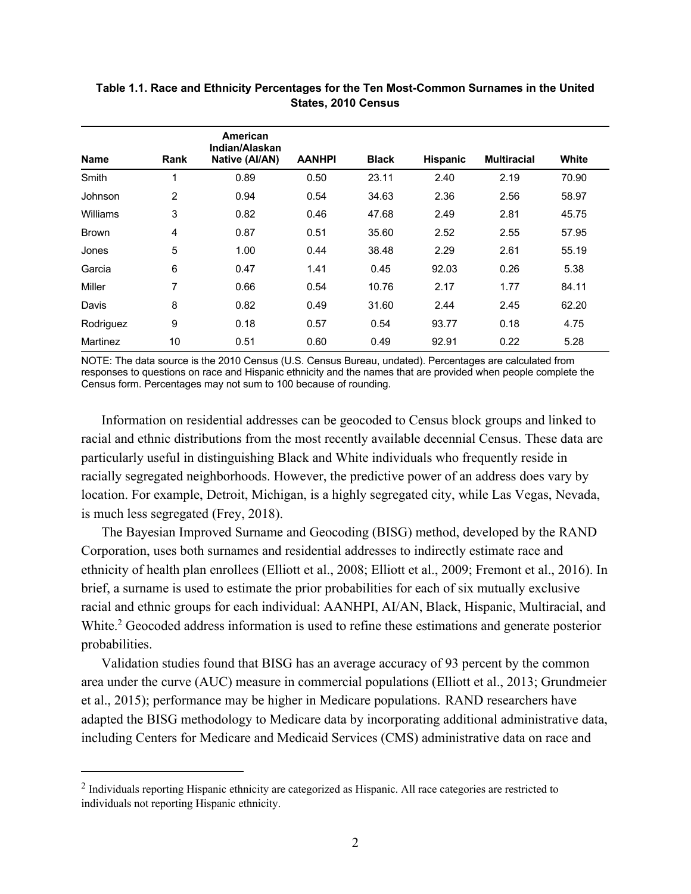**Table 1.1. Race and Ethnicity Percentages for the Ten Most-Common Surnames in the United States, 2010 Census**

| Name | Rank | American Indian/Alaskan Native (AI/AN) | AANHPI | Black | Hispanic | Multiracial | White |
|---|---|---|---|---|---|---|---|
| Smith | 1 | 0.89 | 0.50 | 23.11 | 2.40 | 2.19 | 70.90 |
| Johnson | 2 | 0.94 | 0.54 | 34.63 | 2.36 | 2.56 | 58.97 |
| Williams | 3 | 0.82 | 0.46 | 47.68 | 2.49 | 2.81 | 45.75 |
| Brown | 4 | 0.87 | 0.51 | 35.60 | 2.52 | 2.55 | 57.95 |
| Jones | 5 | 1.00 | 0.44 | 38.48 | 2.29 | 2.61 | 55.19 |
| Garcia | 6 | 0.47 | 1.41 | 0.45 | 92.03 | 0.26 | 5.38 |
| Miller | 7 | 0.66 | 0.54 | 10.76 | 2.17 | 1.77 | 84.11 |
| Davis | 8 | 0.82 | 0.49 | 31.60 | 2.44 | 2.45 | 62.20 |
| Rodriguez | 9 | 0.18 | 0.57 | 0.54 | 93.77 | 0.18 | 4.75 |
| Martinez | 10 | 0.51 | 0.60 | 0.49 | 92.91 | 0.22 | 5.28 |

NOTE: The data source is the 2010 Census (U.S. Census Bureau, undated). Percentages are calculated from responses to questions on race and Hispanic ethnicity and the names that are provided when people complete the Census form. Percentages may not sum to 100 because of rounding.

Information on residential addresses can be geocoded to Census block groups and linked to racial and ethnic distributions from the most recently available decennial Census. These data are particularly useful in distinguishing Black and White individuals who frequently reside in racially segregated neighborhoods. However, the predictive power of an address does vary by location. For example, Detroit, Michigan, is a highly segregated city, while Las Vegas, Nevada, is much less segregated (Frey, 2018).

The Bayesian Improved Surname and Geocoding (BISG) method, developed by the RAND Corporation, uses both surnames and residential addresses to indirectly estimate race and ethnicity of health plan enrollees (Elliott et al., 2008; Elliott et al., 2009; Fremont et al., 2016). In brief, a surname is used to estimate the prior probabilities for each of six mutually exclusive racial and ethnic groups for each individual: AANHPI, AI/AN, Black, Hispanic, Multiracial, and White.[2] Geocoded address information is used to refine these estimations and generate posterior probabilities.

Validation studies found that BISG has an average accuracy of 93 percent by the common area under the curve (AUC) measure in commercial populations (Elliott et al., 2013; Grundmeier et al., 2015); performance may be higher in Medicare populations. RAND researchers have adapted the BISG methodology to Medicare data by incorporating additional administrative data, including Centers for Medicare and Medicaid Services (CMS) administrative data on race and

[2] Individuals reporting Hispanic ethnicity are categorized as Hispanic. All race categories are restricted to individuals not reporting Hispanic ethnicity.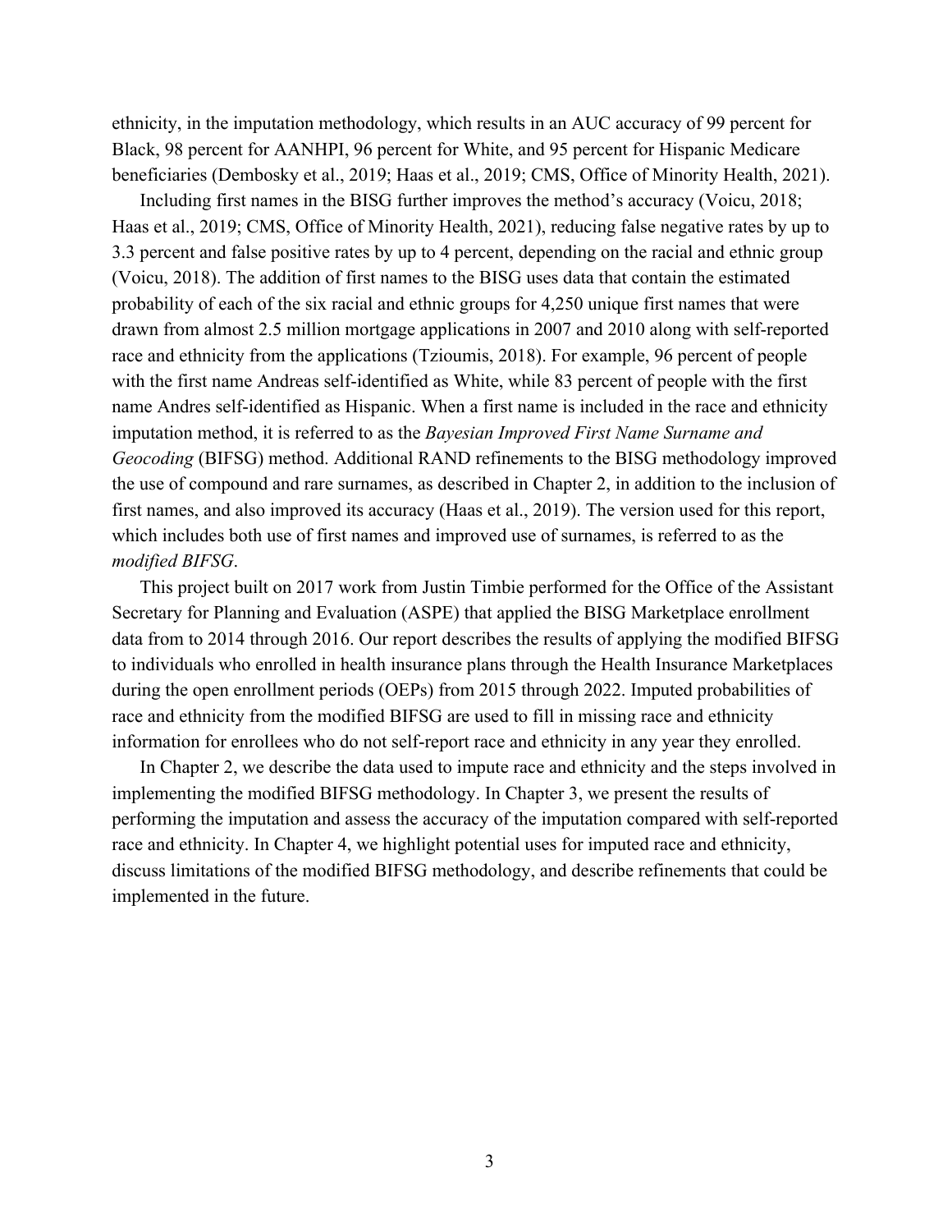ethnicity, in the imputation methodology, which results in an AUC accuracy of 99 percent for Black, 98 percent for AANHPI, 96 percent for White, and 95 percent for Hispanic Medicare beneficiaries (Dembosky et al., 2019; Haas et al., 2019; CMS, Office of Minority Health, 2021).

Including first names in the BISG further improves the method's accuracy (Voicu, 2018; Haas et al., 2019; CMS, Office of Minority Health, 2021), reducing false negative rates by up to 3.3 percent and false positive rates by up to 4 percent, depending on the racial and ethnic group (Voicu, 2018). The addition of first names to the BISG uses data that contain the estimated probability of each of the six racial and ethnic groups for 4,250 unique first names that were drawn from almost 2.5 million mortgage applications in 2007 and 2010 along with self-reported race and ethnicity from the applications (Tzioumis, 2018). For example, 96 percent of people with the first name Andreas self-identified as White, while 83 percent of people with the first name Andres self-identified as Hispanic. When a first name is included in the race and ethnicity imputation method, it is referred to as the *Bayesian Improved First Name Surname and Geocoding* (BIFSG) method. Additional RAND refinements to the BISG methodology improved the use of compound and rare surnames, as described in Chapter 2, in addition to the inclusion of first names, and also improved its accuracy (Haas et al., 2019). The version used for this report, which includes both use of first names and improved use of surnames, is referred to as the *modified BIFSG*.

This project built on 2017 work from Justin Timbie performed for the Office of the Assistant Secretary for Planning and Evaluation (ASPE) that applied the BISG Marketplace enrollment data from to 2014 through 2016. Our report describes the results of applying the modified BIFSG to individuals who enrolled in health insurance plans through the Health Insurance Marketplaces during the open enrollment periods (OEPs) from 2015 through 2022. Imputed probabilities of race and ethnicity from the modified BIFSG are used to fill in missing race and ethnicity information for enrollees who do not self-report race and ethnicity in any year they enrolled.

In Chapter 2, we describe the data used to impute race and ethnicity and the steps involved in implementing the modified BIFSG methodology. In Chapter 3, we present the results of performing the imputation and assess the accuracy of the imputation compared with self-reported race and ethnicity. In Chapter 4, we highlight potential uses for imputed race and ethnicity, discuss limitations of the modified BIFSG methodology, and describe refinements that could be implemented in the future.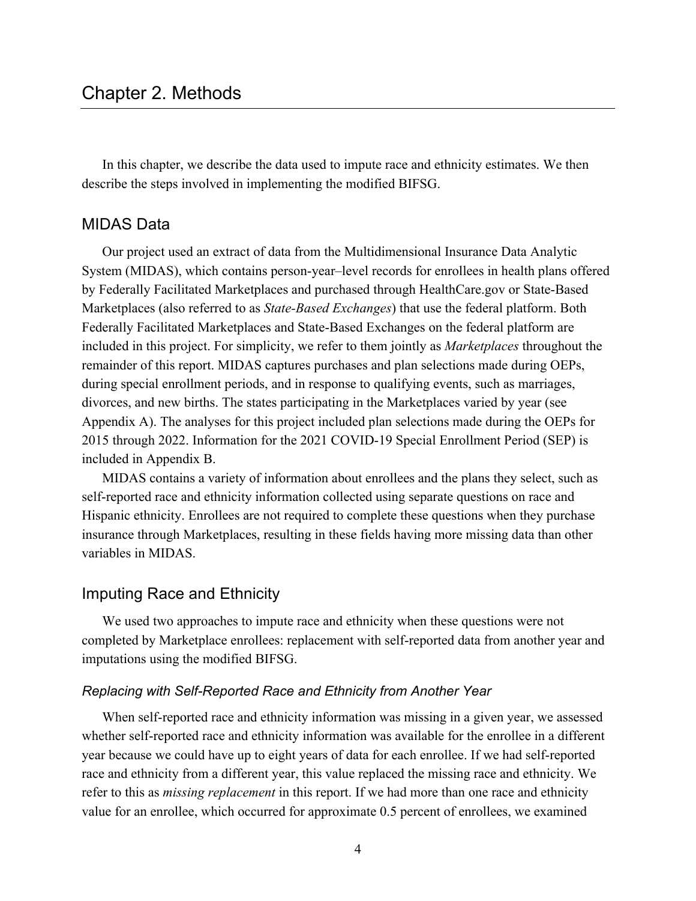# Chapter 2. Methods

In this chapter, we describe the data used to impute race and ethnicity estimates. We then describe the steps involved in implementing the modified BIFSG.

## MIDAS Data

Our project used an extract of data from the Multidimensional Insurance Data Analytic System (MIDAS), which contains person-year–level records for enrollees in health plans offered by Federally Facilitated Marketplaces and purchased through HealthCare.gov or State-Based Marketplaces (also referred to as *State-Based Exchanges*) that use the federal platform. Both Federally Facilitated Marketplaces and State-Based Exchanges on the federal platform are included in this project. For simplicity, we refer to them jointly as *Marketplaces* throughout the remainder of this report. MIDAS captures purchases and plan selections made during OEPs, during special enrollment periods, and in response to qualifying events, such as marriages, divorces, and new births. The states participating in the Marketplaces varied by year (see Appendix A). The analyses for this project included plan selections made during the OEPs for 2015 through 2022. Information for the 2021 COVID-19 Special Enrollment Period (SEP) is included in Appendix B.

MIDAS contains a variety of information about enrollees and the plans they select, such as self-reported race and ethnicity information collected using separate questions on race and Hispanic ethnicity. Enrollees are not required to complete these questions when they purchase insurance through Marketplaces, resulting in these fields having more missing data than other variables in MIDAS.

## Imputing Race and Ethnicity

We used two approaches to impute race and ethnicity when these questions were not completed by Marketplace enrollees: replacement with self-reported data from another year and imputations using the modified BIFSG.

### *Replacing with Self-Reported Race and Ethnicity from Another Year*

When self-reported race and ethnicity information was missing in a given year, we assessed whether self-reported race and ethnicity information was available for the enrollee in a different year because we could have up to eight years of data for each enrollee. If we had self-reported race and ethnicity from a different year, this value replaced the missing race and ethnicity. We refer to this as *missing replacement* in this report. If we had more than one race and ethnicity value for an enrollee, which occurred for approximate 0.5 percent of enrollees, we examined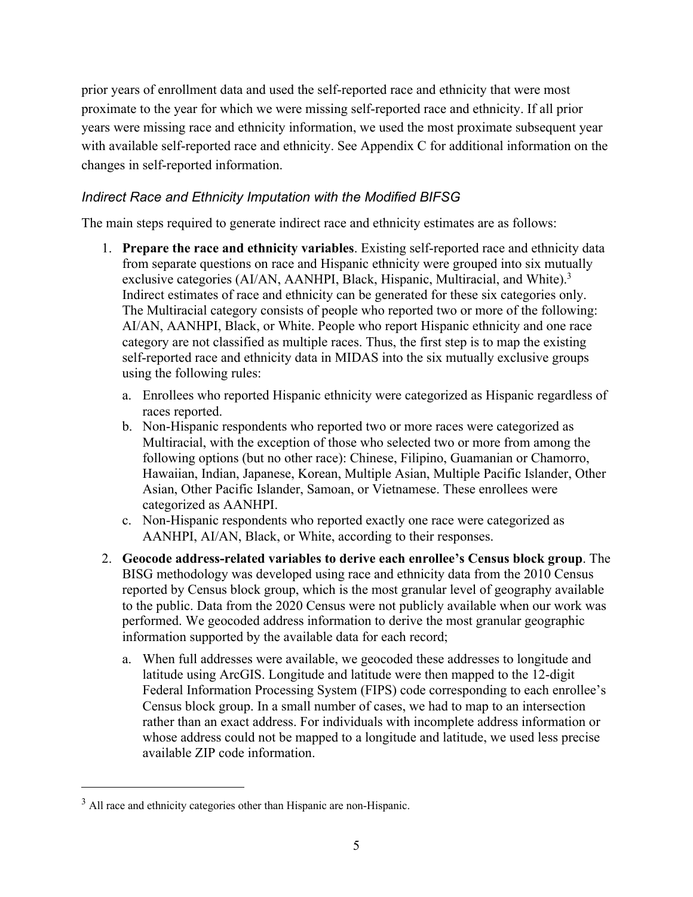prior years of enrollment data and used the self-reported race and ethnicity that were most proximate to the year for which we were missing self-reported race and ethnicity. If all prior years were missing race and ethnicity information, we used the most proximate subsequent year with available self-reported race and ethnicity. See Appendix C for additional information on the changes in self-reported information.

### *Indirect Race and Ethnicity Imputation with the Modified BIFSG*

The main steps required to generate indirect race and ethnicity estimates are as follows:

1. **Prepare the race and ethnicity variables**. Existing self-reported race and ethnicity data from separate questions on race and Hispanic ethnicity were grouped into six mutually exclusive categories (AI/AN, AANHPI, Black, Hispanic, Multiracial, and White).[3] Indirect estimates of race and ethnicity can be generated for these six categories only. The Multiracial category consists of people who reported two or more of the following: AI/AN, AANHPI, Black, or White. People who report Hispanic ethnicity and one race category are not classified as multiple races. Thus, the first step is to map the existing self-reported race and ethnicity data in MIDAS into the six mutually exclusive groups using the following rules:
    a. Enrollees who reported Hispanic ethnicity were categorized as Hispanic regardless of races reported.
    b. Non-Hispanic respondents who reported two or more races were categorized as Multiracial, with the exception of those who selected two or more from among the following options (but no other race): Chinese, Filipino, Guamanian or Chamorro, Hawaiian, Indian, Japanese, Korean, Multiple Asian, Multiple Pacific Islander, Other Asian, Other Pacific Islander, Samoan, or Vietnamese. These enrollees were categorized as AANHPI.
    c. Non-Hispanic respondents who reported exactly one race were categorized as AANHPI, AI/AN, Black, or White, according to their responses.
2. **Geocode address-related variables to derive each enrollee's Census block group**. The BISG methodology was developed using race and ethnicity data from the 2010 Census reported by Census block group, which is the most granular level of geography available to the public. Data from the 2020 Census were not publicly available when our work was performed. We geocoded address information to derive the most granular geographic information supported by the available data for each record;
    a. When full addresses were available, we geocoded these addresses to longitude and latitude using ArcGIS. Longitude and latitude were then mapped to the 12-digit Federal Information Processing System (FIPS) code corresponding to each enrollee's Census block group. In a small number of cases, we had to map to an intersection rather than an exact address. For individuals with incomplete address information or whose address could not be mapped to a longitude and latitude, we used less precise available ZIP code information.

---

[3] All race and ethnicity categories other than Hispanic are non-Hispanic.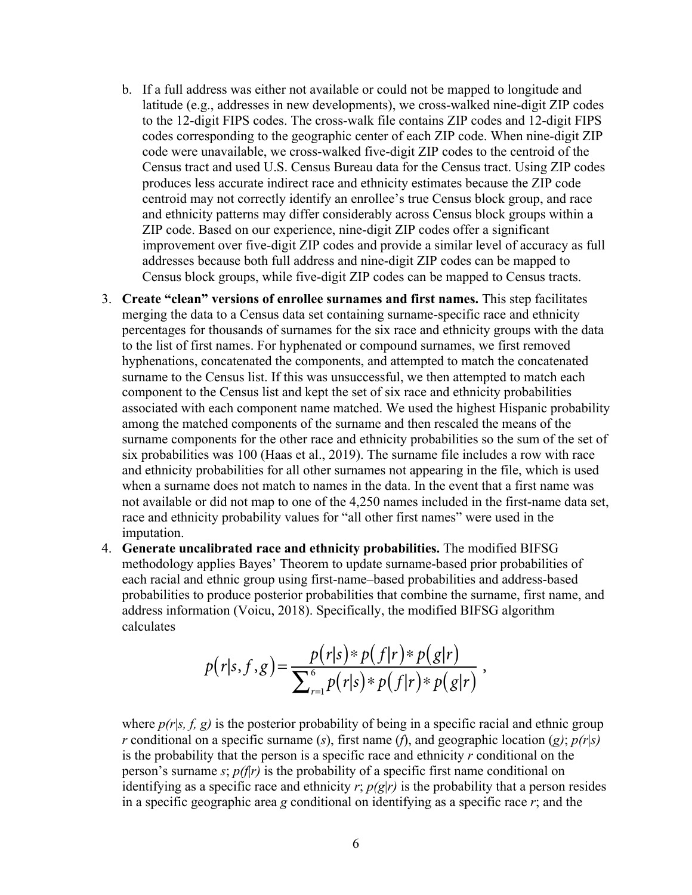b. If a full address was either not available or could not be mapped to longitude and latitude (e.g., addresses in new developments), we cross-walked nine-digit ZIP codes to the 12-digit FIPS codes. The cross-walk file contains ZIP codes and 12-digit FIPS codes corresponding to the geographic center of each ZIP code. When nine-digit ZIP code were unavailable, we cross-walked five-digit ZIP codes to the centroid of the Census tract and used U.S. Census Bureau data for the Census tract. Using ZIP codes produces less accurate indirect race and ethnicity estimates because the ZIP code centroid may not correctly identify an enrollee's true Census block group, and race and ethnicity patterns may differ considerably across Census block groups within a ZIP code. Based on our experience, nine-digit ZIP codes offer a significant improvement over five-digit ZIP codes and provide a similar level of accuracy as full addresses because both full address and nine-digit ZIP codes can be mapped to Census block groups, while five-digit ZIP codes can be mapped to Census tracts.

3. **Create "clean" versions of enrollee surnames and first names.** This step facilitates merging the data to a Census data set containing surname-specific race and ethnicity percentages for thousands of surnames for the six race and ethnicity groups with the data to the list of first names. For hyphenated or compound surnames, we first removed hyphenations, concatenated the components, and attempted to match the concatenated surname to the Census list. If this was unsuccessful, we then attempted to match each component to the Census list and kept the set of six race and ethnicity probabilities associated with each component name matched. We used the highest Hispanic probability among the matched components of the surname and then rescaled the means of the surname components for the other race and ethnicity probabilities so the sum of the set of six probabilities was 100 (Haas et al., 2019). The surname file includes a row with race and ethnicity probabilities for all other surnames not appearing in the file, which is used when a surname does not match to names in the data. In the event that a first name was not available or did not map to one of the 4,250 names included in the first-name data set, race and ethnicity probability values for "all other first names" were used in the imputation.

4. **Generate uncalibrated race and ethnicity probabilities.** The modified BIFSG methodology applies Bayes' Theorem to update surname-based prior probabilities of each racial and ethnic group using first-name–based probabilities and address-based probabilities to produce posterior probabilities that combine the surname, first name, and address information (Voicu, 2018). Specifically, the modified BIFSG algorithm calculates

$$p(r|s,f,g) = \frac{p(r|s) * p(f|r) * p(g|r)}{\sum_{r=1}^{6} p(r|s) * p(f|r) * p(g|r)} ,$$

where $p(r|s, f, g)$ is the posterior probability of being in a specific racial and ethnic group $r$ conditional on a specific surname ($s$), first name ($f$), and geographic location ($g$); $p(r|s)$ is the probability that the person is a specific race and ethnicity $r$ conditional on the person's surname $s$; $p(f|r)$ is the probability of a specific first name conditional on identifying as a specific race and ethnicity $r$; $p(g|r)$ is the probability that a person resides in a specific geographic area $g$ conditional on identifying as a specific race $r$; and the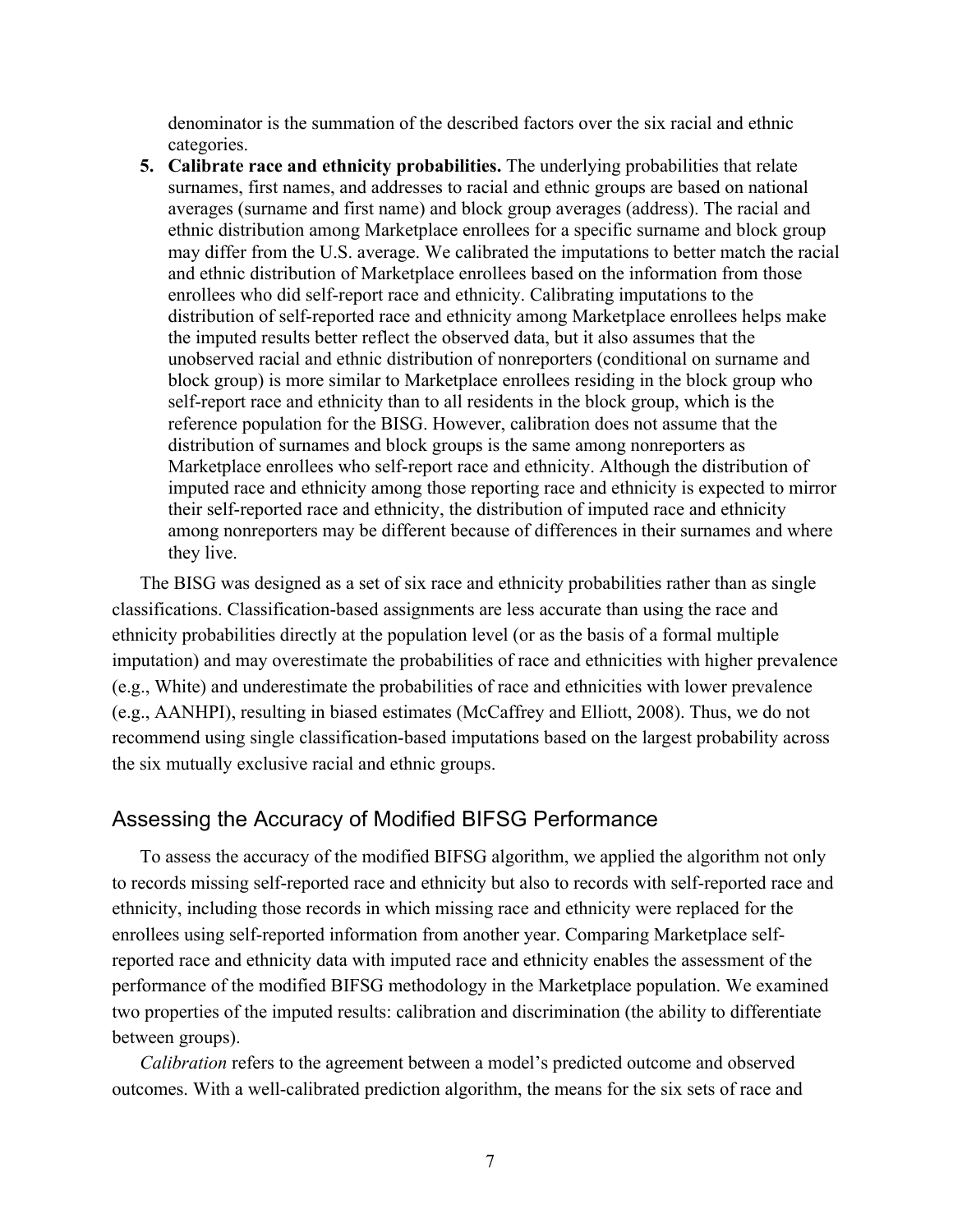denominator is the summation of the described factors over the six racial and ethnic categories.

5. **Calibrate race and ethnicity probabilities.** The underlying probabilities that relate surnames, first names, and addresses to racial and ethnic groups are based on national averages (surname and first name) and block group averages (address). The racial and ethnic distribution among Marketplace enrollees for a specific surname and block group may differ from the U.S. average. We calibrated the imputations to better match the racial and ethnic distribution of Marketplace enrollees based on the information from those enrollees who did self-report race and ethnicity. Calibrating imputations to the distribution of self-reported race and ethnicity among Marketplace enrollees helps make the imputed results better reflect the observed data, but it also assumes that the unobserved racial and ethnic distribution of nonreporters (conditional on surname and block group) is more similar to Marketplace enrollees residing in the block group who self-report race and ethnicity than to all residents in the block group, which is the reference population for the BISG. However, calibration does not assume that the distribution of surnames and block groups is the same among nonreporters as Marketplace enrollees who self-report race and ethnicity. Although the distribution of imputed race and ethnicity among those reporting race and ethnicity is expected to mirror their self-reported race and ethnicity, the distribution of imputed race and ethnicity among nonreporters may be different because of differences in their surnames and where they live.

The BISG was designed as a set of six race and ethnicity probabilities rather than as single classifications. Classification-based assignments are less accurate than using the race and ethnicity probabilities directly at the population level (or as the basis of a formal multiple imputation) and may overestimate the probabilities of race and ethnicities with higher prevalence (e.g., White) and underestimate the probabilities of race and ethnicities with lower prevalence (e.g., AANHPI), resulting in biased estimates (McCaffrey and Elliott, 2008). Thus, we do not recommend using single classification-based imputations based on the largest probability across the six mutually exclusive racial and ethnic groups.

## Assessing the Accuracy of Modified BIFSG Performance

To assess the accuracy of the modified BIFSG algorithm, we applied the algorithm not only to records missing self-reported race and ethnicity but also to records with self-reported race and ethnicity, including those records in which missing race and ethnicity were replaced for the enrollees using self-reported information from another year. Comparing Marketplace self-reported race and ethnicity data with imputed race and ethnicity enables the assessment of the performance of the modified BIFSG methodology in the Marketplace population. We examined two properties of the imputed results: calibration and discrimination (the ability to differentiate between groups).

*Calibration* refers to the agreement between a model's predicted outcome and observed outcomes. With a well-calibrated prediction algorithm, the means for the six sets of race and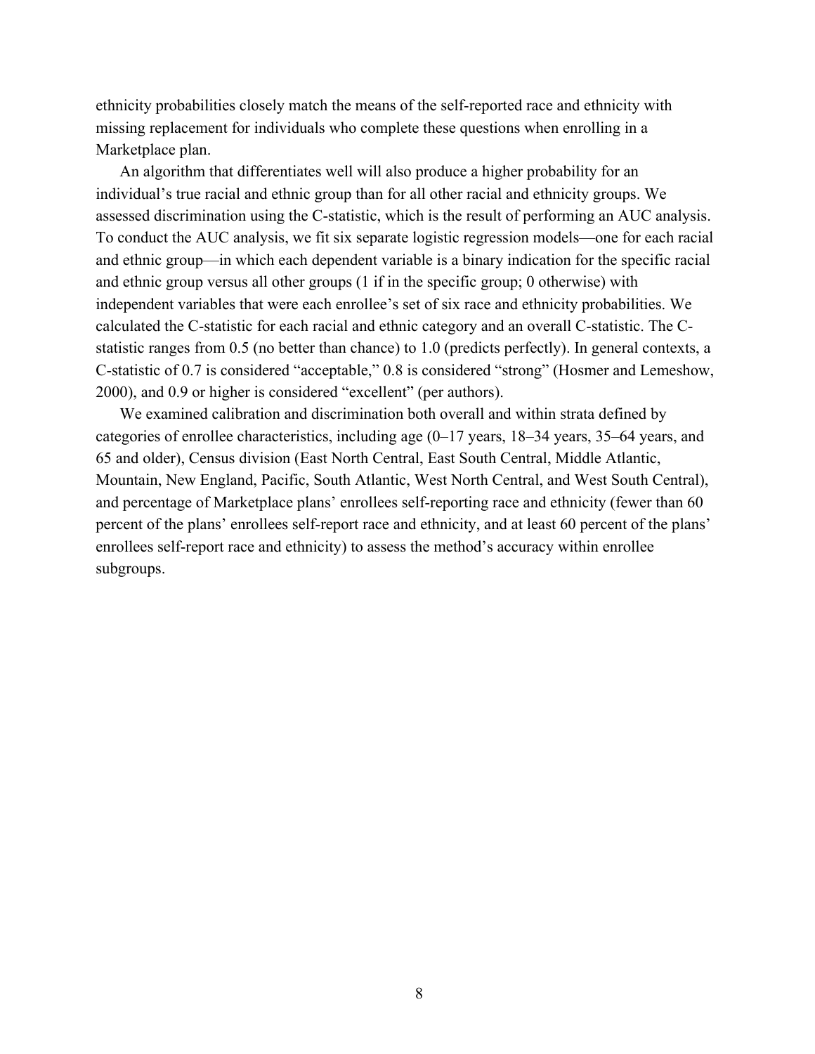ethnicity probabilities closely match the means of the self-reported race and ethnicity with missing replacement for individuals who complete these questions when enrolling in a Marketplace plan.

An algorithm that differentiates well will also produce a higher probability for an individual's true racial and ethnic group than for all other racial and ethnicity groups. We assessed discrimination using the C-statistic, which is the result of performing an AUC analysis. To conduct the AUC analysis, we fit six separate logistic regression models—one for each racial and ethnic group—in which each dependent variable is a binary indication for the specific racial and ethnic group versus all other groups (1 if in the specific group; 0 otherwise) with independent variables that were each enrollee's set of six race and ethnicity probabilities. We calculated the C-statistic for each racial and ethnic category and an overall C-statistic. The C-statistic ranges from 0.5 (no better than chance) to 1.0 (predicts perfectly). In general contexts, a C-statistic of 0.7 is considered "acceptable," 0.8 is considered "strong" (Hosmer and Lemeshow, 2000), and 0.9 or higher is considered "excellent" (per authors).

We examined calibration and discrimination both overall and within strata defined by categories of enrollee characteristics, including age (0–17 years, 18–34 years, 35–64 years, and 65 and older), Census division (East North Central, East South Central, Middle Atlantic, Mountain, New England, Pacific, South Atlantic, West North Central, and West South Central), and percentage of Marketplace plans' enrollees self-reporting race and ethnicity (fewer than 60 percent of the plans' enrollees self-report race and ethnicity, and at least 60 percent of the plans' enrollees self-report race and ethnicity) to assess the method's accuracy within enrollee subgroups.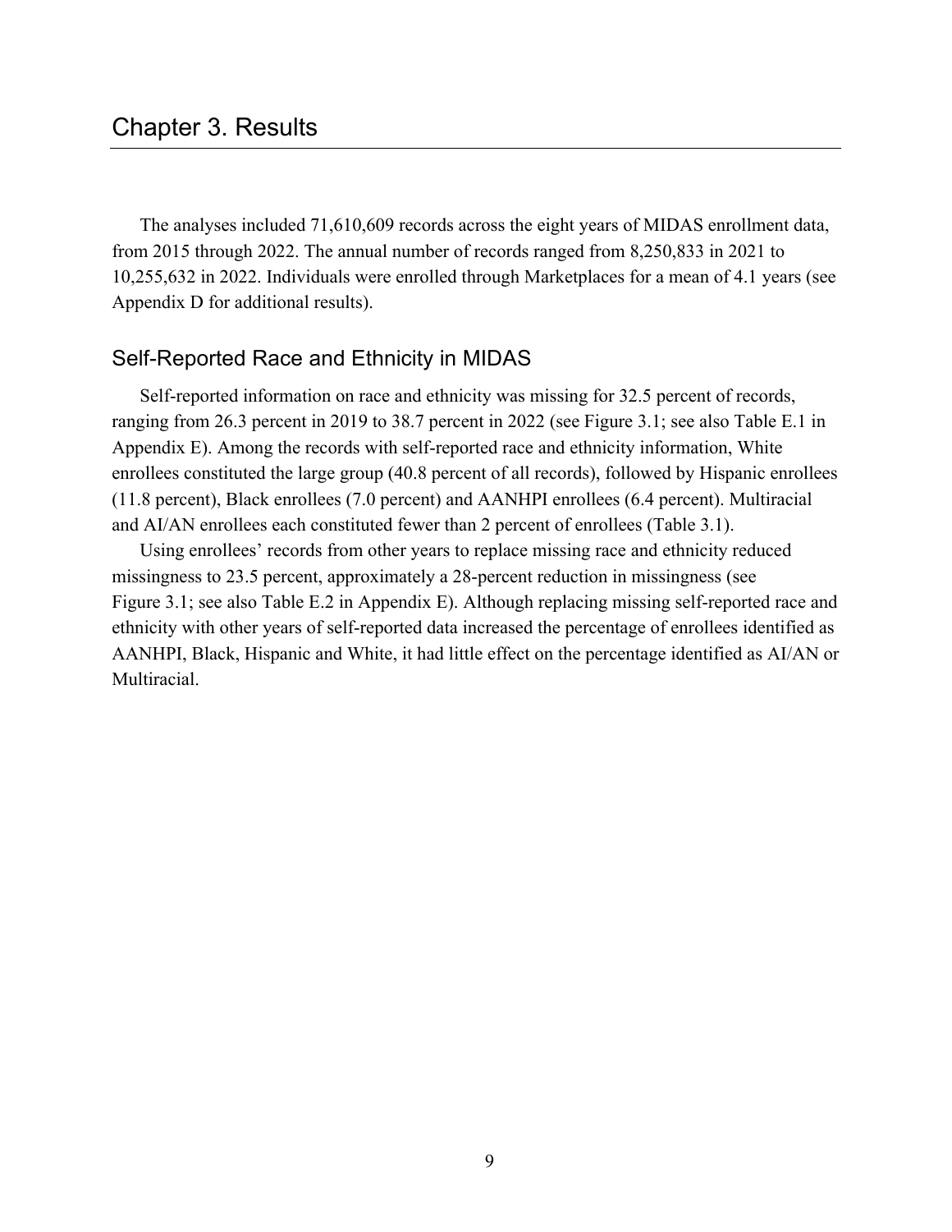# Chapter 3. Results

The analyses included 71,610,609 records across the eight years of MIDAS enrollment data, from 2015 through 2022. The annual number of records ranged from 8,250,833 in 2021 to 10,255,632 in 2022. Individuals were enrolled through Marketplaces for a mean of 4.1 years (see Appendix D for additional results).

## Self-Reported Race and Ethnicity in MIDAS

Self-reported information on race and ethnicity was missing for 32.5 percent of records, ranging from 26.3 percent in 2019 to 38.7 percent in 2022 (see Figure 3.1; see also Table E.1 in Appendix E). Among the records with self-reported race and ethnicity information, White enrollees constituted the large group (40.8 percent of all records), followed by Hispanic enrollees (11.8 percent), Black enrollees (7.0 percent) and AANHPI enrollees (6.4 percent). Multiracial and AI/AN enrollees each constituted fewer than 2 percent of enrollees (Table 3.1).

Using enrollees' records from other years to replace missing race and ethnicity reduced missingness to 23.5 percent, approximately a 28-percent reduction in missingness (see Figure 3.1; see also Table E.2 in Appendix E). Although replacing missing self-reported race and ethnicity with other years of self-reported data increased the percentage of enrollees identified as AANHPI, Black, Hispanic and White, it had little effect on the percentage identified as AI/AN or Multiracial.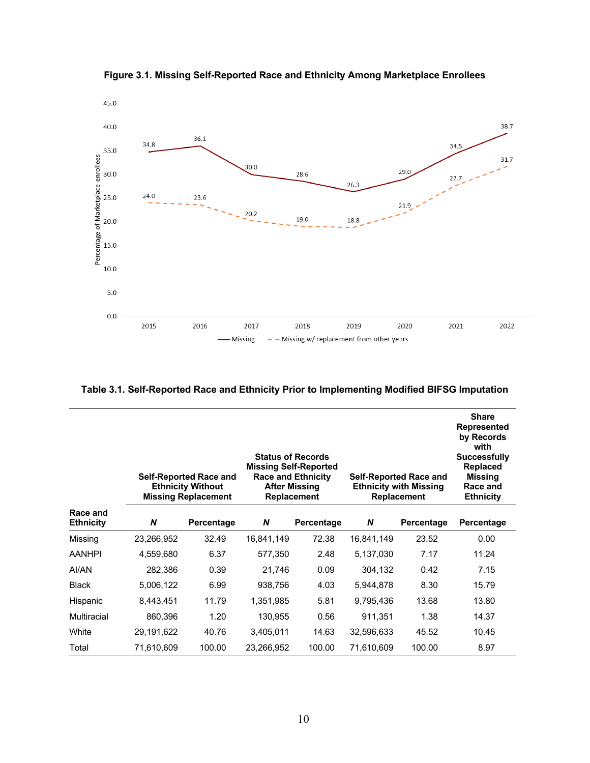**Figure 3.1. Missing Self-Reported Race and Ethnicity Among Marketplace Enrollees**

| Year | Missing | Missing w/ replacement from other years |
|---|---|---|
| 2015 | 34.8 | 24.0 |
| 2016 | 36.1 | 23.6 |
| 2017 | 30.0 | 20.2 |
| 2018 | 28.6 | 19.0 |
| 2019 | 26.3 | 18.8 |
| 2020 | 29.0 | 21.9 |
| 2021 | 34.5 | 27.7 |
| 2022 | 38.7 | 31.7 |

**Table 3.1. Self-Reported Race and Ethnicity Prior to Implementing Modified BIFSG Imputation**

| | Self-Reported Race and Ethnicity Without Missing Replacement | | Status of Records Missing Self-Reported Race and Ethnicity After Missing Replacement | | Self-Reported Race and Ethnicity with Missing Replacement | | Share Represented by Records with Successfully Replaced Missing Race and Ethnicity |
|---|---|---|---|---|---|---|---|
| **Race and Ethnicity** | ***N*** | **Percentage** | ***N*** | **Percentage** | ***N*** | **Percentage** | **Percentage** |
| Missing | 23,266,952 | 32.49 | 16,841,149 | 72.38 | 16,841,149 | 23.52 | 0.00 |
| AANHPI | 4,559,680 | 6.37 | 577,350 | 2.48 | 5,137,030 | 7.17 | 11.24 |
| AI/AN | 282,386 | 0.39 | 21,746 | 0.09 | 304,132 | 0.42 | 7.15 |
| Black | 5,006,122 | 6.99 | 938,756 | 4.03 | 5,944,878 | 8.30 | 15.79 |
| Hispanic | 8,443,451 | 11.79 | 1,351,985 | 5.81 | 9,795,436 | 13.68 | 13.80 |
| Multiracial | 860,396 | 1.20 | 130,955 | 0.56 | 911,351 | 1.38 | 14.37 |
| White | 29,191,622 | 40.76 | 3,405,011 | 14.63 | 32,596,633 | 45.52 | 10.45 |
| Total | 71,610,609 | 100.00 | 23,266,952 | 100.00 | 71,610,609 | 100.00 | 8.97 |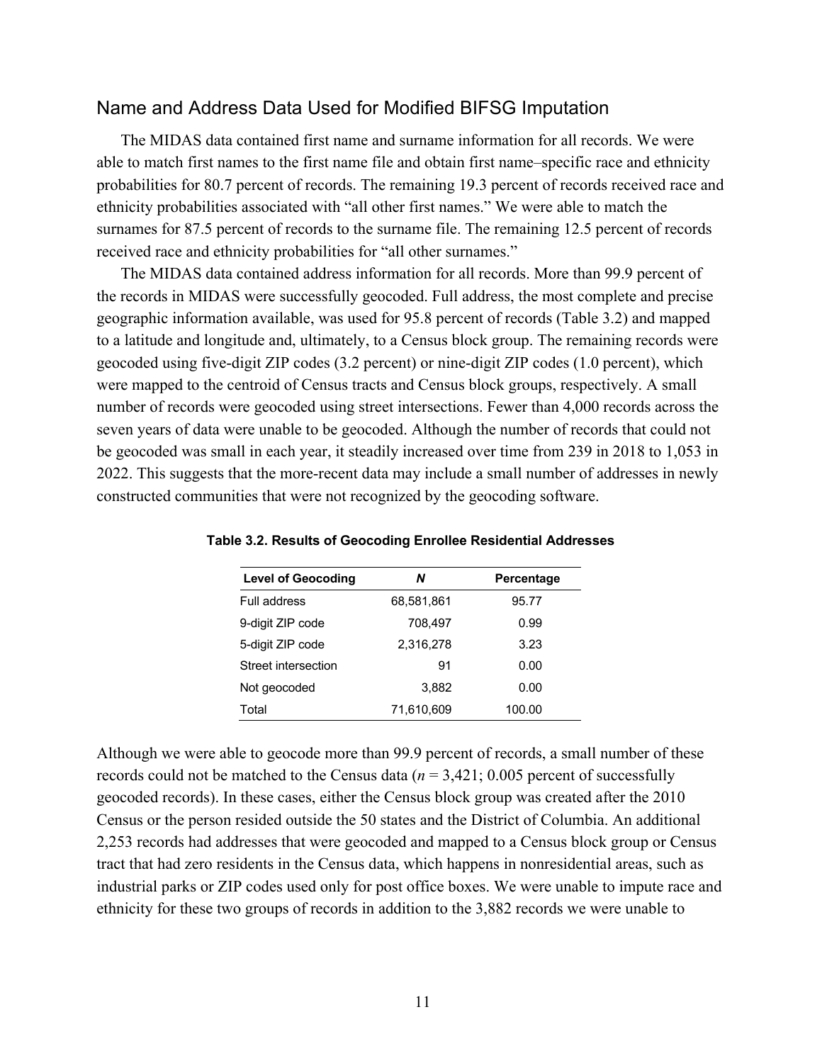## Name and Address Data Used for Modified BIFSG Imputation

The MIDAS data contained first name and surname information for all records. We were able to match first names to the first name file and obtain first name–specific race and ethnicity probabilities for 80.7 percent of records. The remaining 19.3 percent of records received race and ethnicity probabilities associated with "all other first names." We were able to match the surnames for 87.5 percent of records to the surname file. The remaining 12.5 percent of records received race and ethnicity probabilities for "all other surnames."

The MIDAS data contained address information for all records. More than 99.9 percent of the records in MIDAS were successfully geocoded. Full address, the most complete and precise geographic information available, was used for 95.8 percent of records (Table 3.2) and mapped to a latitude and longitude and, ultimately, to a Census block group. The remaining records were geocoded using five-digit ZIP codes (3.2 percent) or nine-digit ZIP codes (1.0 percent), which were mapped to the centroid of Census tracts and Census block groups, respectively. A small number of records were geocoded using street intersections. Fewer than 4,000 records across the seven years of data were unable to be geocoded. Although the number of records that could not be geocoded was small in each year, it steadily increased over time from 239 in 2018 to 1,053 in 2022. This suggests that the more-recent data may include a small number of addresses in newly constructed communities that were not recognized by the geocoding software.

**Table 3.2. Results of Geocoding Enrollee Residential Addresses**

| Level of Geocoding | *N* | Percentage |
|---|---|---|
| Full address | 68,581,861 | 95.77 |
| 9-digit ZIP code | 708,497 | 0.99 |
| 5-digit ZIP code | 2,316,278 | 3.23 |
| Street intersection | 91 | 0.00 |
| Not geocoded | 3,882 | 0.00 |
| Total | 71,610,609 | 100.00 |

Although we were able to geocode more than 99.9 percent of records, a small number of these records could not be matched to the Census data ($n = 3{,}421$; 0.005 percent of successfully geocoded records). In these cases, either the Census block group was created after the 2010 Census or the person resided outside the 50 states and the District of Columbia. An additional 2,253 records had addresses that were geocoded and mapped to a Census block group or Census tract that had zero residents in the Census data, which happens in nonresidential areas, such as industrial parks or ZIP codes used only for post office boxes. We were unable to impute race and ethnicity for these two groups of records in addition to the 3,882 records we were unable to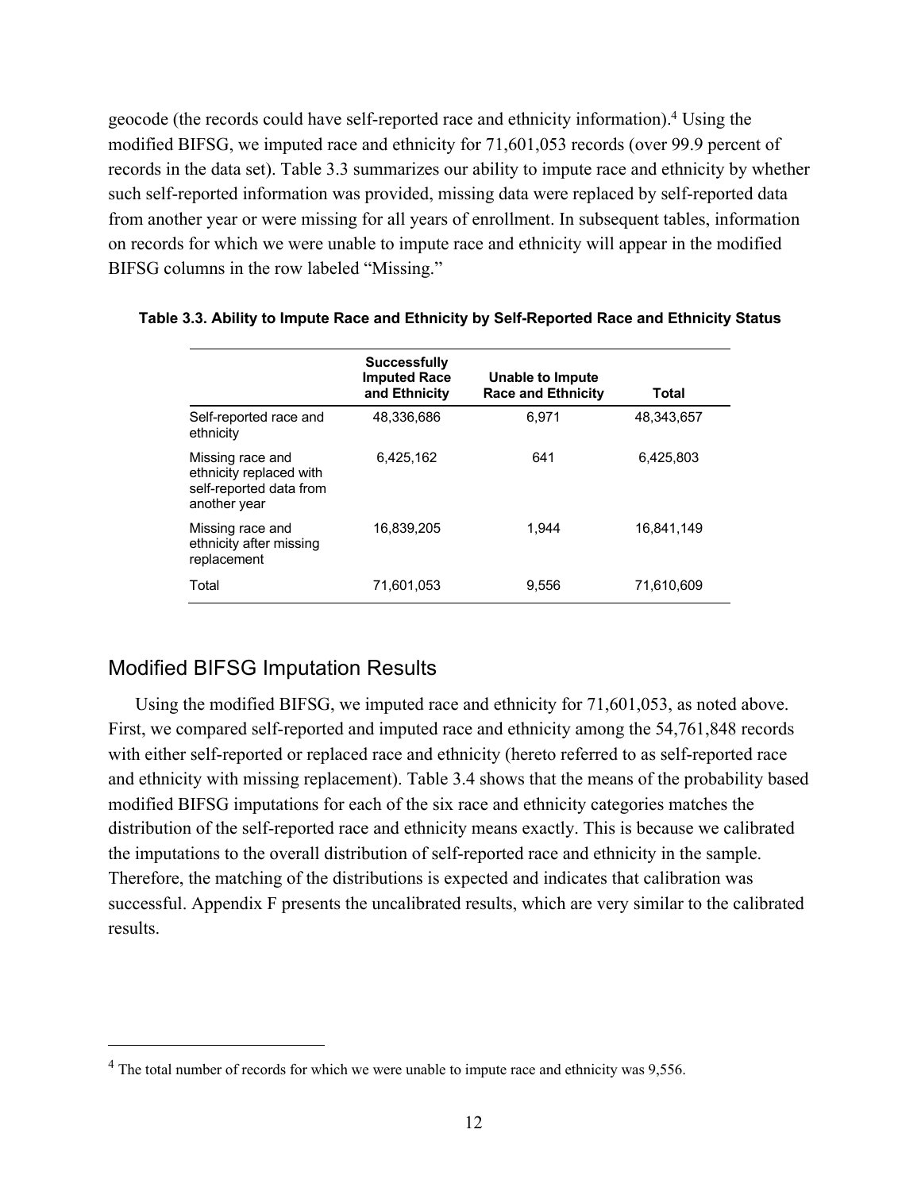geocode (the records could have self-reported race and ethnicity information).[4] Using the modified BIFSG, we imputed race and ethnicity for 71,601,053 records (over 99.9 percent of records in the data set). Table 3.3 summarizes our ability to impute race and ethnicity by whether such self-reported information was provided, missing data were replaced by self-reported data from another year or were missing for all years of enrollment. In subsequent tables, information on records for which we were unable to impute race and ethnicity will appear in the modified BIFSG columns in the row labeled "Missing."

**Table 3.3. Ability to Impute Race and Ethnicity by Self-Reported Race and Ethnicity Status**

| | Successfully Imputed Race and Ethnicity | Unable to Impute Race and Ethnicity | Total |
|---|---|---|---|
| Self-reported race and ethnicity | 48,336,686 | 6,971 | 48,343,657 |
| Missing race and ethnicity replaced with self-reported data from another year | 6,425,162 | 641 | 6,425,803 |
| Missing race and ethnicity after missing replacement | 16,839,205 | 1,944 | 16,841,149 |
| Total | 71,601,053 | 9,556 | 71,610,609 |

## Modified BIFSG Imputation Results

Using the modified BIFSG, we imputed race and ethnicity for 71,601,053, as noted above. First, we compared self-reported and imputed race and ethnicity among the 54,761,848 records with either self-reported or replaced race and ethnicity (hereto referred to as self-reported race and ethnicity with missing replacement). Table 3.4 shows that the means of the probability based modified BIFSG imputations for each of the six race and ethnicity categories matches the distribution of the self-reported race and ethnicity means exactly. This is because we calibrated the imputations to the overall distribution of self-reported race and ethnicity in the sample. Therefore, the matching of the distributions is expected and indicates that calibration was successful. Appendix F presents the uncalibrated results, which are very similar to the calibrated results.

[4] The total number of records for which we were unable to impute race and ethnicity was 9,556.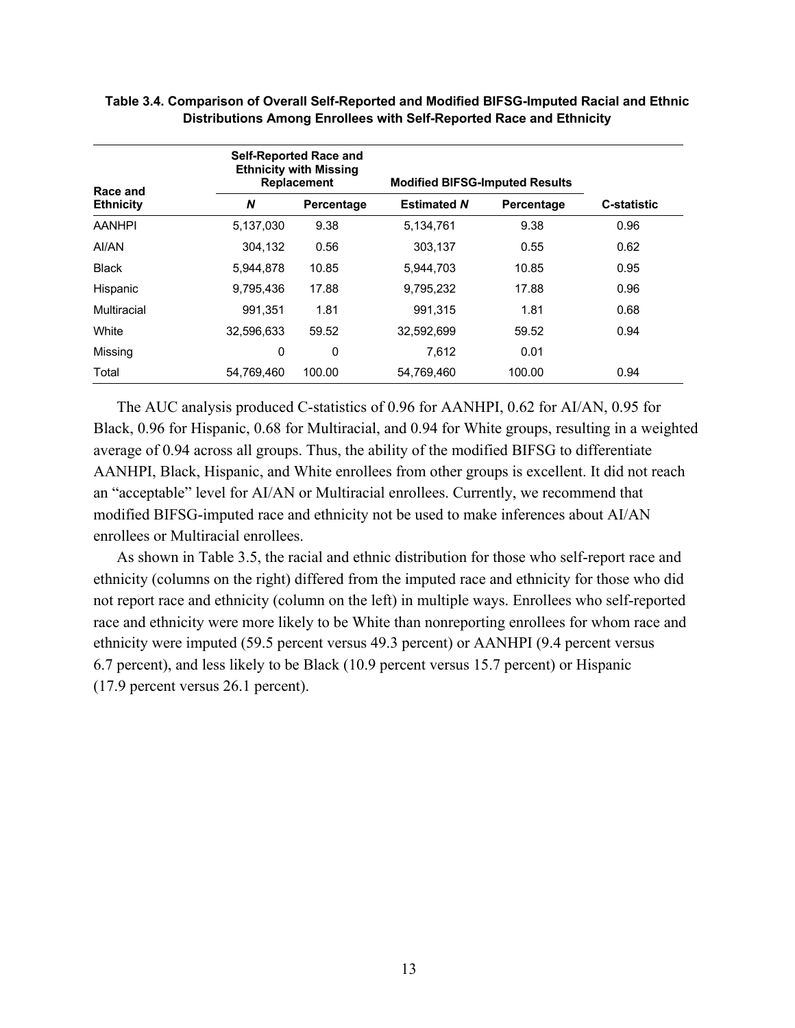**Table 3.4. Comparison of Overall Self-Reported and Modified BIFSG-Imputed Racial and Ethnic Distributions Among Enrollees with Self-Reported Race and Ethnicity**

| Race and Ethnicity | Self-Reported Race and Ethnicity with Missing Replacement | | Modified BIFSG-Imputed Results | | |
|---|---|---|---|---|---|
| | ***N*** | **Percentage** | **Estimated *N*** | **Percentage** | **C-statistic** |
| AANHPI | 5,137,030 | 9.38 | 5,134,761 | 9.38 | 0.96 |
| AI/AN | 304,132 | 0.56 | 303,137 | 0.55 | 0.62 |
| Black | 5,944,878 | 10.85 | 5,944,703 | 10.85 | 0.95 |
| Hispanic | 9,795,436 | 17.88 | 9,795,232 | 17.88 | 0.96 |
| Multiracial | 991,351 | 1.81 | 991,315 | 1.81 | 0.68 |
| White | 32,596,633 | 59.52 | 32,592,699 | 59.52 | 0.94 |
| Missing | 0 | 0 | 7,612 | 0.01 | |
| Total | 54,769,460 | 100.00 | 54,769,460 | 100.00 | 0.94 |

The AUC analysis produced C-statistics of 0.96 for AANHPI, 0.62 for AI/AN, 0.95 for Black, 0.96 for Hispanic, 0.68 for Multiracial, and 0.94 for White groups, resulting in a weighted average of 0.94 across all groups. Thus, the ability of the modified BIFSG to differentiate AANHPI, Black, Hispanic, and White enrollees from other groups is excellent. It did not reach an "acceptable" level for AI/AN or Multiracial enrollees. Currently, we recommend that modified BIFSG-imputed race and ethnicity not be used to make inferences about AI/AN enrollees or Multiracial enrollees.

As shown in Table 3.5, the racial and ethnic distribution for those who self-report race and ethnicity (columns on the right) differed from the imputed race and ethnicity for those who did not report race and ethnicity (column on the left) in multiple ways. Enrollees who self-reported race and ethnicity were more likely to be White than nonreporting enrollees for whom race and ethnicity were imputed (59.5 percent versus 49.3 percent) or AANHPI (9.4 percent versus 6.7 percent), and less likely to be Black (10.9 percent versus 15.7 percent) or Hispanic (17.9 percent versus 26.1 percent).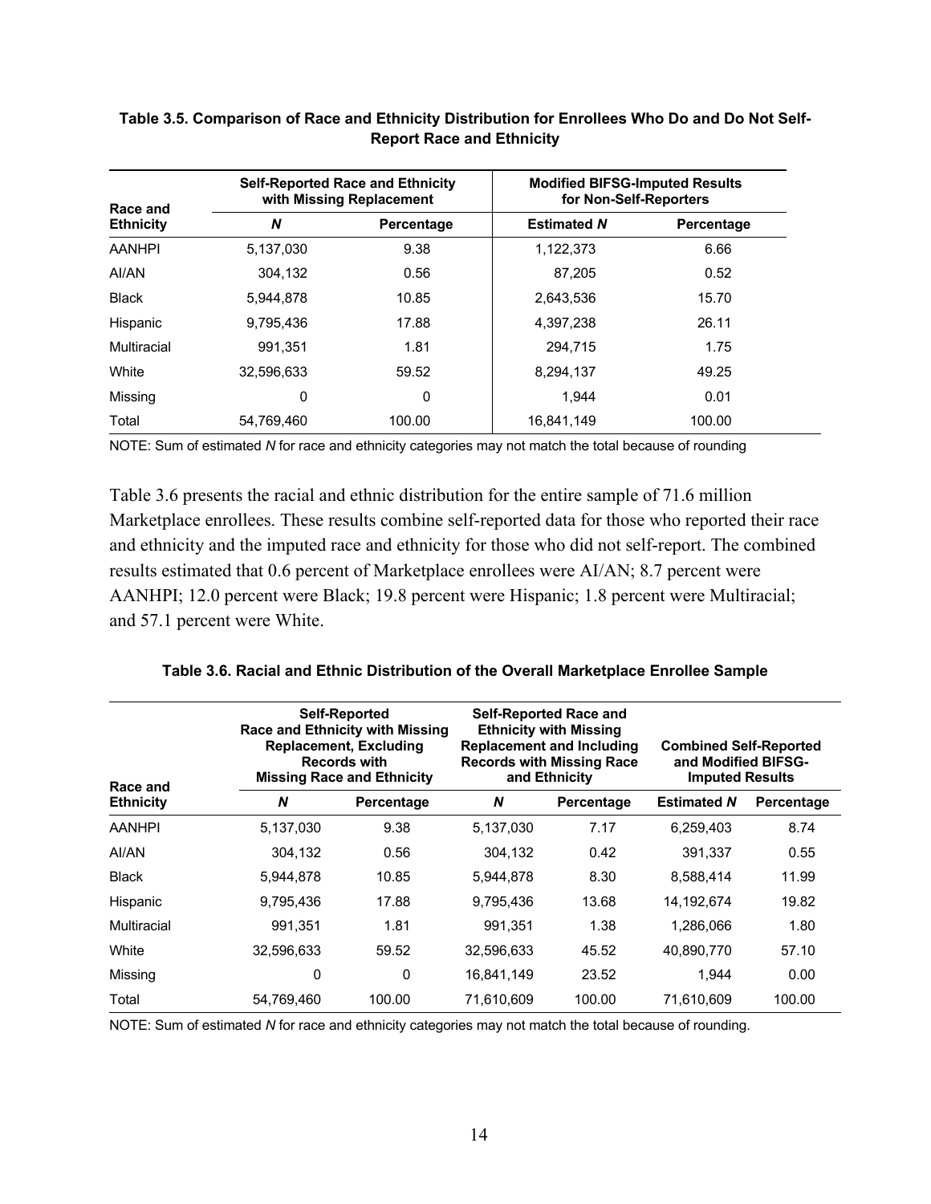**Table 3.5. Comparison of Race and Ethnicity Distribution for Enrollees Who Do and Do Not Self-Report Race and Ethnicity**

| Race and Ethnicity | Self-Reported Race and Ethnicity with Missing Replacement | | Modified BIFSG-Imputed Results for Non-Self-Reporters | |
|---|---|---|---|---|
| | *N* | Percentage | Estimated *N* | Percentage |
| AANHPI | 5,137,030 | 9.38 | 1,122,373 | 6.66 |
| AI/AN | 304,132 | 0.56 | 87,205 | 0.52 |
| Black | 5,944,878 | 10.85 | 2,643,536 | 15.70 |
| Hispanic | 9,795,436 | 17.88 | 4,397,238 | 26.11 |
| Multiracial | 991,351 | 1.81 | 294,715 | 1.75 |
| White | 32,596,633 | 59.52 | 8,294,137 | 49.25 |
| Missing | 0 | 0 | 1,944 | 0.01 |
| Total | 54,769,460 | 100.00 | 16,841,149 | 100.00 |

NOTE: Sum of estimated *N* for race and ethnicity categories may not match the total because of rounding

Table 3.6 presents the racial and ethnic distribution for the entire sample of 71.6 million Marketplace enrollees. These results combine self-reported data for those who reported their race and ethnicity and the imputed race and ethnicity for those who did not self-report. The combined results estimated that 0.6 percent of Marketplace enrollees were AI/AN; 8.7 percent were AANHPI; 12.0 percent were Black; 19.8 percent were Hispanic; 1.8 percent were Multiracial; and 57.1 percent were White.

**Table 3.6. Racial and Ethnic Distribution of the Overall Marketplace Enrollee Sample**

| Race and Ethnicity | Self-Reported Race and Ethnicity with Missing Replacement, Excluding Records with Missing Race and Ethnicity | | Self-Reported Race and Ethnicity with Missing Replacement and Including Records with Missing Race and Ethnicity | | Combined Self-Reported and Modified BIFSG-Imputed Results | |
|---|---|---|---|---|---|---|
| | *N* | Percentage | *N* | Percentage | Estimated *N* | Percentage |
| AANHPI | 5,137,030 | 9.38 | 5,137,030 | 7.17 | 6,259,403 | 8.74 |
| AI/AN | 304,132 | 0.56 | 304,132 | 0.42 | 391,337 | 0.55 |
| Black | 5,944,878 | 10.85 | 5,944,878 | 8.30 | 8,588,414 | 11.99 |
| Hispanic | 9,795,436 | 17.88 | 9,795,436 | 13.68 | 14,192,674 | 19.82 |
| Multiracial | 991,351 | 1.81 | 991,351 | 1.38 | 1,286,066 | 1.80 |
| White | 32,596,633 | 59.52 | 32,596,633 | 45.52 | 40,890,770 | 57.10 |
| Missing | 0 | 0 | 16,841,149 | 23.52 | 1,944 | 0.00 |
| Total | 54,769,460 | 100.00 | 71,610,609 | 100.00 | 71,610,609 | 100.00 |

NOTE: Sum of estimated *N* for race and ethnicity categories may not match the total because of rounding.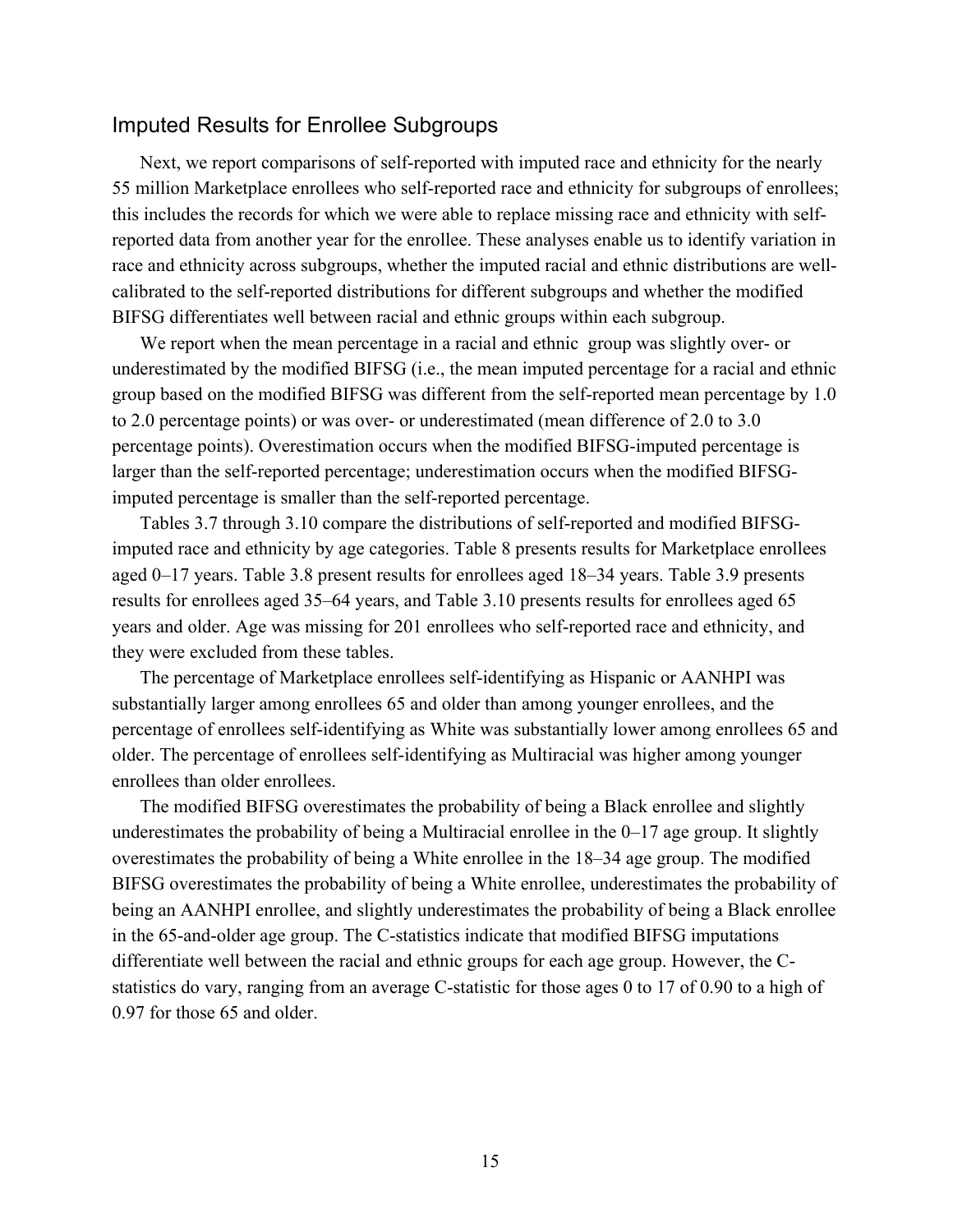## Imputed Results for Enrollee Subgroups

Next, we report comparisons of self-reported with imputed race and ethnicity for the nearly 55 million Marketplace enrollees who self-reported race and ethnicity for subgroups of enrollees; this includes the records for which we were able to replace missing race and ethnicity with self-reported data from another year for the enrollee. These analyses enable us to identify variation in race and ethnicity across subgroups, whether the imputed racial and ethnic distributions are well-calibrated to the self-reported distributions for different subgroups and whether the modified BIFSG differentiates well between racial and ethnic groups within each subgroup.

We report when the mean percentage in a racial and ethnic group was slightly over- or underestimated by the modified BIFSG (i.e., the mean imputed percentage for a racial and ethnic group based on the modified BIFSG was different from the self-reported mean percentage by 1.0 to 2.0 percentage points) or was over- or underestimated (mean difference of 2.0 to 3.0 percentage points). Overestimation occurs when the modified BIFSG-imputed percentage is larger than the self-reported percentage; underestimation occurs when the modified BIFSG-imputed percentage is smaller than the self-reported percentage.

Tables 3.7 through 3.10 compare the distributions of self-reported and modified BIFSG-imputed race and ethnicity by age categories. Table 8 presents results for Marketplace enrollees aged 0–17 years. Table 3.8 present results for enrollees aged 18–34 years. Table 3.9 presents results for enrollees aged 35–64 years, and Table 3.10 presents results for enrollees aged 65 years and older. Age was missing for 201 enrollees who self-reported race and ethnicity, and they were excluded from these tables.

The percentage of Marketplace enrollees self-identifying as Hispanic or AANHPI was substantially larger among enrollees 65 and older than among younger enrollees, and the percentage of enrollees self-identifying as White was substantially lower among enrollees 65 and older. The percentage of enrollees self-identifying as Multiracial was higher among younger enrollees than older enrollees.

The modified BIFSG overestimates the probability of being a Black enrollee and slightly underestimates the probability of being a Multiracial enrollee in the 0–17 age group. It slightly overestimates the probability of being a White enrollee in the 18–34 age group. The modified BIFSG overestimates the probability of being a White enrollee, underestimates the probability of being an AANHPI enrollee, and slightly underestimates the probability of being a Black enrollee in the 65-and-older age group. The C-statistics indicate that modified BIFSG imputations differentiate well between the racial and ethnic groups for each age group. However, the C-statistics do vary, ranging from an average C-statistic for those ages 0 to 17 of 0.90 to a high of 0.97 for those 65 and older.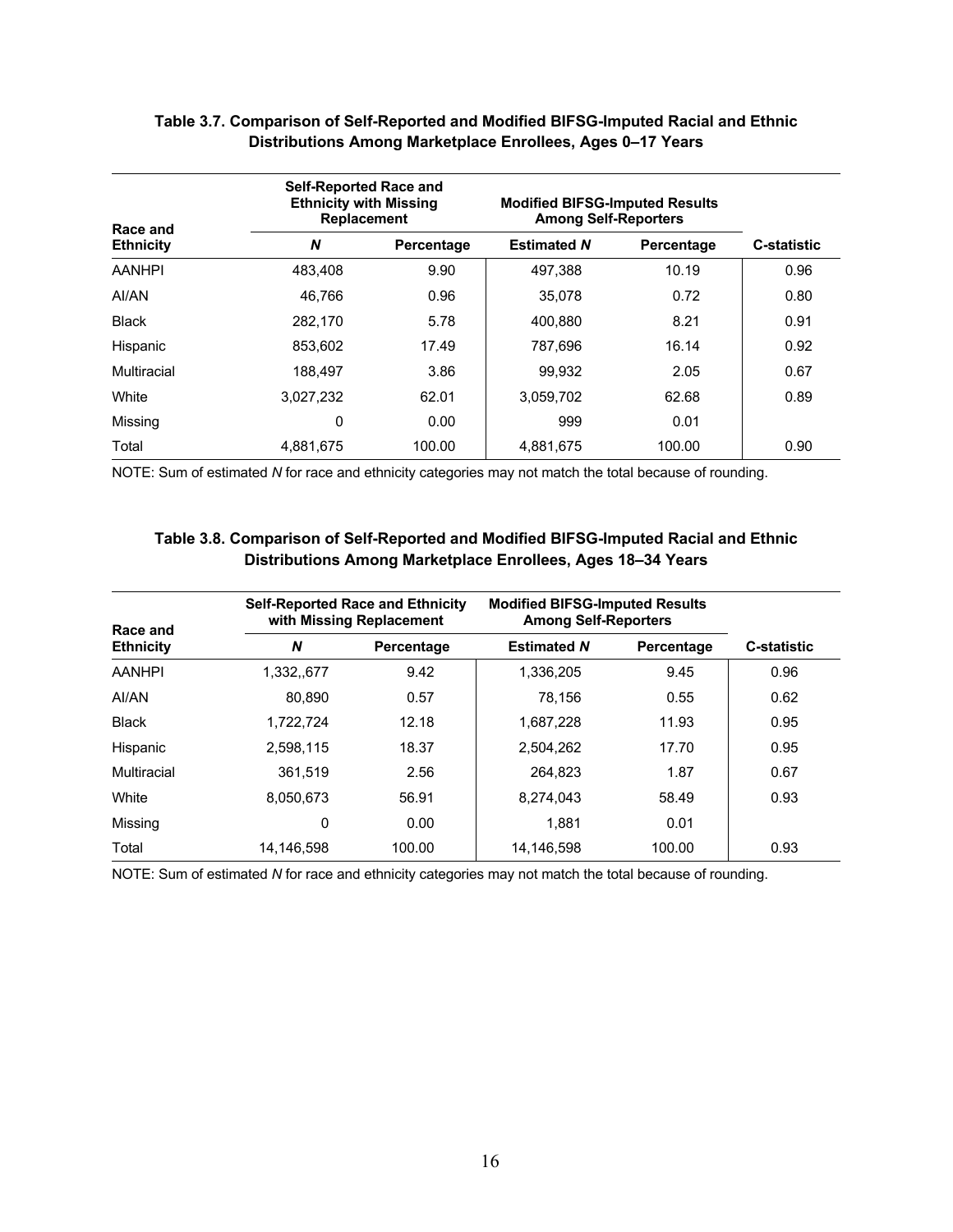**Table 3.7. Comparison of Self-Reported and Modified BIFSG-Imputed Racial and Ethnic Distributions Among Marketplace Enrollees, Ages 0–17 Years**

| Race and Ethnicity | Self-Reported Race and Ethnicity with Missing Replacement | | Modified BIFSG-Imputed Results Among Self-Reporters | | |
|---|---|---|---|---|---|
| | *N* | Percentage | Estimated *N* | Percentage | C-statistic |
| AANHPI | 483,408 | 9.90 | 497,388 | 10.19 | 0.96 |
| AI/AN | 46,766 | 0.96 | 35,078 | 0.72 | 0.80 |
| Black | 282,170 | 5.78 | 400,880 | 8.21 | 0.91 |
| Hispanic | 853,602 | 17.49 | 787,696 | 16.14 | 0.92 |
| Multiracial | 188,497 | 3.86 | 99,932 | 2.05 | 0.67 |
| White | 3,027,232 | 62.01 | 3,059,702 | 62.68 | 0.89 |
| Missing | 0 | 0.00 | 999 | 0.01 | |
| Total | 4,881,675 | 100.00 | 4,881,675 | 100.00 | 0.90 |

NOTE: Sum of estimated *N* for race and ethnicity categories may not match the total because of rounding.

**Table 3.8. Comparison of Self-Reported and Modified BIFSG-Imputed Racial and Ethnic Distributions Among Marketplace Enrollees, Ages 18–34 Years**

| Race and Ethnicity | Self-Reported Race and Ethnicity with Missing Replacement | | Modified BIFSG-Imputed Results Among Self-Reporters | | |
|---|---|---|---|---|---|
| | *N* | Percentage | Estimated *N* | Percentage | C-statistic |
| AANHPI | 1,332,,677 | 9.42 | 1,336,205 | 9.45 | 0.96 |
| AI/AN | 80,890 | 0.57 | 78,156 | 0.55 | 0.62 |
| Black | 1,722,724 | 12.18 | 1,687,228 | 11.93 | 0.95 |
| Hispanic | 2,598,115 | 18.37 | 2,504,262 | 17.70 | 0.95 |
| Multiracial | 361,519 | 2.56 | 264,823 | 1.87 | 0.67 |
| White | 8,050,673 | 56.91 | 8,274,043 | 58.49 | 0.93 |
| Missing | 0 | 0.00 | 1,881 | 0.01 | |
| Total | 14,146,598 | 100.00 | 14,146,598 | 100.00 | 0.93 |

NOTE: Sum of estimated *N* for race and ethnicity categories may not match the total because of rounding.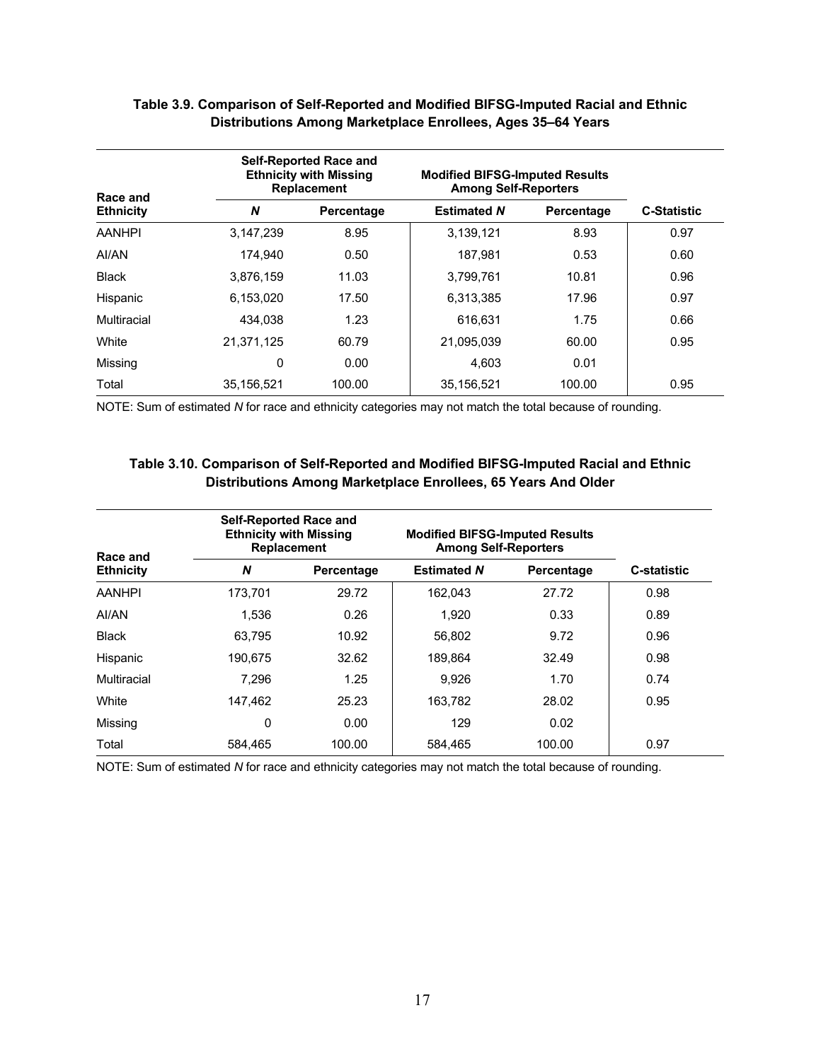**Table 3.9. Comparison of Self-Reported and Modified BIFSG-Imputed Racial and Ethnic Distributions Among Marketplace Enrollees, Ages 35–64 Years**

| Race and Ethnicity | Self-Reported Race and Ethnicity with Missing Replacement | | Modified BIFSG-Imputed Results Among Self-Reporters | | |
|---|---|---|---|---|---|
| | ***N*** | **Percentage** | **Estimated *N*** | **Percentage** | **C-Statistic** |
| AANHPI | 3,147,239 | 8.95 | 3,139,121 | 8.93 | 0.97 |
| AI/AN | 174,940 | 0.50 | 187,981 | 0.53 | 0.60 |
| Black | 3,876,159 | 11.03 | 3,799,761 | 10.81 | 0.96 |
| Hispanic | 6,153,020 | 17.50 | 6,313,385 | 17.96 | 0.97 |
| Multiracial | 434,038 | 1.23 | 616,631 | 1.75 | 0.66 |
| White | 21,371,125 | 60.79 | 21,095,039 | 60.00 | 0.95 |
| Missing | 0 | 0.00 | 4,603 | 0.01 | |
| Total | 35,156,521 | 100.00 | 35,156,521 | 100.00 | 0.95 |

NOTE: Sum of estimated *N* for race and ethnicity categories may not match the total because of rounding.

**Table 3.10. Comparison of Self-Reported and Modified BIFSG-Imputed Racial and Ethnic Distributions Among Marketplace Enrollees, 65 Years And Older**

| Race and Ethnicity | Self-Reported Race and Ethnicity with Missing Replacement | | Modified BIFSG-Imputed Results Among Self-Reporters | | |
|---|---|---|---|---|---|
| | ***N*** | **Percentage** | **Estimated *N*** | **Percentage** | **C-statistic** |
| AANHPI | 173,701 | 29.72 | 162,043 | 27.72 | 0.98 |
| AI/AN | 1,536 | 0.26 | 1,920 | 0.33 | 0.89 |
| Black | 63,795 | 10.92 | 56,802 | 9.72 | 0.96 |
| Hispanic | 190,675 | 32.62 | 189,864 | 32.49 | 0.98 |
| Multiracial | 7,296 | 1.25 | 9,926 | 1.70 | 0.74 |
| White | 147,462 | 25.23 | 163,782 | 28.02 | 0.95 |
| Missing | 0 | 0.00 | 129 | 0.02 | |
| Total | 584,465 | 100.00 | 584,465 | 100.00 | 0.97 |

NOTE: Sum of estimated *N* for race and ethnicity categories may not match the total because of rounding.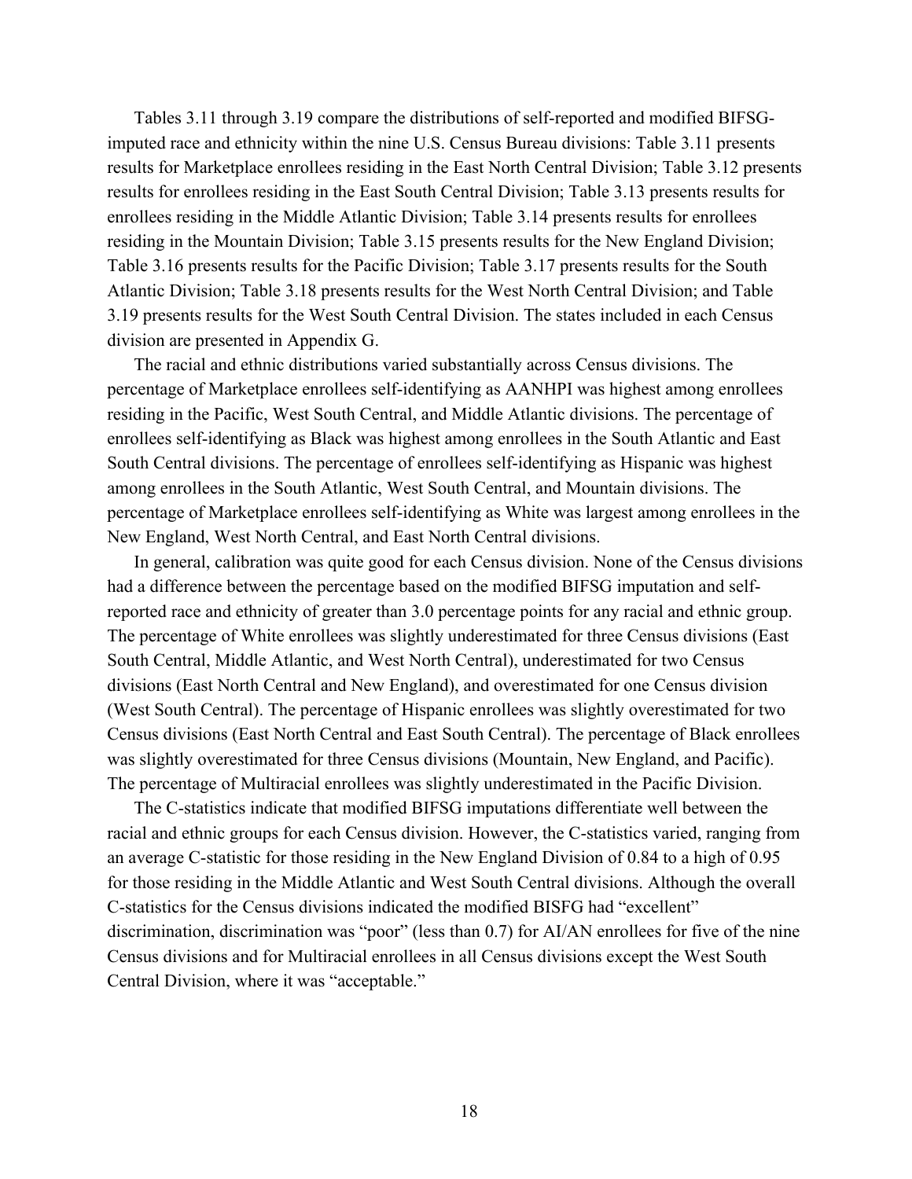Tables 3.11 through 3.19 compare the distributions of self-reported and modified BIFSG-imputed race and ethnicity within the nine U.S. Census Bureau divisions: Table 3.11 presents results for Marketplace enrollees residing in the East North Central Division; Table 3.12 presents results for enrollees residing in the East South Central Division; Table 3.13 presents results for enrollees residing in the Middle Atlantic Division; Table 3.14 presents results for enrollees residing in the Mountain Division; Table 3.15 presents results for the New England Division; Table 3.16 presents results for the Pacific Division; Table 3.17 presents results for the South Atlantic Division; Table 3.18 presents results for the West North Central Division; and Table 3.19 presents results for the West South Central Division. The states included in each Census division are presented in Appendix G.

The racial and ethnic distributions varied substantially across Census divisions. The percentage of Marketplace enrollees self-identifying as AANHPI was highest among enrollees residing in the Pacific, West South Central, and Middle Atlantic divisions. The percentage of enrollees self-identifying as Black was highest among enrollees in the South Atlantic and East South Central divisions. The percentage of enrollees self-identifying as Hispanic was highest among enrollees in the South Atlantic, West South Central, and Mountain divisions. The percentage of Marketplace enrollees self-identifying as White was largest among enrollees in the New England, West North Central, and East North Central divisions.

In general, calibration was quite good for each Census division. None of the Census divisions had a difference between the percentage based on the modified BIFSG imputation and self-reported race and ethnicity of greater than 3.0 percentage points for any racial and ethnic group. The percentage of White enrollees was slightly underestimated for three Census divisions (East South Central, Middle Atlantic, and West North Central), underestimated for two Census divisions (East North Central and New England), and overestimated for one Census division (West South Central). The percentage of Hispanic enrollees was slightly overestimated for two Census divisions (East North Central and East South Central). The percentage of Black enrollees was slightly overestimated for three Census divisions (Mountain, New England, and Pacific). The percentage of Multiracial enrollees was slightly underestimated in the Pacific Division.

The C-statistics indicate that modified BIFSG imputations differentiate well between the racial and ethnic groups for each Census division. However, the C-statistics varied, ranging from an average C-statistic for those residing in the New England Division of 0.84 to a high of 0.95 for those residing in the Middle Atlantic and West South Central divisions. Although the overall C-statistics for the Census divisions indicated the modified BISFG had "excellent" discrimination, discrimination was "poor" (less than 0.7) for AI/AN enrollees for five of the nine Census divisions and for Multiracial enrollees in all Census divisions except the West South Central Division, where it was "acceptable."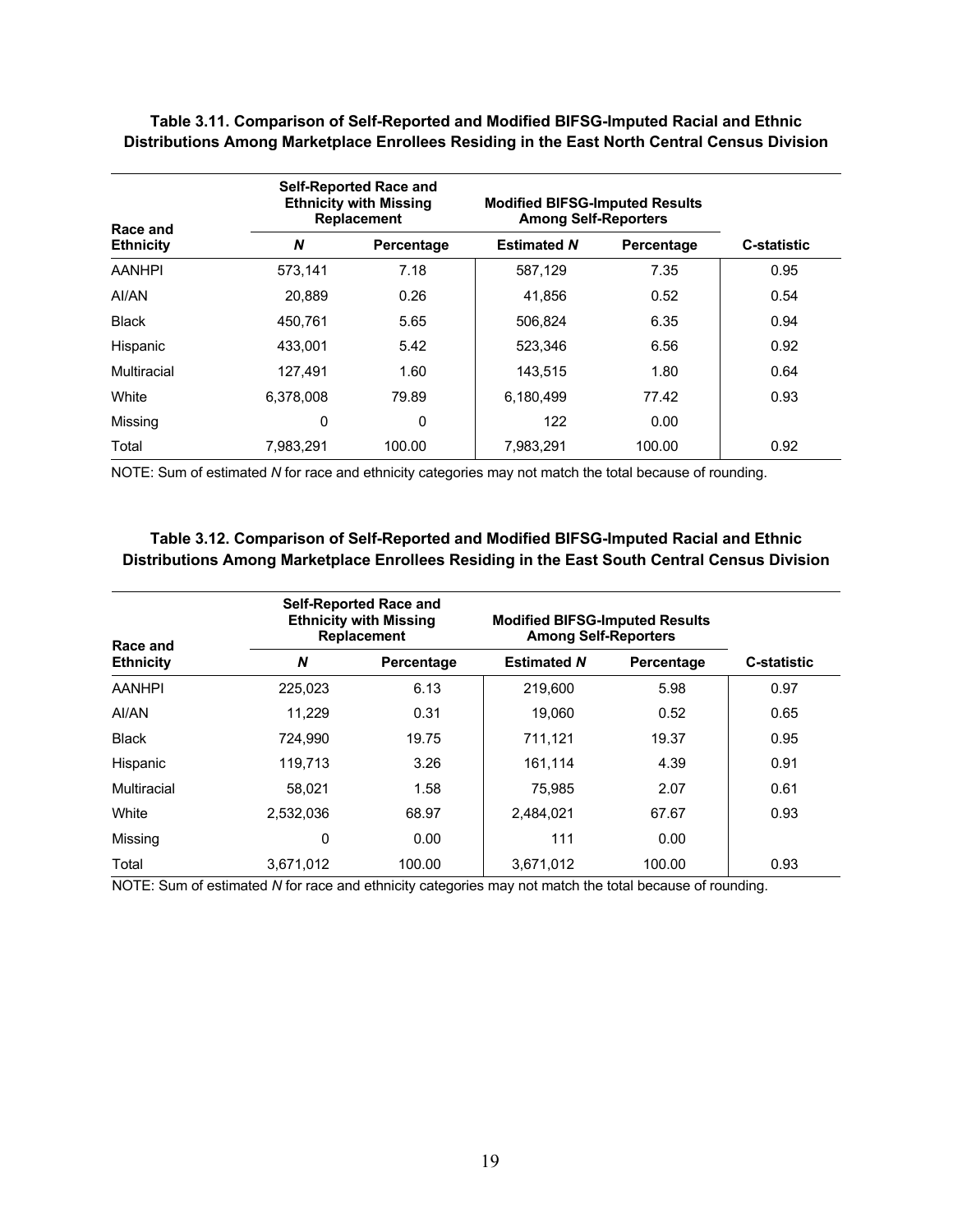**Table 3.11. Comparison of Self-Reported and Modified BIFSG-Imputed Racial and Ethnic Distributions Among Marketplace Enrollees Residing in the East North Central Census Division**

| Race and Ethnicity | Self-Reported Race and Ethnicity with Missing Replacement | | Modified BIFSG-Imputed Results Among Self-Reporters | | |
|---|---|---|---|---|---|
| | ***N*** | **Percentage** | **Estimated *N*** | **Percentage** | **C-statistic** |
| AANHPI | 573,141 | 7.18 | 587,129 | 7.35 | 0.95 |
| AI/AN | 20,889 | 0.26 | 41,856 | 0.52 | 0.54 |
| Black | 450,761 | 5.65 | 506,824 | 6.35 | 0.94 |
| Hispanic | 433,001 | 5.42 | 523,346 | 6.56 | 0.92 |
| Multiracial | 127,491 | 1.60 | 143,515 | 1.80 | 0.64 |
| White | 6,378,008 | 79.89 | 6,180,499 | 77.42 | 0.93 |
| Missing | 0 | 0 | 122 | 0.00 | |
| Total | 7,983,291 | 100.00 | 7,983,291 | 100.00 | 0.92 |

NOTE: Sum of estimated *N* for race and ethnicity categories may not match the total because of rounding.

**Table 3.12. Comparison of Self-Reported and Modified BIFSG-Imputed Racial and Ethnic Distributions Among Marketplace Enrollees Residing in the East South Central Census Division**

| Race and Ethnicity | Self-Reported Race and Ethnicity with Missing Replacement | | Modified BIFSG-Imputed Results Among Self-Reporters | | |
|---|---|---|---|---|---|
| | ***N*** | **Percentage** | **Estimated *N*** | **Percentage** | **C-statistic** |
| AANHPI | 225,023 | 6.13 | 219,600 | 5.98 | 0.97 |
| AI/AN | 11,229 | 0.31 | 19,060 | 0.52 | 0.65 |
| Black | 724,990 | 19.75 | 711,121 | 19.37 | 0.95 |
| Hispanic | 119,713 | 3.26 | 161,114 | 4.39 | 0.91 |
| Multiracial | 58,021 | 1.58 | 75,985 | 2.07 | 0.61 |
| White | 2,532,036 | 68.97 | 2,484,021 | 67.67 | 0.93 |
| Missing | 0 | 0.00 | 111 | 0.00 | |
| Total | 3,671,012 | 100.00 | 3,671,012 | 100.00 | 0.93 |

NOTE: Sum of estimated *N* for race and ethnicity categories may not match the total because of rounding.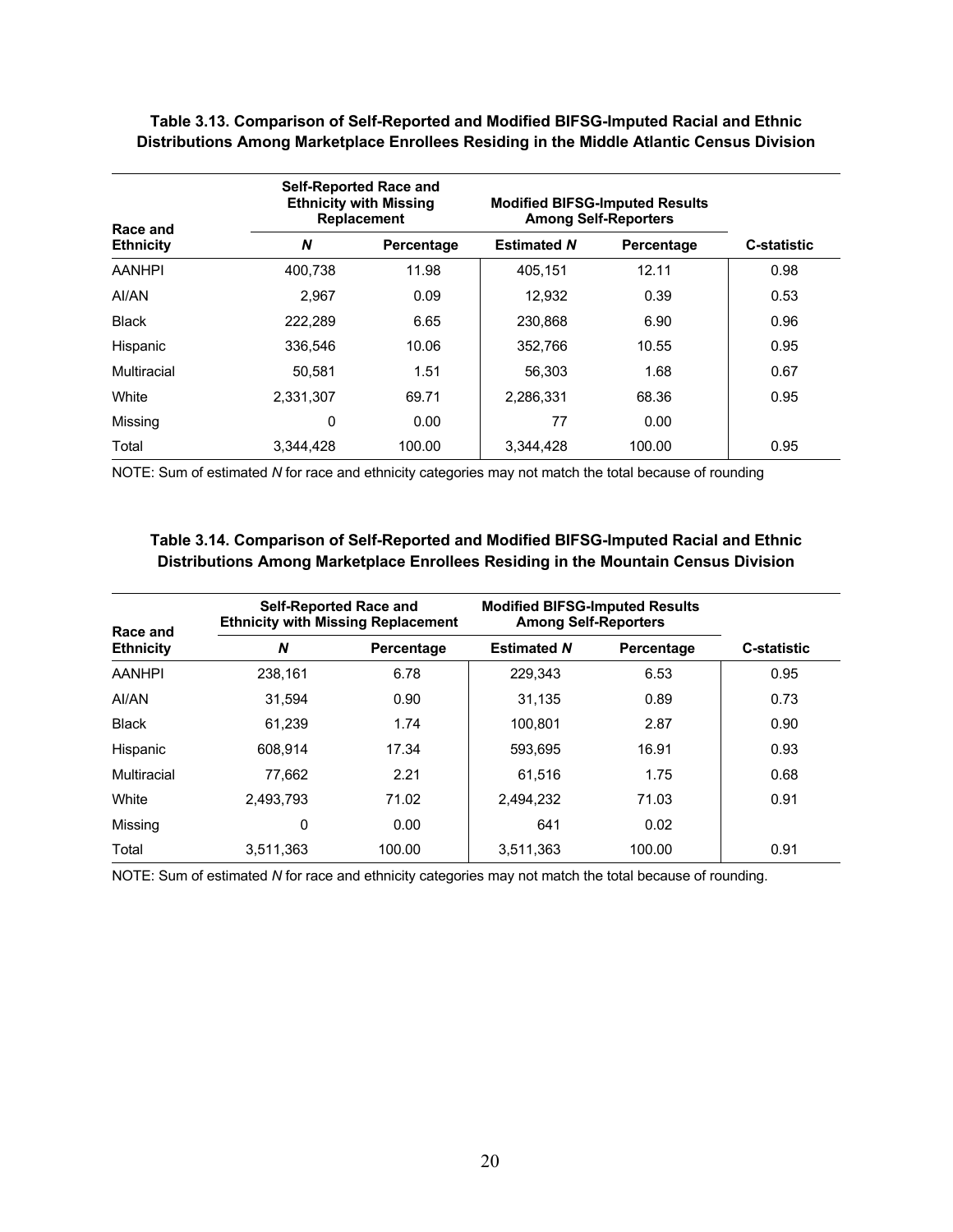**Table 3.13. Comparison of Self-Reported and Modified BIFSG-Imputed Racial and Ethnic Distributions Among Marketplace Enrollees Residing in the Middle Atlantic Census Division**

| Race and Ethnicity | Self-Reported Race and Ethnicity with Missing Replacement | | Modified BIFSG-Imputed Results Among Self-Reporters | | C-statistic |
|---|---|---|---|---|---|
| | *N* | Percentage | Estimated *N* | Percentage | |
| AANHPI | 400,738 | 11.98 | 405,151 | 12.11 | 0.98 |
| AI/AN | 2,967 | 0.09 | 12,932 | 0.39 | 0.53 |
| Black | 222,289 | 6.65 | 230,868 | 6.90 | 0.96 |
| Hispanic | 336,546 | 10.06 | 352,766 | 10.55 | 0.95 |
| Multiracial | 50,581 | 1.51 | 56,303 | 1.68 | 0.67 |
| White | 2,331,307 | 69.71 | 2,286,331 | 68.36 | 0.95 |
| Missing | 0 | 0.00 | 77 | 0.00 | |
| Total | 3,344,428 | 100.00 | 3,344,428 | 100.00 | 0.95 |

NOTE: Sum of estimated *N* for race and ethnicity categories may not match the total because of rounding

**Table 3.14. Comparison of Self-Reported and Modified BIFSG-Imputed Racial and Ethnic Distributions Among Marketplace Enrollees Residing in the Mountain Census Division**

| Race and Ethnicity | Self-Reported Race and Ethnicity with Missing Replacement | | Modified BIFSG-Imputed Results Among Self-Reporters | | C-statistic |
|---|---|---|---|---|---|
| | *N* | Percentage | Estimated *N* | Percentage | |
| AANHPI | 238,161 | 6.78 | 229,343 | 6.53 | 0.95 |
| AI/AN | 31,594 | 0.90 | 31,135 | 0.89 | 0.73 |
| Black | 61,239 | 1.74 | 100,801 | 2.87 | 0.90 |
| Hispanic | 608,914 | 17.34 | 593,695 | 16.91 | 0.93 |
| Multiracial | 77,662 | 2.21 | 61,516 | 1.75 | 0.68 |
| White | 2,493,793 | 71.02 | 2,494,232 | 71.03 | 0.91 |
| Missing | 0 | 0.00 | 641 | 0.02 | |
| Total | 3,511,363 | 100.00 | 3,511,363 | 100.00 | 0.91 |

NOTE: Sum of estimated *N* for race and ethnicity categories may not match the total because of rounding.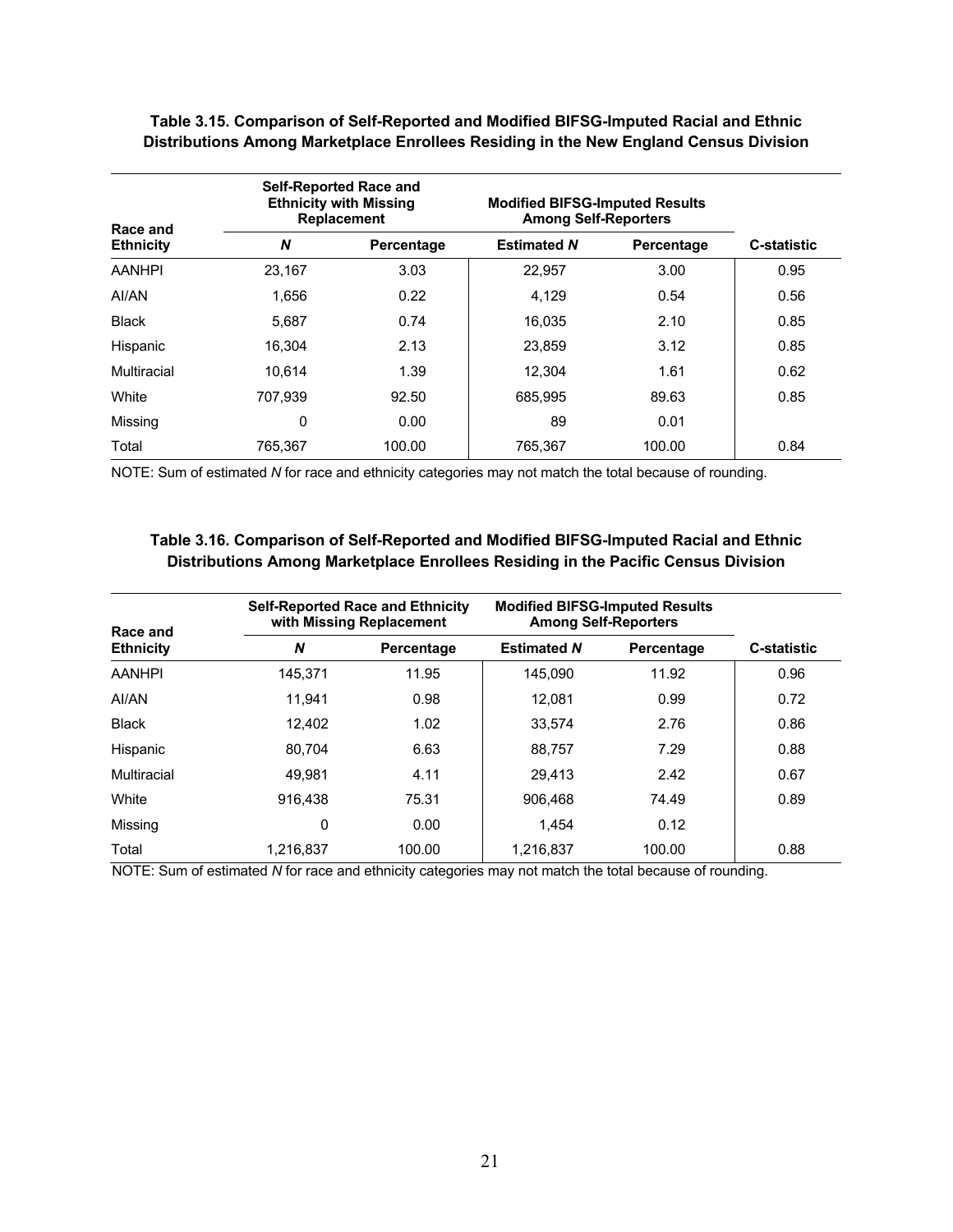**Table 3.15. Comparison of Self-Reported and Modified BIFSG-Imputed Racial and Ethnic Distributions Among Marketplace Enrollees Residing in the New England Census Division**

| Race and Ethnicity | Self-Reported Race and Ethnicity with Missing Replacement | | Modified BIFSG-Imputed Results Among Self-Reporters | | |
|---|---|---|---|---|---|
| | *N* | Percentage | Estimated *N* | Percentage | C-statistic |
| AANHPI | 23,167 | 3.03 | 22,957 | 3.00 | 0.95 |
| AI/AN | 1,656 | 0.22 | 4,129 | 0.54 | 0.56 |
| Black | 5,687 | 0.74 | 16,035 | 2.10 | 0.85 |
| Hispanic | 16,304 | 2.13 | 23,859 | 3.12 | 0.85 |
| Multiracial | 10,614 | 1.39 | 12,304 | 1.61 | 0.62 |
| White | 707,939 | 92.50 | 685,995 | 89.63 | 0.85 |
| Missing | 0 | 0.00 | 89 | 0.01 | |
| Total | 765,367 | 100.00 | 765,367 | 100.00 | 0.84 |

NOTE: Sum of estimated *N* for race and ethnicity categories may not match the total because of rounding.

**Table 3.16. Comparison of Self-Reported and Modified BIFSG-Imputed Racial and Ethnic Distributions Among Marketplace Enrollees Residing in the Pacific Census Division**

| Race and Ethnicity | Self-Reported Race and Ethnicity with Missing Replacement | | Modified BIFSG-Imputed Results Among Self-Reporters | | |
|---|---|---|---|---|---|
| | *N* | Percentage | Estimated *N* | Percentage | C-statistic |
| AANHPI | 145,371 | 11.95 | 145,090 | 11.92 | 0.96 |
| AI/AN | 11,941 | 0.98 | 12,081 | 0.99 | 0.72 |
| Black | 12,402 | 1.02 | 33,574 | 2.76 | 0.86 |
| Hispanic | 80,704 | 6.63 | 88,757 | 7.29 | 0.88 |
| Multiracial | 49,981 | 4.11 | 29,413 | 2.42 | 0.67 |
| White | 916,438 | 75.31 | 906,468 | 74.49 | 0.89 |
| Missing | 0 | 0.00 | 1,454 | 0.12 | |
| Total | 1,216,837 | 100.00 | 1,216,837 | 100.00 | 0.88 |

NOTE: Sum of estimated *N* for race and ethnicity categories may not match the total because of rounding.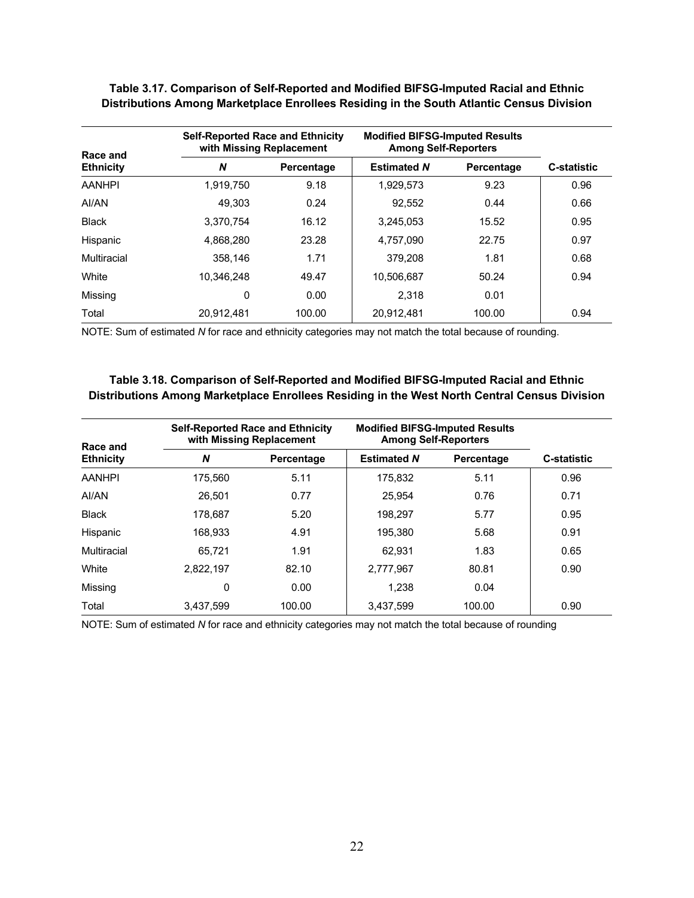**Table 3.17. Comparison of Self-Reported and Modified BIFSG-Imputed Racial and Ethnic Distributions Among Marketplace Enrollees Residing in the South Atlantic Census Division**

| Race and Ethnicity | Self-Reported Race and Ethnicity with Missing Replacement | | Modified BIFSG-Imputed Results Among Self-Reporters | | |
|---|---|---|---|---|---|
| | *N* | Percentage | Estimated *N* | Percentage | C-statistic |
| AANHPI | 1,919,750 | 9.18 | 1,929,573 | 9.23 | 0.96 |
| AI/AN | 49,303 | 0.24 | 92,552 | 0.44 | 0.66 |
| Black | 3,370,754 | 16.12 | 3,245,053 | 15.52 | 0.95 |
| Hispanic | 4,868,280 | 23.28 | 4,757,090 | 22.75 | 0.97 |
| Multiracial | 358,146 | 1.71 | 379,208 | 1.81 | 0.68 |
| White | 10,346,248 | 49.47 | 10,506,687 | 50.24 | 0.94 |
| Missing | 0 | 0.00 | 2,318 | 0.01 | |
| Total | 20,912,481 | 100.00 | 20,912,481 | 100.00 | 0.94 |

NOTE: Sum of estimated *N* for race and ethnicity categories may not match the total because of rounding.

**Table 3.18. Comparison of Self-Reported and Modified BIFSG-Imputed Racial and Ethnic Distributions Among Marketplace Enrollees Residing in the West North Central Census Division**

| Race and Ethnicity | Self-Reported Race and Ethnicity with Missing Replacement | | Modified BIFSG-Imputed Results Among Self-Reporters | | |
|---|---|---|---|---|---|
| | *N* | Percentage | Estimated *N* | Percentage | C-statistic |
| AANHPI | 175,560 | 5.11 | 175,832 | 5.11 | 0.96 |
| AI/AN | 26,501 | 0.77 | 25,954 | 0.76 | 0.71 |
| Black | 178,687 | 5.20 | 198,297 | 5.77 | 0.95 |
| Hispanic | 168,933 | 4.91 | 195,380 | 5.68 | 0.91 |
| Multiracial | 65,721 | 1.91 | 62,931 | 1.83 | 0.65 |
| White | 2,822,197 | 82.10 | 2,777,967 | 80.81 | 0.90 |
| Missing | 0 | 0.00 | 1,238 | 0.04 | |
| Total | 3,437,599 | 100.00 | 3,437,599 | 100.00 | 0.90 |

NOTE: Sum of estimated *N* for race and ethnicity categories may not match the total because of rounding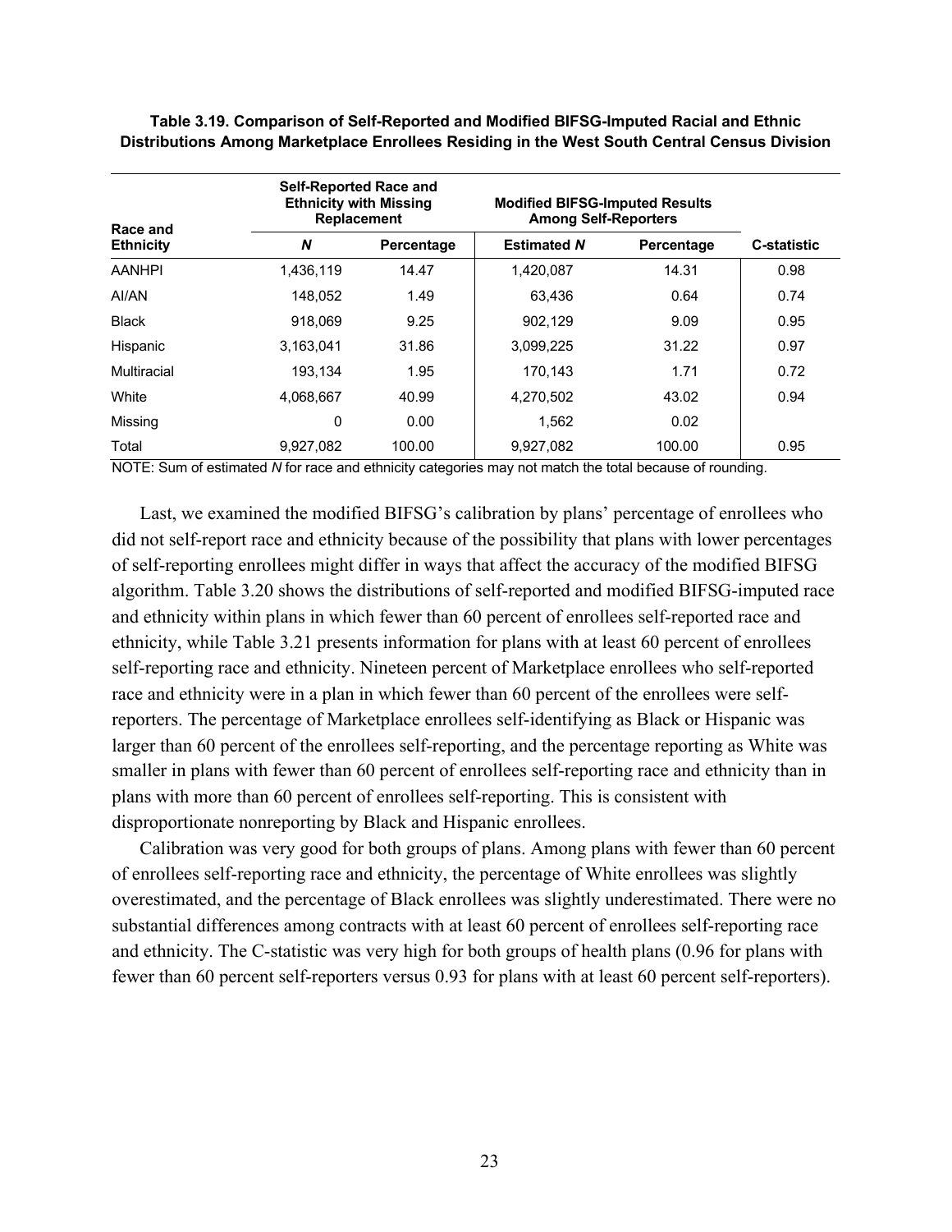**Table 3.19. Comparison of Self-Reported and Modified BIFSG-Imputed Racial and Ethnic Distributions Among Marketplace Enrollees Residing in the West South Central Census Division**

| Race and Ethnicity | Self-Reported Race and Ethnicity with Missing Replacement | | Modified BIFSG-Imputed Results Among Self-Reporters | | |
|---|---|---|---|---|---|
| | *N* | Percentage | Estimated *N* | Percentage | C-statistic |
| AANHPI | 1,436,119 | 14.47 | 1,420,087 | 14.31 | 0.98 |
| AI/AN | 148,052 | 1.49 | 63,436 | 0.64 | 0.74 |
| Black | 918,069 | 9.25 | 902,129 | 9.09 | 0.95 |
| Hispanic | 3,163,041 | 31.86 | 3,099,225 | 31.22 | 0.97 |
| Multiracial | 193,134 | 1.95 | 170,143 | 1.71 | 0.72 |
| White | 4,068,667 | 40.99 | 4,270,502 | 43.02 | 0.94 |
| Missing | 0 | 0.00 | 1,562 | 0.02 | |
| Total | 9,927,082 | 100.00 | 9,927,082 | 100.00 | 0.95 |

NOTE: Sum of estimated *N* for race and ethnicity categories may not match the total because of rounding.

Last, we examined the modified BIFSG's calibration by plans' percentage of enrollees who did not self-report race and ethnicity because of the possibility that plans with lower percentages of self-reporting enrollees might differ in ways that affect the accuracy of the modified BIFSG algorithm. Table 3.20 shows the distributions of self-reported and modified BIFSG-imputed race and ethnicity within plans in which fewer than 60 percent of enrollees self-reported race and ethnicity, while Table 3.21 presents information for plans with at least 60 percent of enrollees self-reporting race and ethnicity. Nineteen percent of Marketplace enrollees who self-reported race and ethnicity were in a plan in which fewer than 60 percent of the enrollees were self-reporters. The percentage of Marketplace enrollees self-identifying as Black or Hispanic was larger than 60 percent of the enrollees self-reporting, and the percentage reporting as White was smaller in plans with fewer than 60 percent of enrollees self-reporting race and ethnicity than in plans with more than 60 percent of enrollees self-reporting. This is consistent with disproportionate nonreporting by Black and Hispanic enrollees.

Calibration was very good for both groups of plans. Among plans with fewer than 60 percent of enrollees self-reporting race and ethnicity, the percentage of White enrollees was slightly overestimated, and the percentage of Black enrollees was slightly underestimated. There were no substantial differences among contracts with at least 60 percent of enrollees self-reporting race and ethnicity. The C-statistic was very high for both groups of health plans (0.96 for plans with fewer than 60 percent self-reporters versus 0.93 for plans with at least 60 percent self-reporters).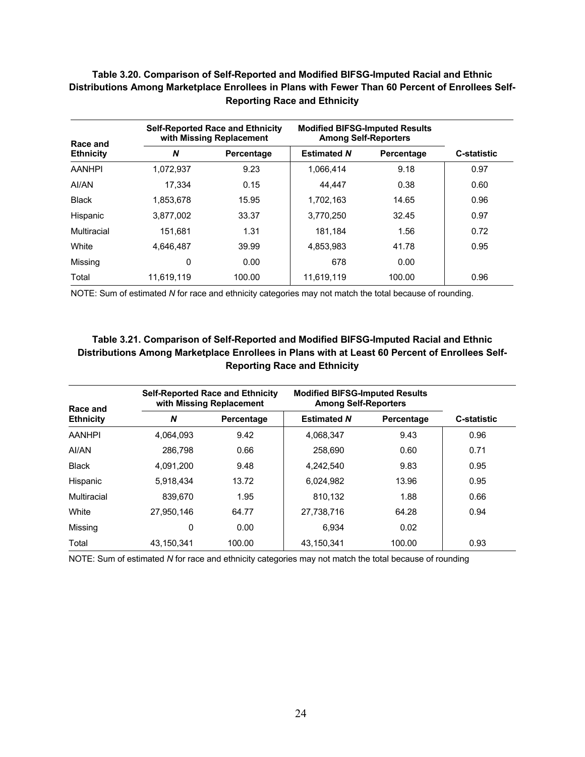**Table 3.20. Comparison of Self-Reported and Modified BIFSG-Imputed Racial and Ethnic Distributions Among Marketplace Enrollees in Plans with Fewer Than 60 Percent of Enrollees Self-Reporting Race and Ethnicity**

| Race and Ethnicity | Self-Reported Race and Ethnicity with Missing Replacement | | Modified BIFSG-Imputed Results Among Self-Reporters | | C-statistic |
|---|---|---|---|---|---|
| | *N* | Percentage | Estimated *N* | Percentage | |
| AANHPI | 1,072,937 | 9.23 | 1,066,414 | 9.18 | 0.97 |
| AI/AN | 17,334 | 0.15 | 44,447 | 0.38 | 0.60 |
| Black | 1,853,678 | 15.95 | 1,702,163 | 14.65 | 0.96 |
| Hispanic | 3,877,002 | 33.37 | 3,770,250 | 32.45 | 0.97 |
| Multiracial | 151,681 | 1.31 | 181,184 | 1.56 | 0.72 |
| White | 4,646,487 | 39.99 | 4,853,983 | 41.78 | 0.95 |
| Missing | 0 | 0.00 | 678 | 0.00 | |
| Total | 11,619,119 | 100.00 | 11,619,119 | 100.00 | 0.96 |

NOTE: Sum of estimated *N* for race and ethnicity categories may not match the total because of rounding.

**Table 3.21. Comparison of Self-Reported and Modified BIFSG-Imputed Racial and Ethnic Distributions Among Marketplace Enrollees in Plans with at Least 60 Percent of Enrollees Self-Reporting Race and Ethnicity**

| Race and Ethnicity | Self-Reported Race and Ethnicity with Missing Replacement | | Modified BIFSG-Imputed Results Among Self-Reporters | | C-statistic |
|---|---|---|---|---|---|
| | *N* | Percentage | Estimated *N* | Percentage | |
| AANHPI | 4,064,093 | 9.42 | 4,068,347 | 9.43 | 0.96 |
| AI/AN | 286,798 | 0.66 | 258,690 | 0.60 | 0.71 |
| Black | 4,091,200 | 9.48 | 4,242,540 | 9.83 | 0.95 |
| Hispanic | 5,918,434 | 13.72 | 6,024,982 | 13.96 | 0.95 |
| Multiracial | 839,670 | 1.95 | 810,132 | 1.88 | 0.66 |
| White | 27,950,146 | 64.77 | 27,738,716 | 64.28 | 0.94 |
| Missing | 0 | 0.00 | 6,934 | 0.02 | |
| Total | 43,150,341 | 100.00 | 43,150,341 | 100.00 | 0.93 |

NOTE: Sum of estimated *N* for race and ethnicity categories may not match the total because of rounding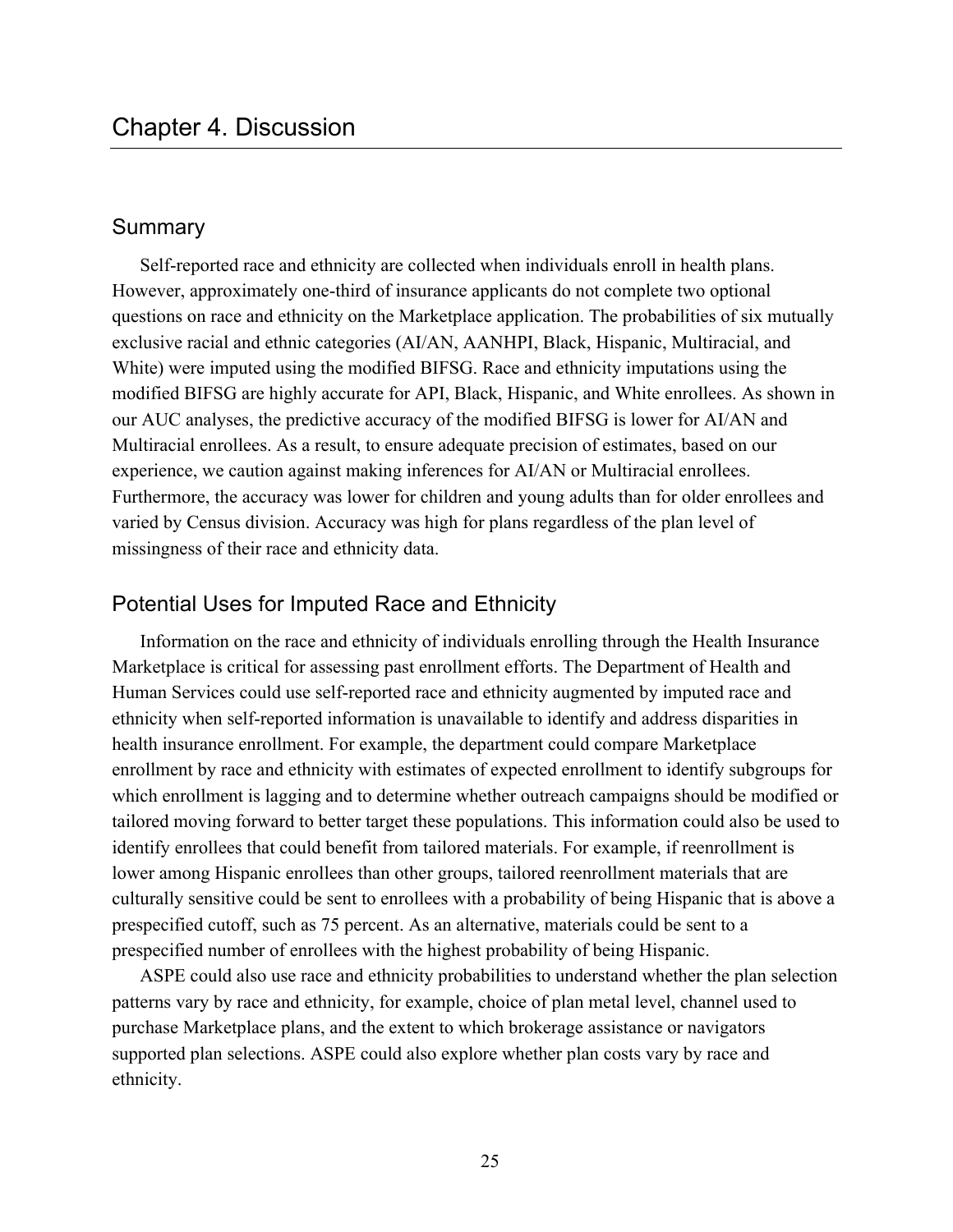# Chapter 4. Discussion

## Summary

Self-reported race and ethnicity are collected when individuals enroll in health plans. However, approximately one-third of insurance applicants do not complete two optional questions on race and ethnicity on the Marketplace application. The probabilities of six mutually exclusive racial and ethnic categories (AI/AN, AANHPI, Black, Hispanic, Multiracial, and White) were imputed using the modified BIFSG. Race and ethnicity imputations using the modified BIFSG are highly accurate for API, Black, Hispanic, and White enrollees. As shown in our AUC analyses, the predictive accuracy of the modified BIFSG is lower for AI/AN and Multiracial enrollees. As a result, to ensure adequate precision of estimates, based on our experience, we caution against making inferences for AI/AN or Multiracial enrollees. Furthermore, the accuracy was lower for children and young adults than for older enrollees and varied by Census division. Accuracy was high for plans regardless of the plan level of missingness of their race and ethnicity data.

## Potential Uses for Imputed Race and Ethnicity

Information on the race and ethnicity of individuals enrolling through the Health Insurance Marketplace is critical for assessing past enrollment efforts. The Department of Health and Human Services could use self-reported race and ethnicity augmented by imputed race and ethnicity when self-reported information is unavailable to identify and address disparities in health insurance enrollment. For example, the department could compare Marketplace enrollment by race and ethnicity with estimates of expected enrollment to identify subgroups for which enrollment is lagging and to determine whether outreach campaigns should be modified or tailored moving forward to better target these populations. This information could also be used to identify enrollees that could benefit from tailored materials. For example, if reenrollment is lower among Hispanic enrollees than other groups, tailored reenrollment materials that are culturally sensitive could be sent to enrollees with a probability of being Hispanic that is above a prespecified cutoff, such as 75 percent. As an alternative, materials could be sent to a prespecified number of enrollees with the highest probability of being Hispanic.

ASPE could also use race and ethnicity probabilities to understand whether the plan selection patterns vary by race and ethnicity, for example, choice of plan metal level, channel used to purchase Marketplace plans, and the extent to which brokerage assistance or navigators supported plan selections. ASPE could also explore whether plan costs vary by race and ethnicity.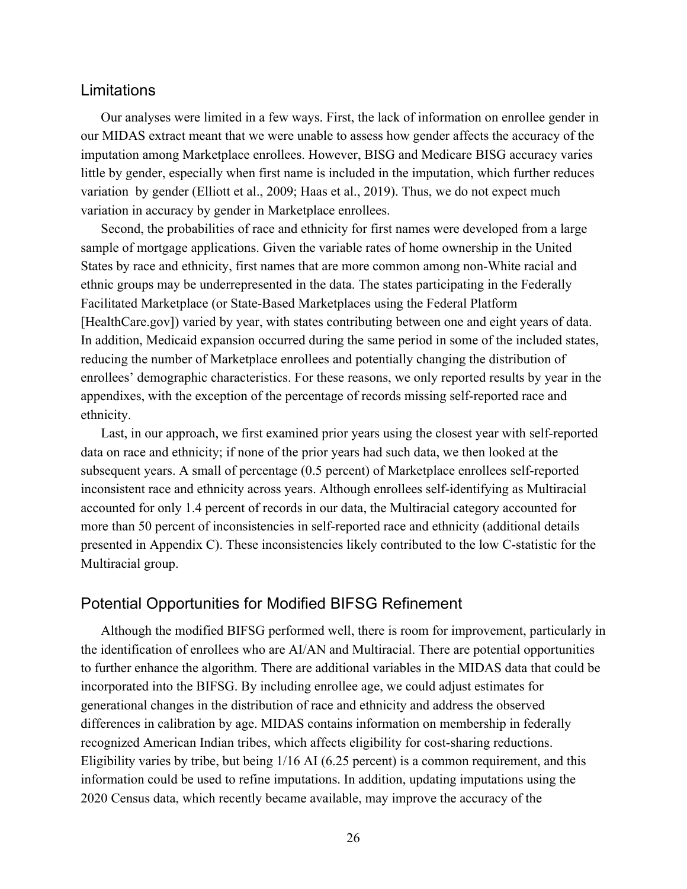## Limitations

Our analyses were limited in a few ways. First, the lack of information on enrollee gender in our MIDAS extract meant that we were unable to assess how gender affects the accuracy of the imputation among Marketplace enrollees. However, BISG and Medicare BISG accuracy varies little by gender, especially when first name is included in the imputation, which further reduces variation by gender (Elliott et al., 2009; Haas et al., 2019). Thus, we do not expect much variation in accuracy by gender in Marketplace enrollees.

Second, the probabilities of race and ethnicity for first names were developed from a large sample of mortgage applications. Given the variable rates of home ownership in the United States by race and ethnicity, first names that are more common among non-White racial and ethnic groups may be underrepresented in the data. The states participating in the Federally Facilitated Marketplace (or State-Based Marketplaces using the Federal Platform [HealthCare.gov]) varied by year, with states contributing between one and eight years of data. In addition, Medicaid expansion occurred during the same period in some of the included states, reducing the number of Marketplace enrollees and potentially changing the distribution of enrollees' demographic characteristics. For these reasons, we only reported results by year in the appendixes, with the exception of the percentage of records missing self-reported race and ethnicity.

Last, in our approach, we first examined prior years using the closest year with self-reported data on race and ethnicity; if none of the prior years had such data, we then looked at the subsequent years. A small of percentage (0.5 percent) of Marketplace enrollees self-reported inconsistent race and ethnicity across years. Although enrollees self-identifying as Multiracial accounted for only 1.4 percent of records in our data, the Multiracial category accounted for more than 50 percent of inconsistencies in self-reported race and ethnicity (additional details presented in Appendix C). These inconsistencies likely contributed to the low C-statistic for the Multiracial group.

## Potential Opportunities for Modified BIFSG Refinement

Although the modified BIFSG performed well, there is room for improvement, particularly in the identification of enrollees who are AI/AN and Multiracial. There are potential opportunities to further enhance the algorithm. There are additional variables in the MIDAS data that could be incorporated into the BIFSG. By including enrollee age, we could adjust estimates for generational changes in the distribution of race and ethnicity and address the observed differences in calibration by age. MIDAS contains information on membership in federally recognized American Indian tribes, which affects eligibility for cost-sharing reductions. Eligibility varies by tribe, but being 1/16 AI (6.25 percent) is a common requirement, and this information could be used to refine imputations. In addition, updating imputations using the 2020 Census data, which recently became available, may improve the accuracy of the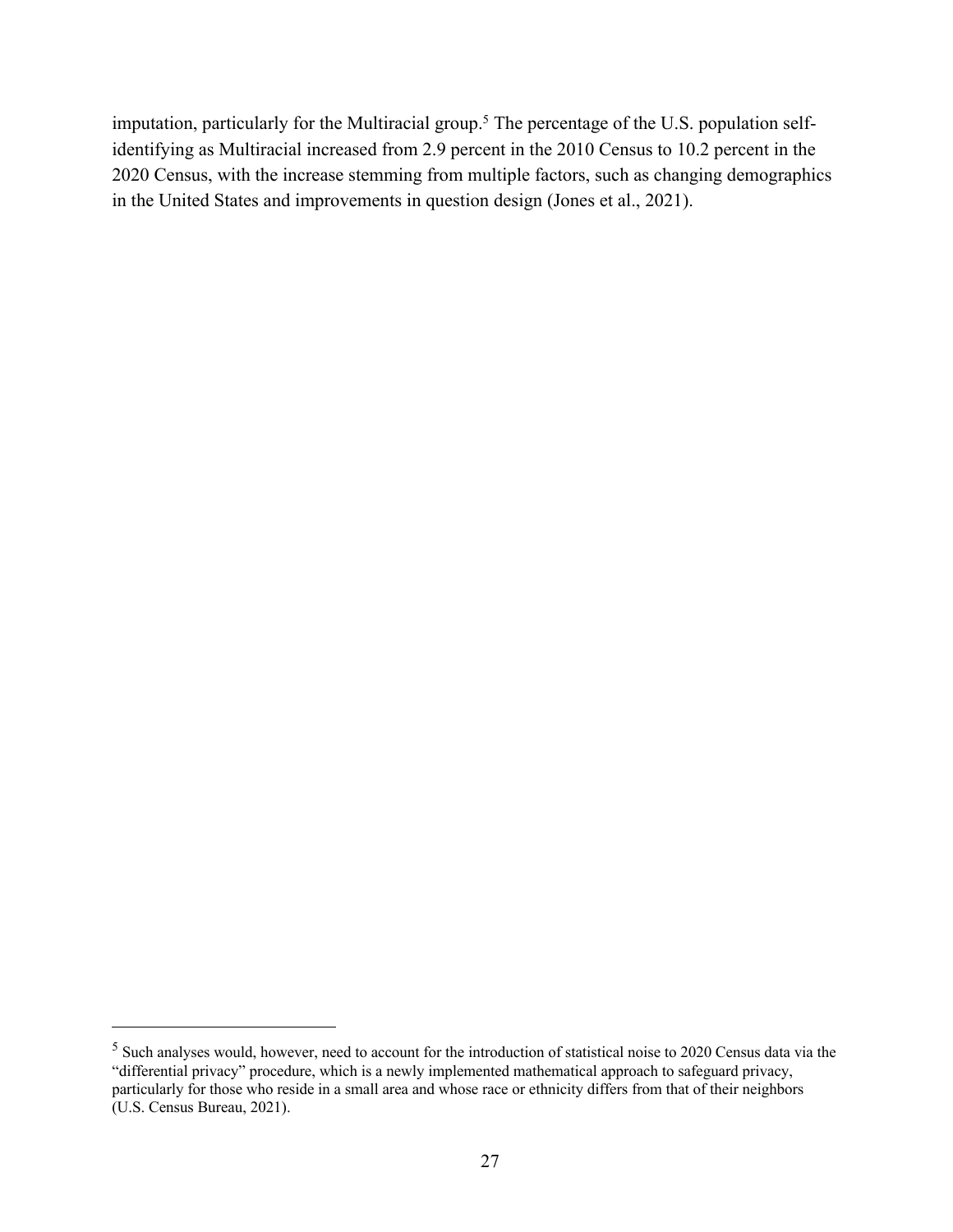imputation, particularly for the Multiracial group.[5] The percentage of the U.S. population self-identifying as Multiracial increased from 2.9 percent in the 2010 Census to 10.2 percent in the 2020 Census, with the increase stemming from multiple factors, such as changing demographics in the United States and improvements in question design (Jones et al., 2021).

[5] Such analyses would, however, need to account for the introduction of statistical noise to 2020 Census data via the "differential privacy" procedure, which is a newly implemented mathematical approach to safeguard privacy, particularly for those who reside in a small area and whose race or ethnicity differs from that of their neighbors (U.S. Census Bureau, 2021).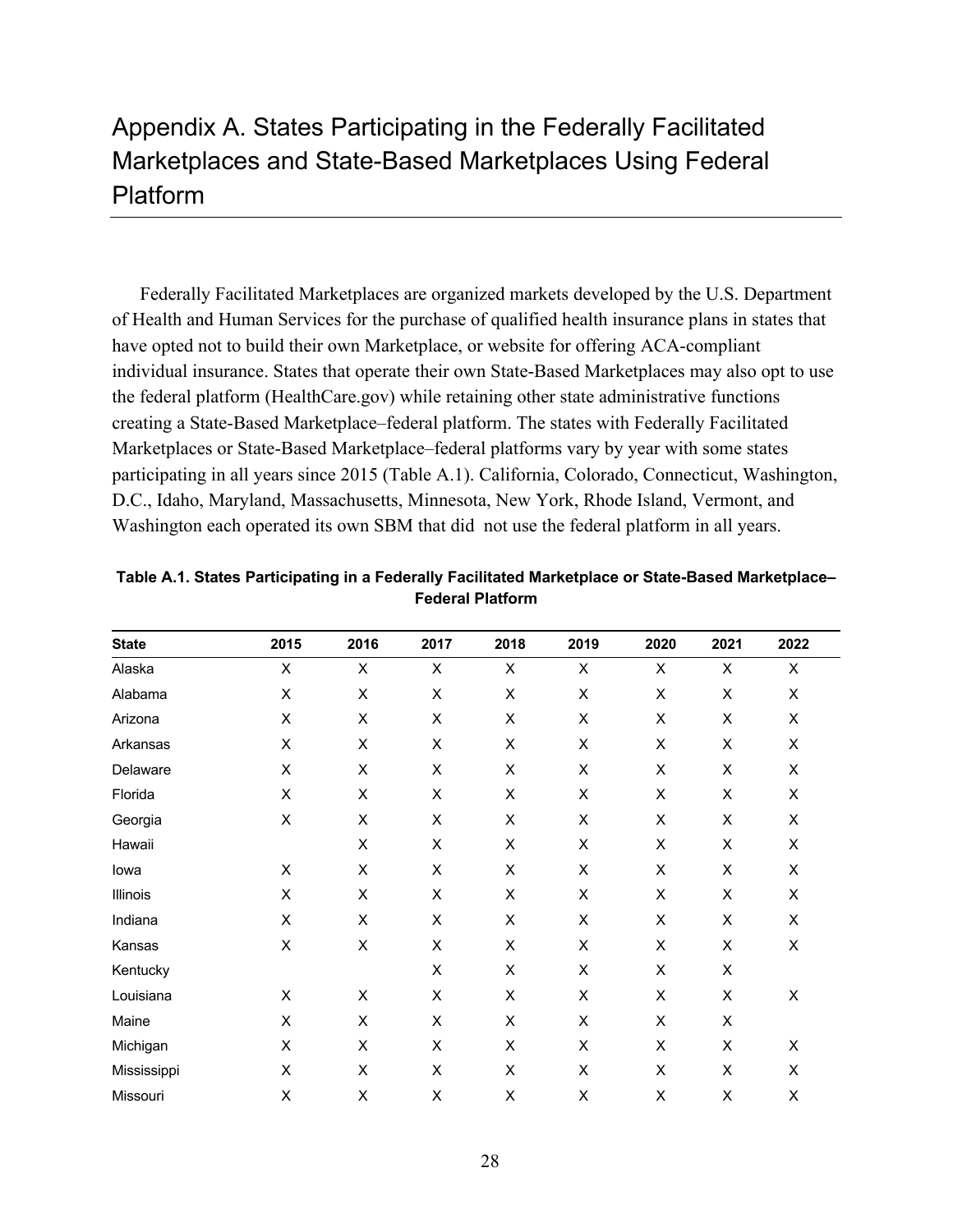# Appendix A. States Participating in the Federally Facilitated Marketplaces and State-Based Marketplaces Using Federal Platform

Federally Facilitated Marketplaces are organized markets developed by the U.S. Department of Health and Human Services for the purchase of qualified health insurance plans in states that have opted not to build their own Marketplace, or website for offering ACA-compliant individual insurance. States that operate their own State-Based Marketplaces may also opt to use the federal platform (HealthCare.gov) while retaining other state administrative functions creating a State-Based Marketplace–federal platform. The states with Federally Facilitated Marketplaces or State-Based Marketplace–federal platforms vary by year with some states participating in all years since 2015 (Table A.1). California, Colorado, Connecticut, Washington, D.C., Idaho, Maryland, Massachusetts, Minnesota, New York, Rhode Island, Vermont, and Washington each operated its own SBM that did not use the federal platform in all years.

**Table A.1. States Participating in a Federally Facilitated Marketplace or State-Based Marketplace–Federal Platform**

| State | 2015 | 2016 | 2017 | 2018 | 2019 | 2020 | 2021 | 2022 |
|---|---|---|---|---|---|---|---|---|
| Alaska | X | X | X | X | X | X | X | X |
| Alabama | X | X | X | X | X | X | X | X |
| Arizona | X | X | X | X | X | X | X | X |
| Arkansas | X | X | X | X | X | X | X | X |
| Delaware | X | X | X | X | X | X | X | X |
| Florida | X | X | X | X | X | X | X | X |
| Georgia | X | X | X | X | X | X | X | X |
| Hawaii | | X | X | X | X | X | X | X |
| Iowa | X | X | X | X | X | X | X | X |
| Illinois | X | X | X | X | X | X | X | X |
| Indiana | X | X | X | X | X | X | X | X |
| Kansas | X | X | X | X | X | X | X | X |
| Kentucky | | | X | X | X | X | X | |
| Louisiana | X | X | X | X | X | X | X | X |
| Maine | X | X | X | X | X | X | X | |
| Michigan | X | X | X | X | X | X | X | X |
| Mississippi | X | X | X | X | X | X | X | X |
| Missouri | X | X | X | X | X | X | X | X |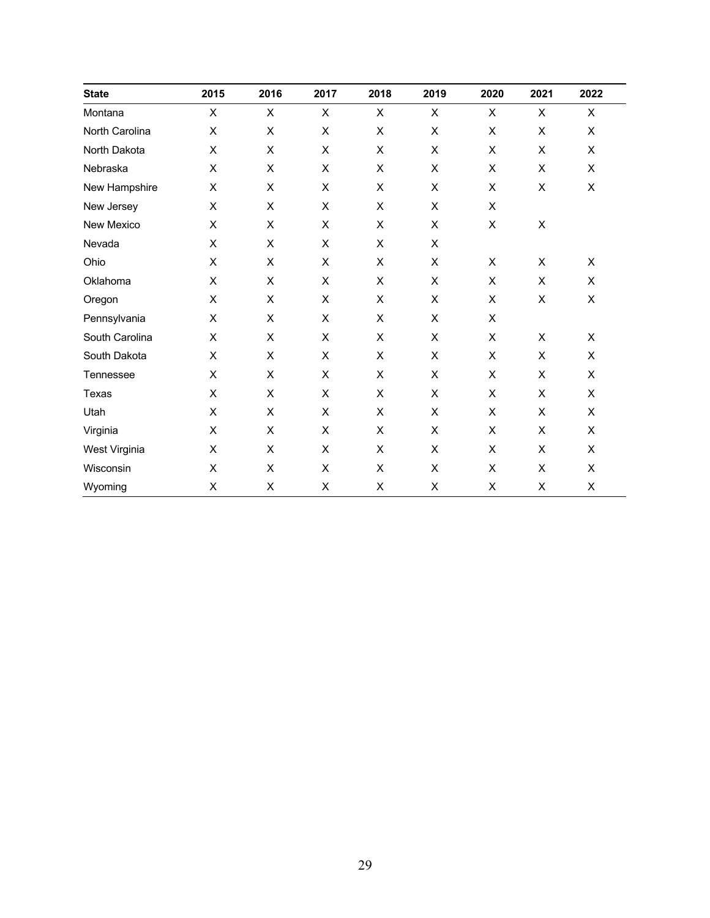| State | 2015 | 2016 | 2017 | 2018 | 2019 | 2020 | 2021 | 2022 |
|---|---|---|---|---|---|---|---|---|
| Montana | X | X | X | X | X | X | X | X |
| North Carolina | X | X | X | X | X | X | X | X |
| North Dakota | X | X | X | X | X | X | X | X |
| Nebraska | X | X | X | X | X | X | X | X |
| New Hampshire | X | X | X | X | X | X | X | X |
| New Jersey | X | X | X | X | X | X | | |
| New Mexico | X | X | X | X | X | X | X | |
| Nevada | X | X | X | X | X | | | |
| Ohio | X | X | X | X | X | X | X | X |
| Oklahoma | X | X | X | X | X | X | X | X |
| Oregon | X | X | X | X | X | X | X | X |
| Pennsylvania | X | X | X | X | X | X | | |
| South Carolina | X | X | X | X | X | X | X | X |
| South Dakota | X | X | X | X | X | X | X | X |
| Tennessee | X | X | X | X | X | X | X | X |
| Texas | X | X | X | X | X | X | X | X |
| Utah | X | X | X | X | X | X | X | X |
| Virginia | X | X | X | X | X | X | X | X |
| West Virginia | X | X | X | X | X | X | X | X |
| Wisconsin | X | X | X | X | X | X | X | X |
| Wyoming | X | X | X | X | X | X | X | X |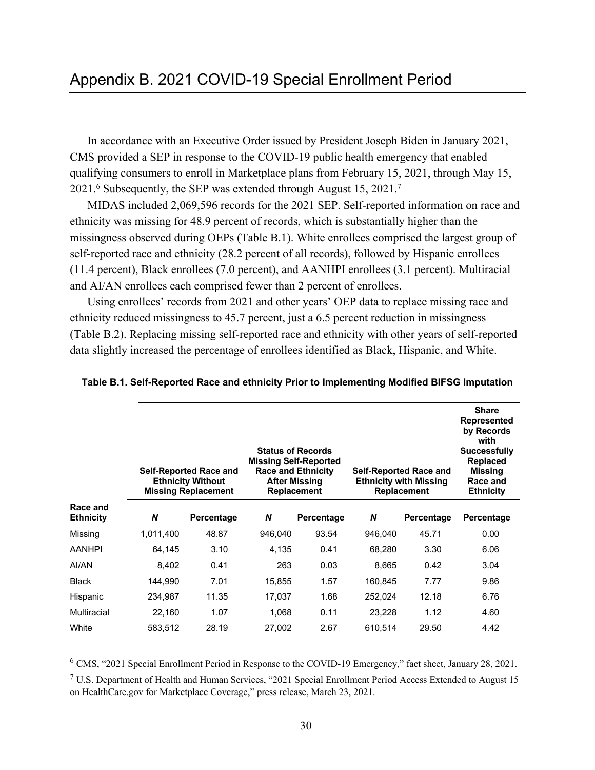## Appendix B. 2021 COVID-19 Special Enrollment Period

In accordance with an Executive Order issued by President Joseph Biden in January 2021, CMS provided a SEP in response to the COVID-19 public health emergency that enabled qualifying consumers to enroll in Marketplace plans from February 15, 2021, through May 15, 2021.[6] Subsequently, the SEP was extended through August 15, 2021.[7]

MIDAS included 2,069,596 records for the 2021 SEP. Self-reported information on race and ethnicity was missing for 48.9 percent of records, which is substantially higher than the missingness observed during OEPs (Table B.1). White enrollees comprised the largest group of self-reported race and ethnicity (28.2 percent of all records), followed by Hispanic enrollees (11.4 percent), Black enrollees (7.0 percent), and AANHPI enrollees (3.1 percent). Multiracial and AI/AN enrollees each comprised fewer than 2 percent of enrollees.

Using enrollees' records from 2021 and other years' OEP data to replace missing race and ethnicity reduced missingness to 45.7 percent, just a 6.5 percent reduction in missingness (Table B.2). Replacing missing self-reported race and ethnicity with other years of self-reported data slightly increased the percentage of enrollees identified as Black, Hispanic, and White.

**Table B.1. Self-Reported Race and ethnicity Prior to Implementing Modified BIFSG Imputation**

| | Self-Reported Race and Ethnicity Without Missing Replacement | | Status of Records Missing Self-Reported Race and Ethnicity After Missing Replacement | | Self-Reported Race and Ethnicity with Missing Replacement | | Share Represented by Records with Successfully Replaced Missing Race and Ethnicity |
|---|---|---|---|---|---|---|---|
| **Race and Ethnicity** | ***N*** | **Percentage** | ***N*** | **Percentage** | ***N*** | **Percentage** | **Percentage** |
| Missing | 1,011,400 | 48.87 | 946,040 | 93.54 | 946,040 | 45.71 | 0.00 |
| AANHPI | 64,145 | 3.10 | 4,135 | 0.41 | 68,280 | 3.30 | 6.06 |
| AI/AN | 8,402 | 0.41 | 263 | 0.03 | 8,665 | 0.42 | 3.04 |
| Black | 144,990 | 7.01 | 15,855 | 1.57 | 160,845 | 7.77 | 9.86 |
| Hispanic | 234,987 | 11.35 | 17,037 | 1.68 | 252,024 | 12.18 | 6.76 |
| Multiracial | 22,160 | 1.07 | 1,068 | 0.11 | 23,228 | 1.12 | 4.60 |
| White | 583,512 | 28.19 | 27,002 | 2.67 | 610,514 | 29.50 | 4.42 |

[6] CMS, "2021 Special Enrollment Period in Response to the COVID-19 Emergency," fact sheet, January 28, 2021.

[7] U.S. Department of Health and Human Services, "2021 Special Enrollment Period Access Extended to August 15 on HealthCare.gov for Marketplace Coverage," press release, March 23, 2021.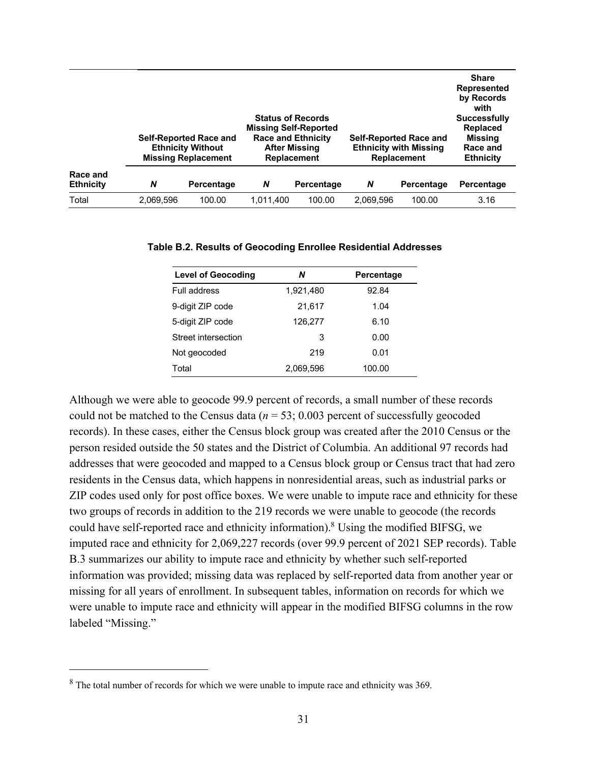| Race and Ethnicity | Self-Reported Race and Ethnicity Without Missing Replacement | | Status of Records Missing Self-Reported Race and Ethnicity After Missing Replacement | | Self-Reported Race and Ethnicity with Missing Replacement | | Share Represented by Records with Successfully Replaced Missing Race and Ethnicity |
|---|---|---|---|---|---|---|---|
| | ***N*** | **Percentage** | ***N*** | **Percentage** | ***N*** | **Percentage** | **Percentage** |
| Total | 2,069,596 | 100.00 | 1,011,400 | 100.00 | 2,069,596 | 100.00 | 3.16 |

**Table B.2. Results of Geocoding Enrollee Residential Addresses**

| Level of Geocoding | *N* | Percentage |
|---|---|---|
| Full address | 1,921,480 | 92.84 |
| 9-digit ZIP code | 21,617 | 1.04 |
| 5-digit ZIP code | 126,277 | 6.10 |
| Street intersection | 3 | 0.00 |
| Not geocoded | 219 | 0.01 |
| Total | 2,069,596 | 100.00 |

Although we were able to geocode 99.9 percent of records, a small number of these records could not be matched to the Census data (*n* = 53; 0.003 percent of successfully geocoded records). In these cases, either the Census block group was created after the 2010 Census or the person resided outside the 50 states and the District of Columbia. An additional 97 records had addresses that were geocoded and mapped to a Census block group or Census tract that had zero residents in the Census data, which happens in nonresidential areas, such as industrial parks or ZIP codes used only for post office boxes. We were unable to impute race and ethnicity for these two groups of records in addition to the 219 records we were unable to geocode (the records could have self-reported race and ethnicity information).[8] Using the modified BIFSG, we imputed race and ethnicity for 2,069,227 records (over 99.9 percent of 2021 SEP records). Table B.3 summarizes our ability to impute race and ethnicity by whether such self-reported information was provided; missing data was replaced by self-reported data from another year or missing for all years of enrollment. In subsequent tables, information on records for which we were unable to impute race and ethnicity will appear in the modified BIFSG columns in the row labeled "Missing."

[8] The total number of records for which we were unable to impute race and ethnicity was 369.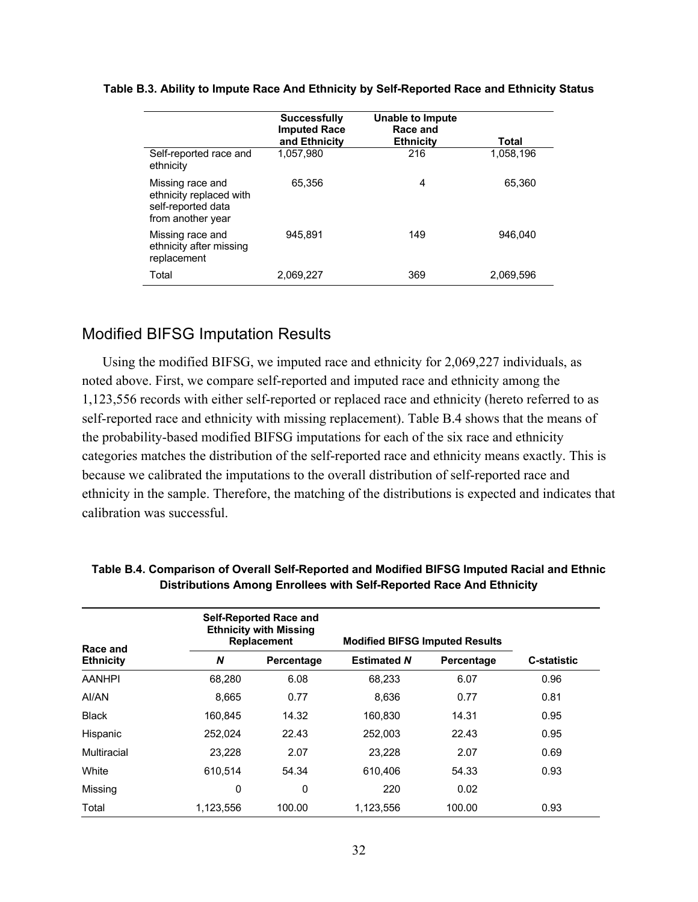**Table B.3. Ability to Impute Race And Ethnicity by Self-Reported Race and Ethnicity Status**

| | Successfully Imputed Race and Ethnicity | Unable to Impute Race and Ethnicity | Total |
|---|---|---|---|
| Self-reported race and ethnicity | 1,057,980 | 216 | 1,058,196 |
| Missing race and ethnicity replaced with self-reported data from another year | 65,356 | 4 | 65,360 |
| Missing race and ethnicity after missing replacement | 945,891 | 149 | 946,040 |
| Total | 2,069,227 | 369 | 2,069,596 |

## Modified BIFSG Imputation Results

Using the modified BIFSG, we imputed race and ethnicity for 2,069,227 individuals, as noted above. First, we compare self-reported and imputed race and ethnicity among the 1,123,556 records with either self-reported or replaced race and ethnicity (hereto referred to as self-reported race and ethnicity with missing replacement). Table B.4 shows that the means of the probability-based modified BIFSG imputations for each of the six race and ethnicity categories matches the distribution of the self-reported race and ethnicity means exactly. This is because we calibrated the imputations to the overall distribution of self-reported race and ethnicity in the sample. Therefore, the matching of the distributions is expected and indicates that calibration was successful.

**Table B.4. Comparison of Overall Self-Reported and Modified BIFSG Imputed Racial and Ethnic Distributions Among Enrollees with Self-Reported Race And Ethnicity**

| Race and Ethnicity | Self-Reported Race and Ethnicity with Missing Replacement | | Modified BIFSG Imputed Results | | C-statistic |
|---|---|---|---|---|---|
| | *N* | Percentage | Estimated *N* | Percentage | |
| AANHPI | 68,280 | 6.08 | 68,233 | 6.07 | 0.96 |
| AI/AN | 8,665 | 0.77 | 8,636 | 0.77 | 0.81 |
| Black | 160,845 | 14.32 | 160,830 | 14.31 | 0.95 |
| Hispanic | 252,024 | 22.43 | 252,003 | 22.43 | 0.95 |
| Multiracial | 23,228 | 2.07 | 23,228 | 2.07 | 0.69 |
| White | 610,514 | 54.34 | 610,406 | 54.33 | 0.93 |
| Missing | 0 | 0 | 220 | 0.02 | |
| Total | 1,123,556 | 100.00 | 1,123,556 | 100.00 | 0.93 |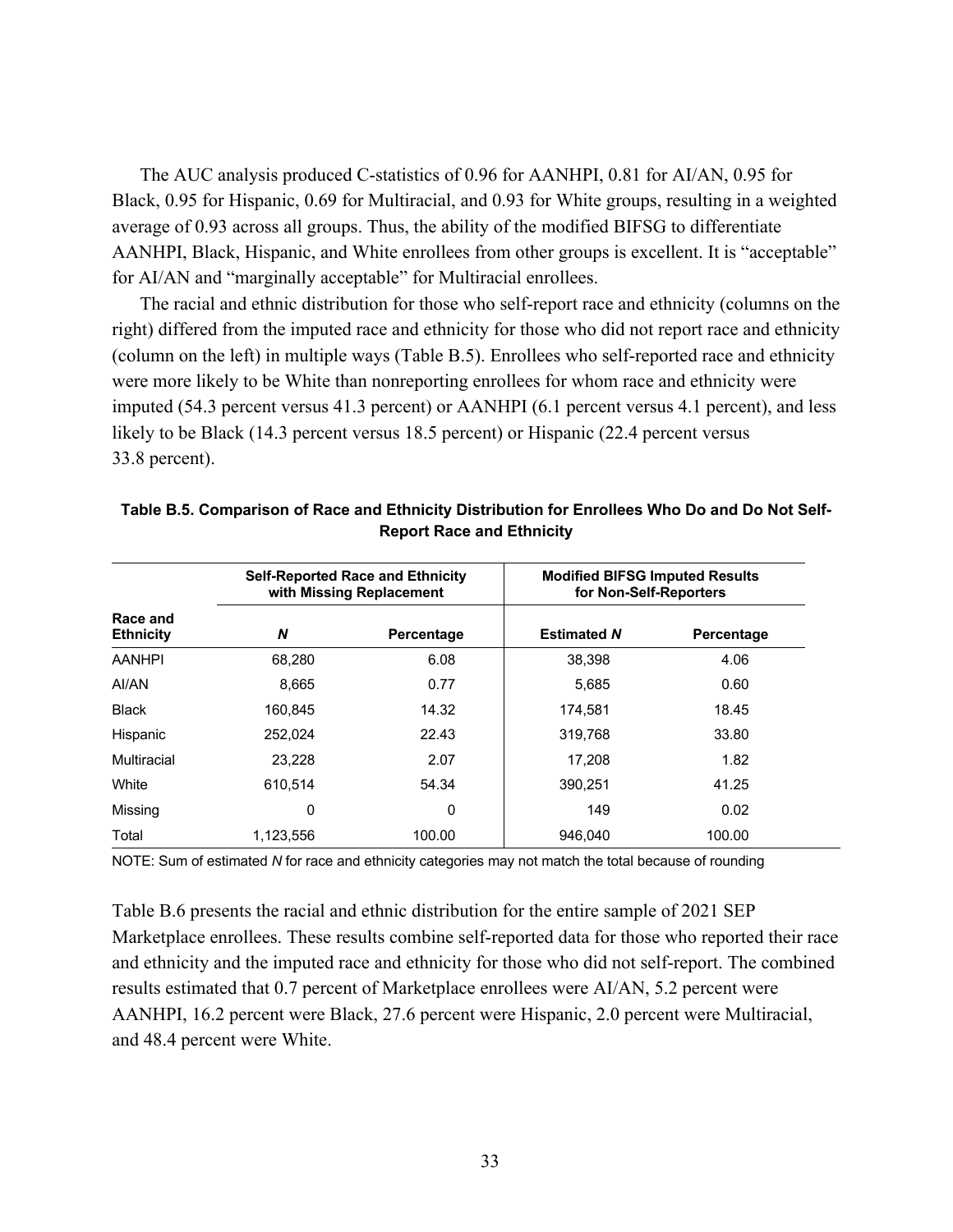The AUC analysis produced C-statistics of 0.96 for AANHPI, 0.81 for AI/AN, 0.95 for Black, 0.95 for Hispanic, 0.69 for Multiracial, and 0.93 for White groups, resulting in a weighted average of 0.93 across all groups. Thus, the ability of the modified BIFSG to differentiate AANHPI, Black, Hispanic, and White enrollees from other groups is excellent. It is "acceptable" for AI/AN and "marginally acceptable" for Multiracial enrollees.

The racial and ethnic distribution for those who self-report race and ethnicity (columns on the right) differed from the imputed race and ethnicity for those who did not report race and ethnicity (column on the left) in multiple ways (Table B.5). Enrollees who self-reported race and ethnicity were more likely to be White than nonreporting enrollees for whom race and ethnicity were imputed (54.3 percent versus 41.3 percent) or AANHPI (6.1 percent versus 4.1 percent), and less likely to be Black (14.3 percent versus 18.5 percent) or Hispanic (22.4 percent versus 33.8 percent).

**Table B.5. Comparison of Race and Ethnicity Distribution for Enrollees Who Do and Do Not Self-Report Race and Ethnicity**

| Race and Ethnicity | Self-Reported Race and Ethnicity with Missing Replacement | | Modified BIFSG Imputed Results for Non-Self-Reporters | |
|---|---|---|---|---|
| | *N* | Percentage | Estimated *N* | Percentage |
| AANHPI | 68,280 | 6.08 | 38,398 | 4.06 |
| AI/AN | 8,665 | 0.77 | 5,685 | 0.60 |
| Black | 160,845 | 14.32 | 174,581 | 18.45 |
| Hispanic | 252,024 | 22.43 | 319,768 | 33.80 |
| Multiracial | 23,228 | 2.07 | 17,208 | 1.82 |
| White | 610,514 | 54.34 | 390,251 | 41.25 |
| Missing | 0 | 0 | 149 | 0.02 |
| Total | 1,123,556 | 100.00 | 946,040 | 100.00 |

NOTE: Sum of estimated *N* for race and ethnicity categories may not match the total because of rounding

Table B.6 presents the racial and ethnic distribution for the entire sample of 2021 SEP Marketplace enrollees. These results combine self-reported data for those who reported their race and ethnicity and the imputed race and ethnicity for those who did not self-report. The combined results estimated that 0.7 percent of Marketplace enrollees were AI/AN, 5.2 percent were AANHPI, 16.2 percent were Black, 27.6 percent were Hispanic, 2.0 percent were Multiracial, and 48.4 percent were White.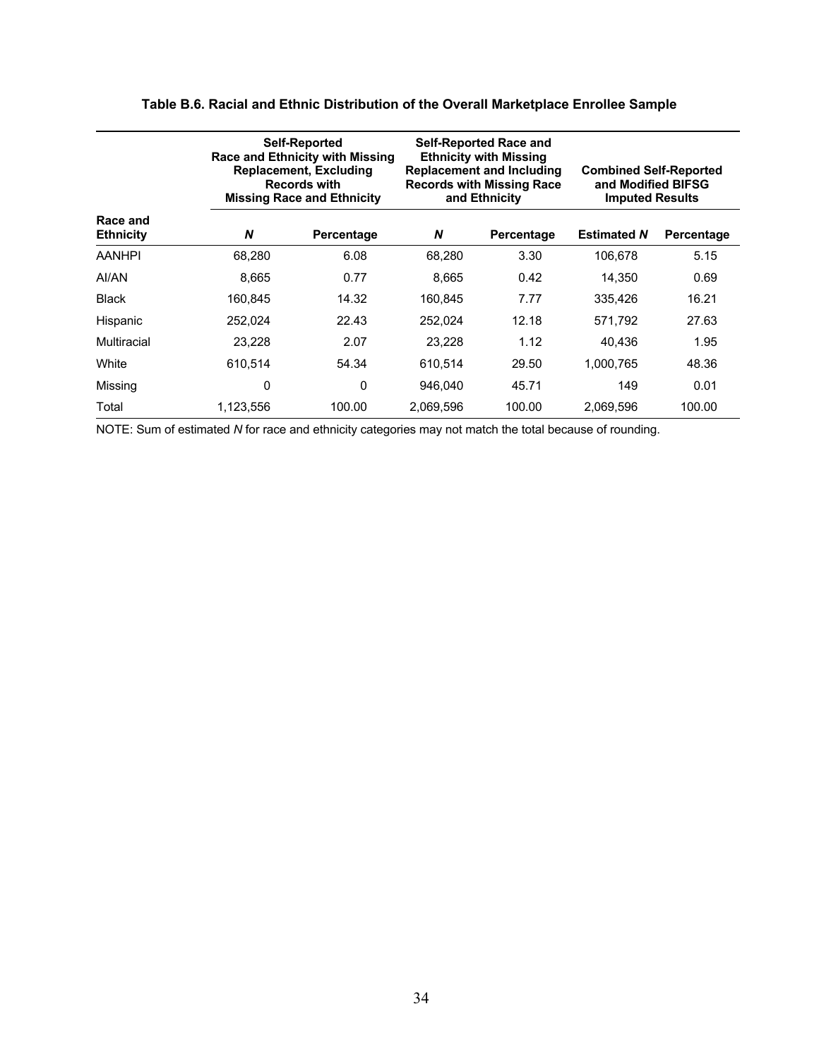**Table B.6. Racial and Ethnic Distribution of the Overall Marketplace Enrollee Sample**

| Race and Ethnicity | Self-Reported Race and Ethnicity with Missing Replacement, Excluding Records with Missing Race and Ethnicity | | Self-Reported Race and Ethnicity with Missing Replacement and Including Records with Missing Race and Ethnicity | | Combined Self-Reported and Modified BIFSG Imputed Results | |
|---|---|---|---|---|---|---|
| | ***N*** | **Percentage** | ***N*** | **Percentage** | **Estimated *N*** | **Percentage** |
| AANHPI | 68,280 | 6.08 | 68,280 | 3.30 | 106,678 | 5.15 |
| AI/AN | 8,665 | 0.77 | 8,665 | 0.42 | 14,350 | 0.69 |
| Black | 160,845 | 14.32 | 160,845 | 7.77 | 335,426 | 16.21 |
| Hispanic | 252,024 | 22.43 | 252,024 | 12.18 | 571,792 | 27.63 |
| Multiracial | 23,228 | 2.07 | 23,228 | 1.12 | 40,436 | 1.95 |
| White | 610,514 | 54.34 | 610,514 | 29.50 | 1,000,765 | 48.36 |
| Missing | 0 | 0 | 946,040 | 45.71 | 149 | 0.01 |
| Total | 1,123,556 | 100.00 | 2,069,596 | 100.00 | 2,069,596 | 100.00 |

NOTE: Sum of estimated *N* for race and ethnicity categories may not match the total because of rounding.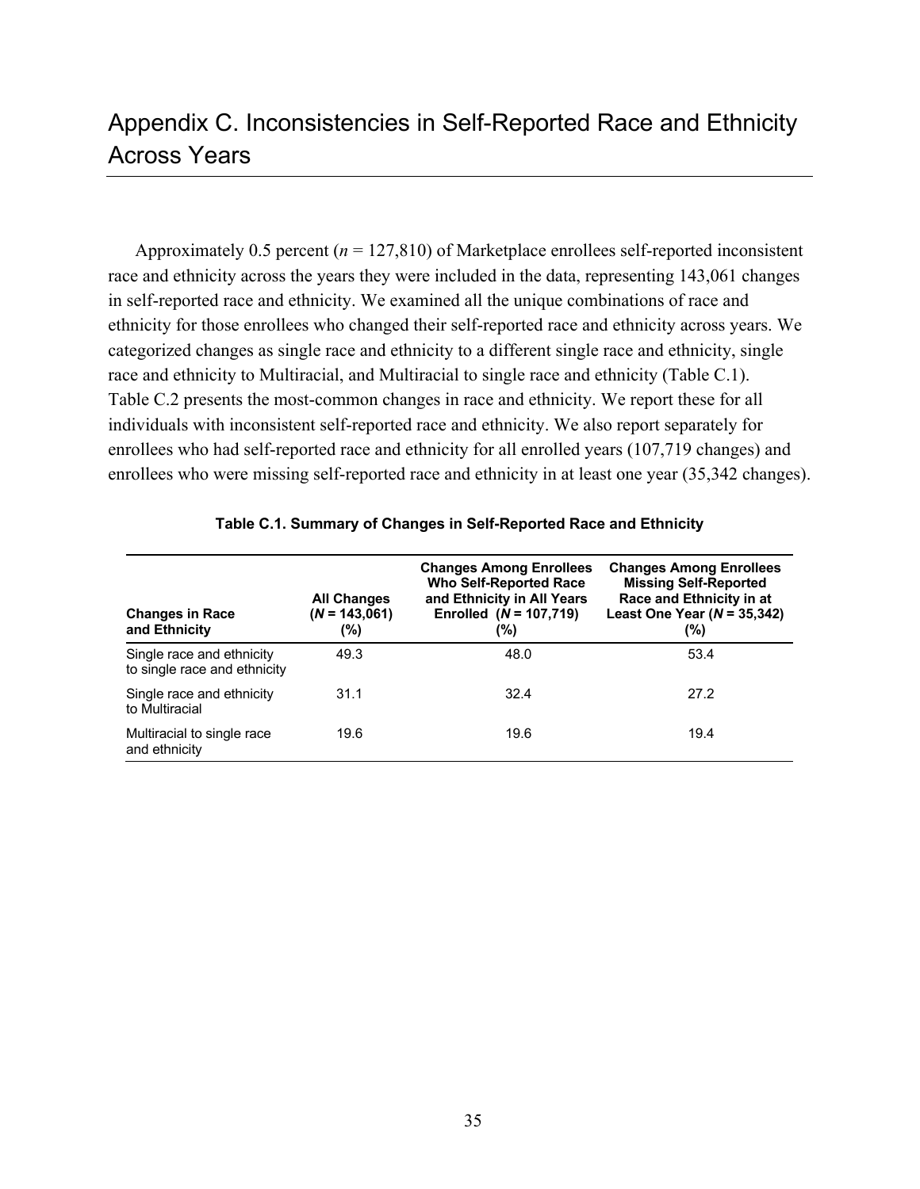# Appendix C. Inconsistencies in Self-Reported Race and Ethnicity Across Years

Approximately 0.5 percent (*n* = 127,810) of Marketplace enrollees self-reported inconsistent race and ethnicity across the years they were included in the data, representing 143,061 changes in self-reported race and ethnicity. We examined all the unique combinations of race and ethnicity for those enrollees who changed their self-reported race and ethnicity across years. We categorized changes as single race and ethnicity to a different single race and ethnicity, single race and ethnicity to Multiracial, and Multiracial to single race and ethnicity (Table C.1). Table C.2 presents the most-common changes in race and ethnicity. We report these for all individuals with inconsistent self-reported race and ethnicity. We also report separately for enrollees who had self-reported race and ethnicity for all enrolled years (107,719 changes) and enrollees who were missing self-reported race and ethnicity in at least one year (35,342 changes).

**Table C.1. Summary of Changes in Self-Reported Race and Ethnicity**

| Changes in Race and Ethnicity | All Changes (*N* = 143,061) (%) | Changes Among Enrollees Who Self-Reported Race and Ethnicity in All Years Enrolled (*N* = 107,719) (%) | Changes Among Enrollees Missing Self-Reported Race and Ethnicity in at Least One Year (*N* = 35,342) (%) |
|---|---|---|---|
| Single race and ethnicity to single race and ethnicity | 49.3 | 48.0 | 53.4 |
| Single race and ethnicity to Multiracial | 31.1 | 32.4 | 27.2 |
| Multiracial to single race and ethnicity | 19.6 | 19.6 | 19.4 |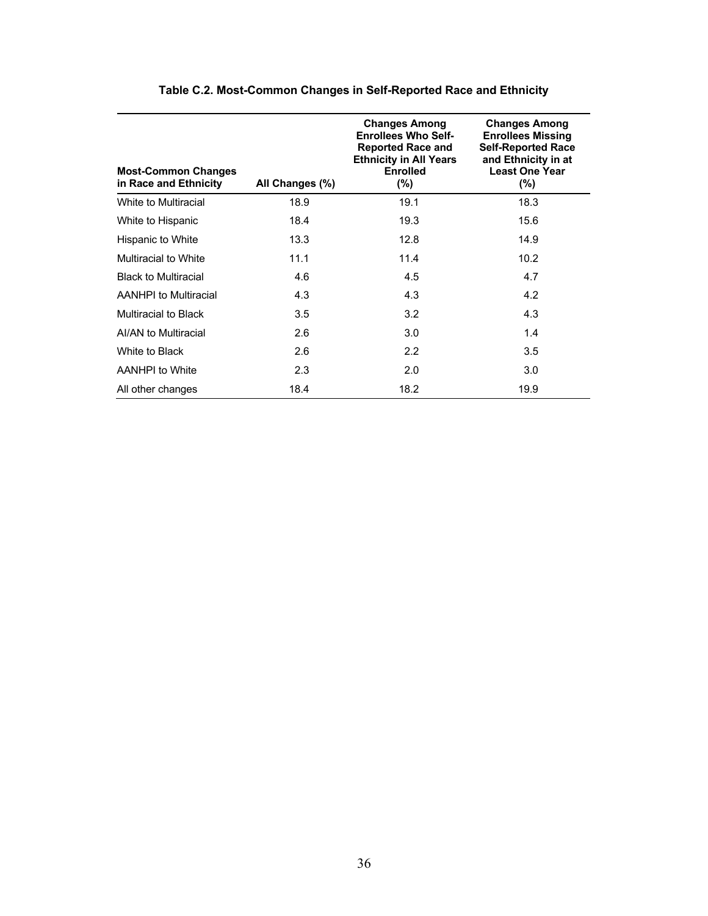**Table C.2. Most-Common Changes in Self-Reported Race and Ethnicity**

| Most-Common Changes in Race and Ethnicity | All Changes (%) | Changes Among Enrollees Who Self-Reported Race and Ethnicity in All Years Enrolled (%) | Changes Among Enrollees Missing Self-Reported Race and Ethnicity in at Least One Year (%) |
|---|---|---|---|
| White to Multiracial | 18.9 | 19.1 | 18.3 |
| White to Hispanic | 18.4 | 19.3 | 15.6 |
| Hispanic to White | 13.3 | 12.8 | 14.9 |
| Multiracial to White | 11.1 | 11.4 | 10.2 |
| Black to Multiracial | 4.6 | 4.5 | 4.7 |
| AANHPI to Multiracial | 4.3 | 4.3 | 4.2 |
| Multiracial to Black | 3.5 | 3.2 | 4.3 |
| AI/AN to Multiracial | 2.6 | 3.0 | 1.4 |
| White to Black | 2.6 | 2.2 | 3.5 |
| AANHPI to White | 2.3 | 2.0 | 3.0 |
| All other changes | 18.4 | 18.2 | 19.9 |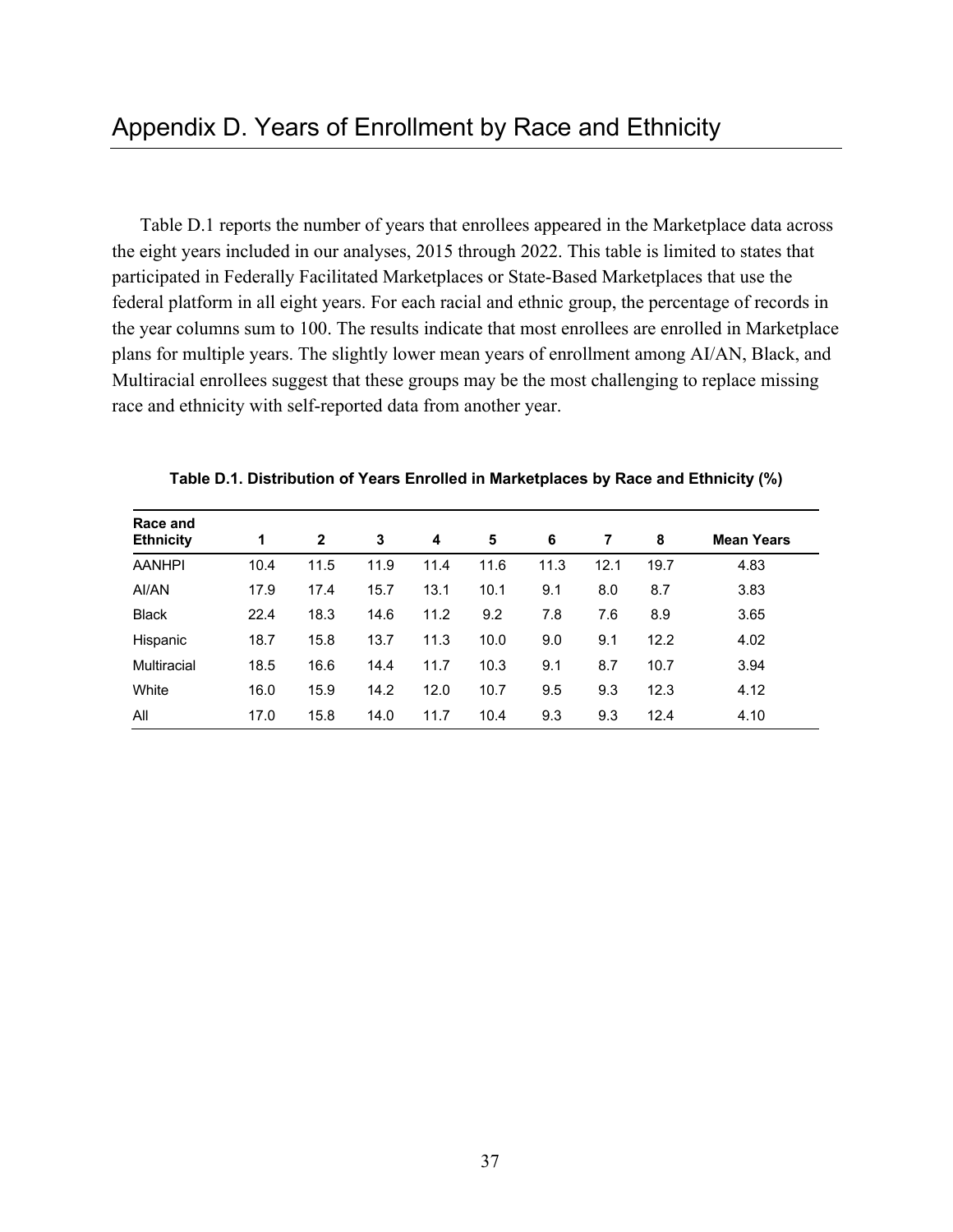# Appendix D. Years of Enrollment by Race and Ethnicity

Table D.1 reports the number of years that enrollees appeared in the Marketplace data across the eight years included in our analyses, 2015 through 2022. This table is limited to states that participated in Federally Facilitated Marketplaces or State-Based Marketplaces that use the federal platform in all eight years. For each racial and ethnic group, the percentage of records in the year columns sum to 100. The results indicate that most enrollees are enrolled in Marketplace plans for multiple years. The slightly lower mean years of enrollment among AI/AN, Black, and Multiracial enrollees suggest that these groups may be the most challenging to replace missing race and ethnicity with self-reported data from another year.

**Table D.1. Distribution of Years Enrolled in Marketplaces by Race and Ethnicity (%)**

| Race and Ethnicity | 1 | 2 | 3 | 4 | 5 | 6 | 7 | 8 | Mean Years |
|---|---|---|---|---|---|---|---|---|---|
| AANHPI | 10.4 | 11.5 | 11.9 | 11.4 | 11.6 | 11.3 | 12.1 | 19.7 | 4.83 |
| AI/AN | 17.9 | 17.4 | 15.7 | 13.1 | 10.1 | 9.1 | 8.0 | 8.7 | 3.83 |
| Black | 22.4 | 18.3 | 14.6 | 11.2 | 9.2 | 7.8 | 7.6 | 8.9 | 3.65 |
| Hispanic | 18.7 | 15.8 | 13.7 | 11.3 | 10.0 | 9.0 | 9.1 | 12.2 | 4.02 |
| Multiracial | 18.5 | 16.6 | 14.4 | 11.7 | 10.3 | 9.1 | 8.7 | 10.7 | 3.94 |
| White | 16.0 | 15.9 | 14.2 | 12.0 | 10.7 | 9.5 | 9.3 | 12.3 | 4.12 |
| All | 17.0 | 15.8 | 14.0 | 11.7 | 10.4 | 9.3 | 9.3 | 12.4 | 4.10 |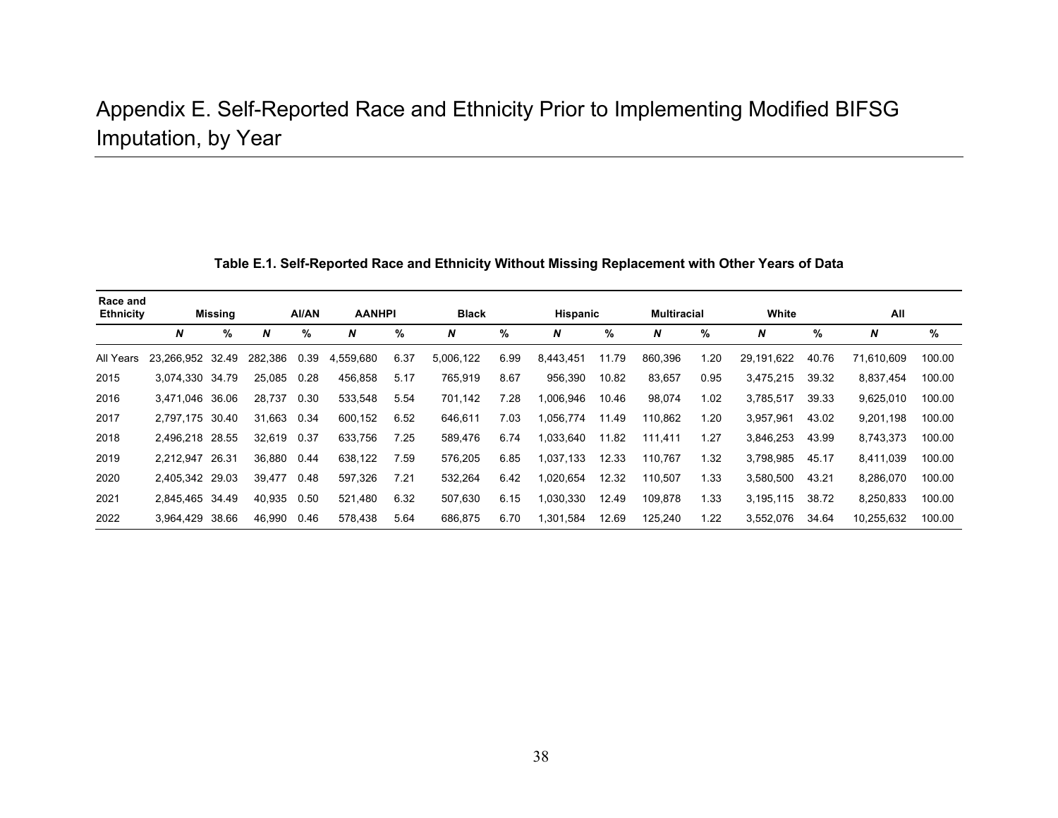# Appendix E. Self-Reported Race and Ethnicity Prior to Implementing Modified BIFSG Imputation, by Year

**Table E.1. Self-Reported Race and Ethnicity Without Missing Replacement with Other Years of Data**

| Race and Ethnicity | Missing | | AI/AN | | AANHPI | | Black | | Hispanic | | Multiracial | | White | | All | |
|---|---|---|---|---|---|---|---|---|---|---|---|---|---|---|---|---|
| | ***N*** | **%** | ***N*** | **%** | ***N*** | **%** | ***N*** | **%** | ***N*** | **%** | ***N*** | **%** | ***N*** | **%** | ***N*** | **%** |
| All Years | 23,266,952 | 32.49 | 282,386 | 0.39 | 4,559,680 | 6.37 | 5,006,122 | 6.99 | 8,443,451 | 11.79 | 860,396 | 1.20 | 29,191,622 | 40.76 | 71,610,609 | 100.00 |
| 2015 | 3,074,330 | 34.79 | 25,085 | 0.28 | 456,858 | 5.17 | 765,919 | 8.67 | 956,390 | 10.82 | 83,657 | 0.95 | 3,475,215 | 39.32 | 8,837,454 | 100.00 |
| 2016 | 3,471,046 | 36.06 | 28,737 | 0.30 | 533,548 | 5.54 | 701,142 | 7.28 | 1,006,946 | 10.46 | 98,074 | 1.02 | 3,785,517 | 39.33 | 9,625,010 | 100.00 |
| 2017 | 2,797,175 | 30.40 | 31,663 | 0.34 | 600,152 | 6.52 | 646,611 | 7.03 | 1,056,774 | 11.49 | 110,862 | 1.20 | 3,957,961 | 43.02 | 9,201,198 | 100.00 |
| 2018 | 2,496,218 | 28.55 | 32,619 | 0.37 | 633,756 | 7.25 | 589,476 | 6.74 | 1,033,640 | 11.82 | 111,411 | 1.27 | 3,846,253 | 43.99 | 8,743,373 | 100.00 |
| 2019 | 2,212,947 | 26.31 | 36,880 | 0.44 | 638,122 | 7.59 | 576,205 | 6.85 | 1,037,133 | 12.33 | 110,767 | 1.32 | 3,798,985 | 45.17 | 8,411,039 | 100.00 |
| 2020 | 2,405,342 | 29.03 | 39,477 | 0.48 | 597,326 | 7.21 | 532,264 | 6.42 | 1,020,654 | 12.32 | 110,507 | 1.33 | 3,580,500 | 43.21 | 8,286,070 | 100.00 |
| 2021 | 2,845,465 | 34.49 | 40,935 | 0.50 | 521,480 | 6.32 | 507,630 | 6.15 | 1,030,330 | 12.49 | 109,878 | 1.33 | 3,195,115 | 38.72 | 8,250,833 | 100.00 |
| 2022 | 3,964,429 | 38.66 | 46,990 | 0.46 | 578,438 | 5.64 | 686,875 | 6.70 | 1,301,584 | 12.69 | 125,240 | 1.22 | 3,552,076 | 34.64 | 10,255,632 | 100.00 |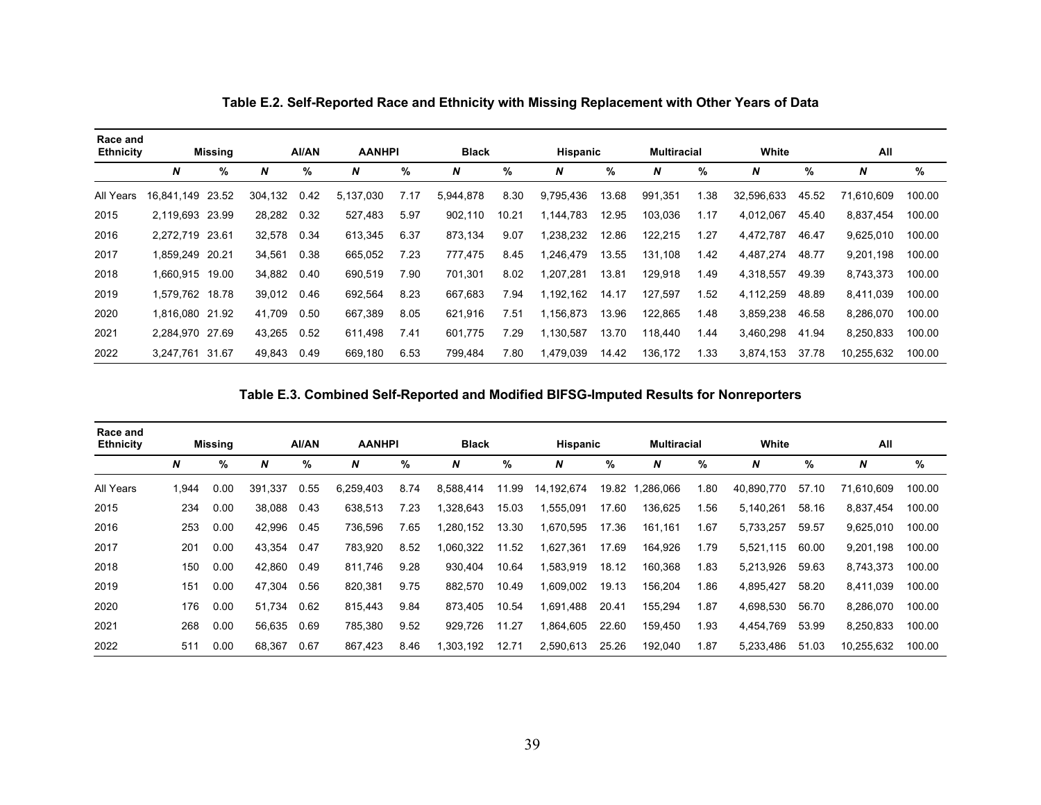**Table E.2. Self-Reported Race and Ethnicity with Missing Replacement with Other Years of Data**

| Race and Ethnicity | Missing | | AI/AN | | AANHPI | | Black | | Hispanic | | Multiracial | | White | | All | |
|---|---|---|---|---|---|---|---|---|---|---|---|---|---|---|---|---|
| | ***N*** | **%** | ***N*** | **%** | ***N*** | **%** | ***N*** | **%** | ***N*** | **%** | ***N*** | **%** | ***N*** | **%** | ***N*** | **%** |
| All Years | 16,841,149 | 23.52 | 304,132 | 0.42 | 5,137,030 | 7.17 | 5,944,878 | 8.30 | 9,795,436 | 13.68 | 991,351 | 1.38 | 32,596,633 | 45.52 | 71,610,609 | 100.00 |
| 2015 | 2,119,693 | 23.99 | 28,282 | 0.32 | 527,483 | 5.97 | 902,110 | 10.21 | 1,144,783 | 12.95 | 103,036 | 1.17 | 4,012,067 | 45.40 | 8,837,454 | 100.00 |
| 2016 | 2,272,719 | 23.61 | 32,578 | 0.34 | 613,345 | 6.37 | 873,134 | 9.07 | 1,238,232 | 12.86 | 122,215 | 1.27 | 4,472,787 | 46.47 | 9,625,010 | 100.00 |
| 2017 | 1,859,249 | 20.21 | 34,561 | 0.38 | 665,052 | 7.23 | 777,475 | 8.45 | 1,246,479 | 13.55 | 131,108 | 1.42 | 4,487,274 | 48.77 | 9,201,198 | 100.00 |
| 2018 | 1,660,915 | 19.00 | 34,882 | 0.40 | 690,519 | 7.90 | 701,301 | 8.02 | 1,207,281 | 13.81 | 129,918 | 1.49 | 4,318,557 | 49.39 | 8,743,373 | 100.00 |
| 2019 | 1,579,762 | 18.78 | 39,012 | 0.46 | 692,564 | 8.23 | 667,683 | 7.94 | 1,192,162 | 14.17 | 127,597 | 1.52 | 4,112,259 | 48.89 | 8,411,039 | 100.00 |
| 2020 | 1,816,080 | 21.92 | 41,709 | 0.50 | 667,389 | 8.05 | 621,916 | 7.51 | 1,156,873 | 13.96 | 122,865 | 1.48 | 3,859,238 | 46.58 | 8,286,070 | 100.00 |
| 2021 | 2,284,970 | 27.69 | 43,265 | 0.52 | 611,498 | 7.41 | 601,775 | 7.29 | 1,130,587 | 13.70 | 118,440 | 1.44 | 3,460,298 | 41.94 | 8,250,833 | 100.00 |
| 2022 | 3,247,761 | 31.67 | 49,843 | 0.49 | 669,180 | 6.53 | 799,484 | 7.80 | 1,479,039 | 14.42 | 136,172 | 1.33 | 3,874,153 | 37.78 | 10,255,632 | 100.00 |

**Table E.3. Combined Self-Reported and Modified BIFSG-Imputed Results for Nonreporters**

| Race and Ethnicity | Missing | | AI/AN | | AANHPI | | Black | | Hispanic | | Multiracial | | White | | All | |
|---|---|---|---|---|---|---|---|---|---|---|---|---|---|---|---|---|
| | ***N*** | **%** | ***N*** | **%** | ***N*** | **%** | ***N*** | **%** | ***N*** | **%** | ***N*** | **%** | ***N*** | **%** | ***N*** | **%** |
| All Years | 1,944 | 0.00 | 391,337 | 0.55 | 6,259,403 | 8.74 | 8,588,414 | 11.99 | 14,192,674 | 19.82 | 1,286,066 | 1.80 | 40,890,770 | 57.10 | 71,610,609 | 100.00 |
| 2015 | 234 | 0.00 | 38,088 | 0.43 | 638,513 | 7.23 | 1,328,643 | 15.03 | 1,555,091 | 17.60 | 136,625 | 1.56 | 5,140,261 | 58.16 | 8,837,454 | 100.00 |
| 2016 | 253 | 0.00 | 42,996 | 0.45 | 736,596 | 7.65 | 1,280,152 | 13.30 | 1,670,595 | 17.36 | 161,161 | 1.67 | 5,733,257 | 59.57 | 9,625,010 | 100.00 |
| 2017 | 201 | 0.00 | 43,354 | 0.47 | 783,920 | 8.52 | 1,060,322 | 11.52 | 1,627,361 | 17.69 | 164,926 | 1.79 | 5,521,115 | 60.00 | 9,201,198 | 100.00 |
| 2018 | 150 | 0.00 | 42,860 | 0.49 | 811,746 | 9.28 | 930,404 | 10.64 | 1,583,919 | 18.12 | 160,368 | 1.83 | 5,213,926 | 59.63 | 8,743,373 | 100.00 |
| 2019 | 151 | 0.00 | 47,304 | 0.56 | 820,381 | 9.75 | 882,570 | 10.49 | 1,609,002 | 19.13 | 156,204 | 1.86 | 4,895,427 | 58.20 | 8,411,039 | 100.00 |
| 2020 | 176 | 0.00 | 51,734 | 0.62 | 815,443 | 9.84 | 873,405 | 10.54 | 1,691,488 | 20.41 | 155,294 | 1.87 | 4,698,530 | 56.70 | 8,286,070 | 100.00 |
| 2021 | 268 | 0.00 | 56,635 | 0.69 | 785,380 | 9.52 | 929,726 | 11.27 | 1,864,605 | 22.60 | 159,450 | 1.93 | 4,454,769 | 53.99 | 8,250,833 | 100.00 |
| 2022 | 511 | 0.00 | 68,367 | 0.67 | 867,423 | 8.46 | 1,303,192 | 12.71 | 2,590,613 | 25.26 | 192,040 | 1.87 | 5,233,486 | 51.03 | 10,255,632 | 100.00 |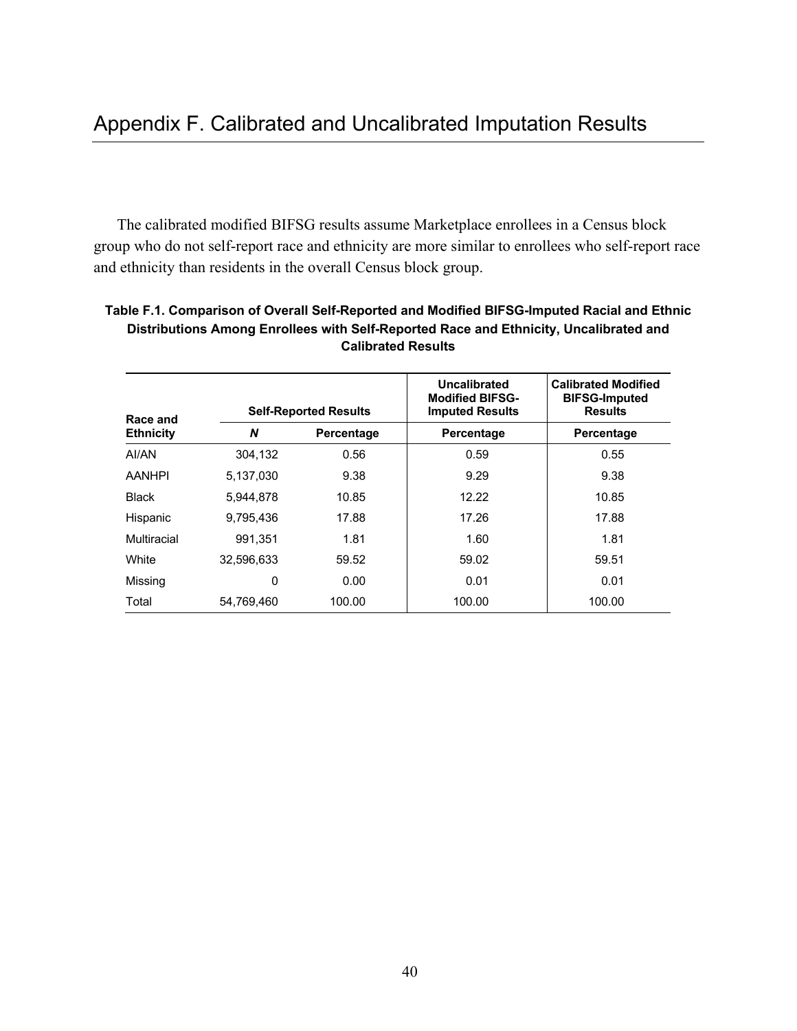# Appendix F. Calibrated and Uncalibrated Imputation Results

The calibrated modified BIFSG results assume Marketplace enrollees in a Census block group who do not self-report race and ethnicity are more similar to enrollees who self-report race and ethnicity than residents in the overall Census block group.

**Table F.1. Comparison of Overall Self-Reported and Modified BIFSG-Imputed Racial and Ethnic Distributions Among Enrollees with Self-Reported Race and Ethnicity, Uncalibrated and Calibrated Results**

| Race and Ethnicity | Self-Reported Results | | Uncalibrated Modified BIFSG-Imputed Results | Calibrated Modified BIFSG-Imputed Results |
|---|---|---|---|---|
| | ***N*** | **Percentage** | **Percentage** | **Percentage** |
| AI/AN | 304,132 | 0.56 | 0.59 | 0.55 |
| AANHPI | 5,137,030 | 9.38 | 9.29 | 9.38 |
| Black | 5,944,878 | 10.85 | 12.22 | 10.85 |
| Hispanic | 9,795,436 | 17.88 | 17.26 | 17.88 |
| Multiracial | 991,351 | 1.81 | 1.60 | 1.81 |
| White | 32,596,633 | 59.52 | 59.02 | 59.51 |
| Missing | 0 | 0.00 | 0.01 | 0.01 |
| Total | 54,769,460 | 100.00 | 100.00 | 100.00 |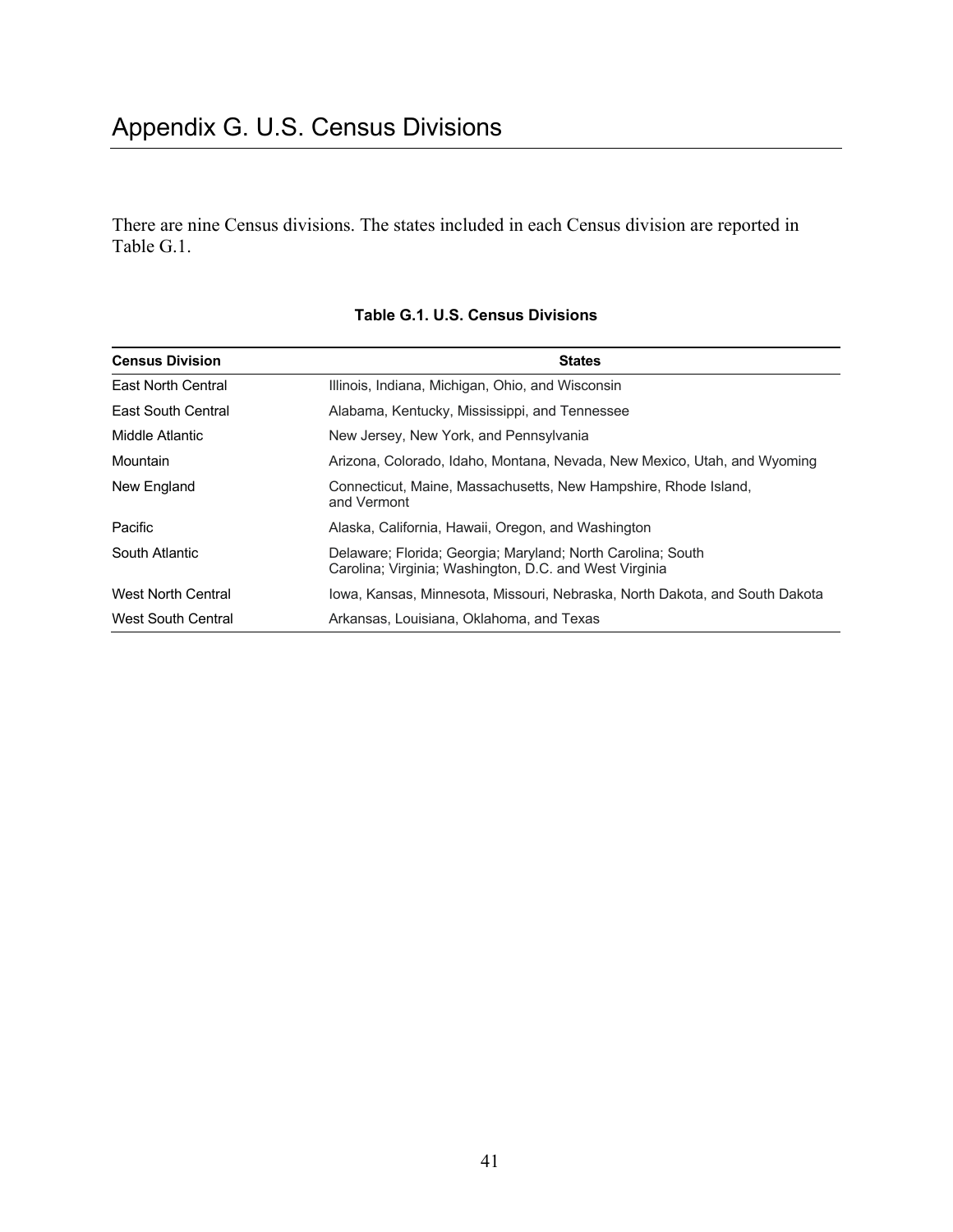# Appendix G. U.S. Census Divisions

There are nine Census divisions. The states included in each Census division are reported in Table G.1.

**Table G.1. U.S. Census Divisions**

| Census Division | States |
|---|---|
| East North Central | Illinois, Indiana, Michigan, Ohio, and Wisconsin |
| East South Central | Alabama, Kentucky, Mississippi, and Tennessee |
| Middle Atlantic | New Jersey, New York, and Pennsylvania |
| Mountain | Arizona, Colorado, Idaho, Montana, Nevada, New Mexico, Utah, and Wyoming |
| New England | Connecticut, Maine, Massachusetts, New Hampshire, Rhode Island, and Vermont |
| Pacific | Alaska, California, Hawaii, Oregon, and Washington |
| South Atlantic | Delaware; Florida; Georgia; Maryland; North Carolina; South Carolina; Virginia; Washington, D.C. and West Virginia |
| West North Central | Iowa, Kansas, Minnesota, Missouri, Nebraska, North Dakota, and South Dakota |
| West South Central | Arkansas, Louisiana, Oklahoma, and Texas |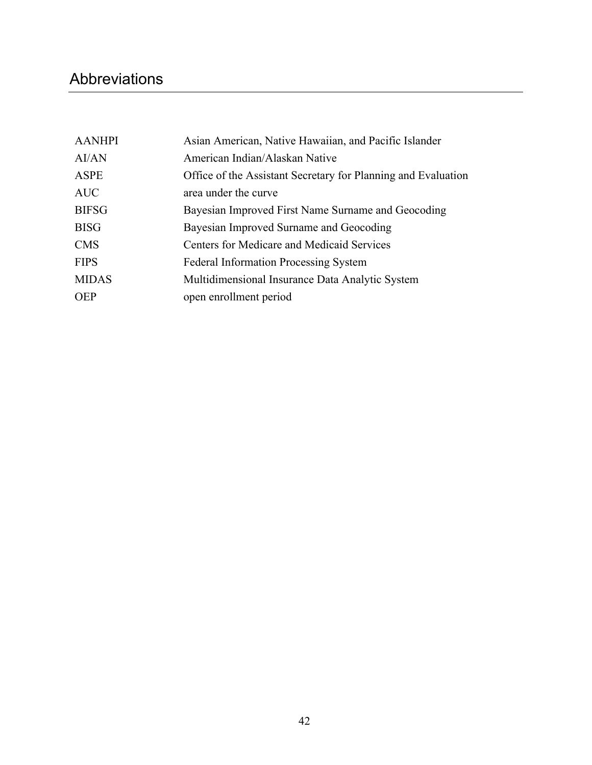# Abbreviations

| | |
|---|---|
| AANHPI | Asian American, Native Hawaiian, and Pacific Islander |
| AI/AN | American Indian/Alaskan Native |
| ASPE | Office of the Assistant Secretary for Planning and Evaluation |
| AUC | area under the curve |
| BIFSG | Bayesian Improved First Name Surname and Geocoding |
| BISG | Bayesian Improved Surname and Geocoding |
| CMS | Centers for Medicare and Medicaid Services |
| FIPS | Federal Information Processing System |
| MIDAS | Multidimensional Insurance Data Analytic System |
| OEP | open enrollment period |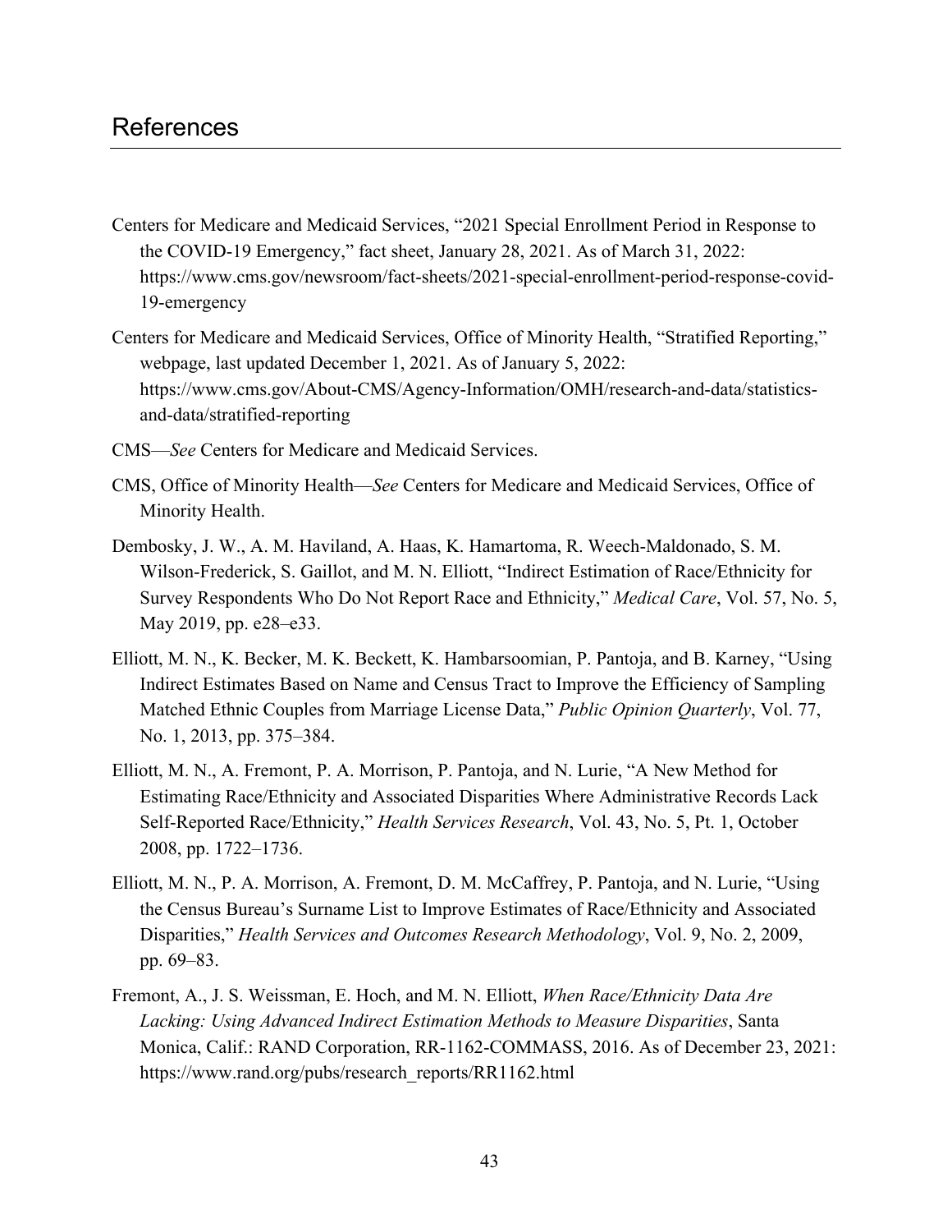# References

Centers for Medicare and Medicaid Services, "2021 Special Enrollment Period in Response to the COVID-19 Emergency," fact sheet, January 28, 2021. As of March 31, 2022: https://www.cms.gov/newsroom/fact-sheets/2021-special-enrollment-period-response-covid-19-emergency

Centers for Medicare and Medicaid Services, Office of Minority Health, "Stratified Reporting," webpage, last updated December 1, 2021. As of January 5, 2022: https://www.cms.gov/About-CMS/Agency-Information/OMH/research-and-data/statistics-and-data/stratified-reporting

CMS—*See* Centers for Medicare and Medicaid Services.

CMS, Office of Minority Health—*See* Centers for Medicare and Medicaid Services, Office of Minority Health.

Dembosky, J. W., A. M. Haviland, A. Haas, K. Hamartoma, R. Weech-Maldonado, S. M. Wilson-Frederick, S. Gaillot, and M. N. Elliott, "Indirect Estimation of Race/Ethnicity for Survey Respondents Who Do Not Report Race and Ethnicity," *Medical Care*, Vol. 57, No. 5, May 2019, pp. e28–e33.

Elliott, M. N., K. Becker, M. K. Beckett, K. Hambarsoomian, P. Pantoja, and B. Karney, "Using Indirect Estimates Based on Name and Census Tract to Improve the Efficiency of Sampling Matched Ethnic Couples from Marriage License Data," *Public Opinion Quarterly*, Vol. 77, No. 1, 2013, pp. 375–384.

Elliott, M. N., A. Fremont, P. A. Morrison, P. Pantoja, and N. Lurie, "A New Method for Estimating Race/Ethnicity and Associated Disparities Where Administrative Records Lack Self-Reported Race/Ethnicity," *Health Services Research*, Vol. 43, No. 5, Pt. 1, October 2008, pp. 1722–1736.

Elliott, M. N., P. A. Morrison, A. Fremont, D. M. McCaffrey, P. Pantoja, and N. Lurie, "Using the Census Bureau's Surname List to Improve Estimates of Race/Ethnicity and Associated Disparities," *Health Services and Outcomes Research Methodology*, Vol. 9, No. 2, 2009, pp. 69–83.

Fremont, A., J. S. Weissman, E. Hoch, and M. N. Elliott, *When Race/Ethnicity Data Are Lacking: Using Advanced Indirect Estimation Methods to Measure Disparities*, Santa Monica, Calif.: RAND Corporation, RR-1162-COMMASS, 2016. As of December 23, 2021: https://www.rand.org/pubs/research_reports/RR1162.html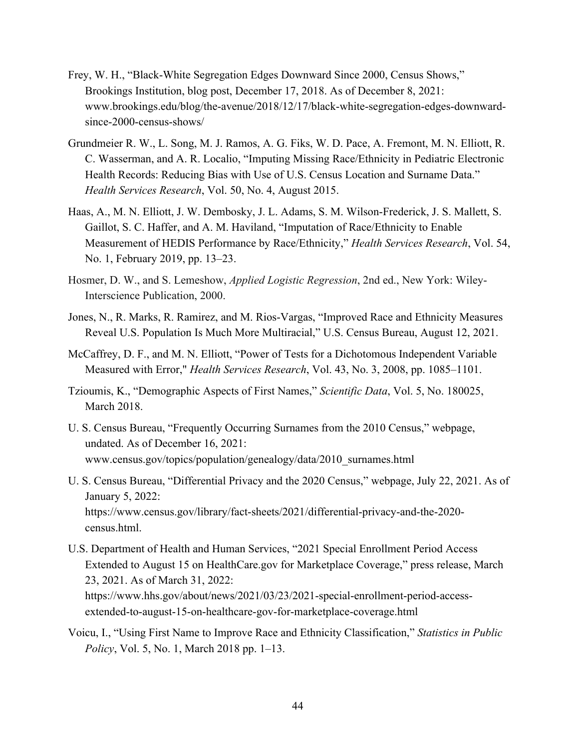Frey, W. H., “Black-White Segregation Edges Downward Since 2000, Census Shows,” Brookings Institution, blog post, December 17, 2018. As of December 8, 2021: www.brookings.edu/blog/the-avenue/2018/12/17/black-white-segregation-edges-downward-since-2000-census-shows/

Grundmeier R. W., L. Song, M. J. Ramos, A. G. Fiks, W. D. Pace, A. Fremont, M. N. Elliott, R. C. Wasserman, and A. R. Localio, “Imputing Missing Race/Ethnicity in Pediatric Electronic Health Records: Reducing Bias with Use of U.S. Census Location and Surname Data.” *Health Services Research*, Vol. 50, No. 4, August 2015.

Haas, A., M. N. Elliott, J. W. Dembosky, J. L. Adams, S. M. Wilson-Frederick, J. S. Mallett, S. Gaillot, S. C. Haffer, and A. M. Haviland, “Imputation of Race/Ethnicity to Enable Measurement of HEDIS Performance by Race/Ethnicity,” *Health Services Research*, Vol. 54, No. 1, February 2019, pp. 13–23.

Hosmer, D. W., and S. Lemeshow, *Applied Logistic Regression*, 2nd ed., New York: Wiley-Interscience Publication, 2000.

Jones, N., R. Marks, R. Ramirez, and M. Rios-Vargas, “Improved Race and Ethnicity Measures Reveal U.S. Population Is Much More Multiracial,” U.S. Census Bureau, August 12, 2021.

McCaffrey, D. F., and M. N. Elliott, “Power of Tests for a Dichotomous Independent Variable Measured with Error," *Health Services Research*, Vol. 43, No. 3, 2008, pp. 1085–1101.

Tzioumis, K., “Demographic Aspects of First Names,” *Scientific Data*, Vol. 5, No. 180025, March 2018.

U. S. Census Bureau, “Frequently Occurring Surnames from the 2010 Census,” webpage, undated. As of December 16, 2021: www.census.gov/topics/population/genealogy/data/2010_surnames.html

U. S. Census Bureau, “Differential Privacy and the 2020 Census,” webpage, July 22, 2021. As of January 5, 2022: https://www.census.gov/library/fact-sheets/2021/differential-privacy-and-the-2020-census.html.

U.S. Department of Health and Human Services, “2021 Special Enrollment Period Access Extended to August 15 on HealthCare.gov for Marketplace Coverage,” press release, March 23, 2021. As of March 31, 2022: https://www.hhs.gov/about/news/2021/03/23/2021-special-enrollment-period-access-extended-to-august-15-on-healthcare-gov-for-marketplace-coverage.html

Voicu, I., “Using First Name to Improve Race and Ethnicity Classification,” *Statistics in Public Policy*, Vol. 5, No. 1, March 2018 pp. 1–13.